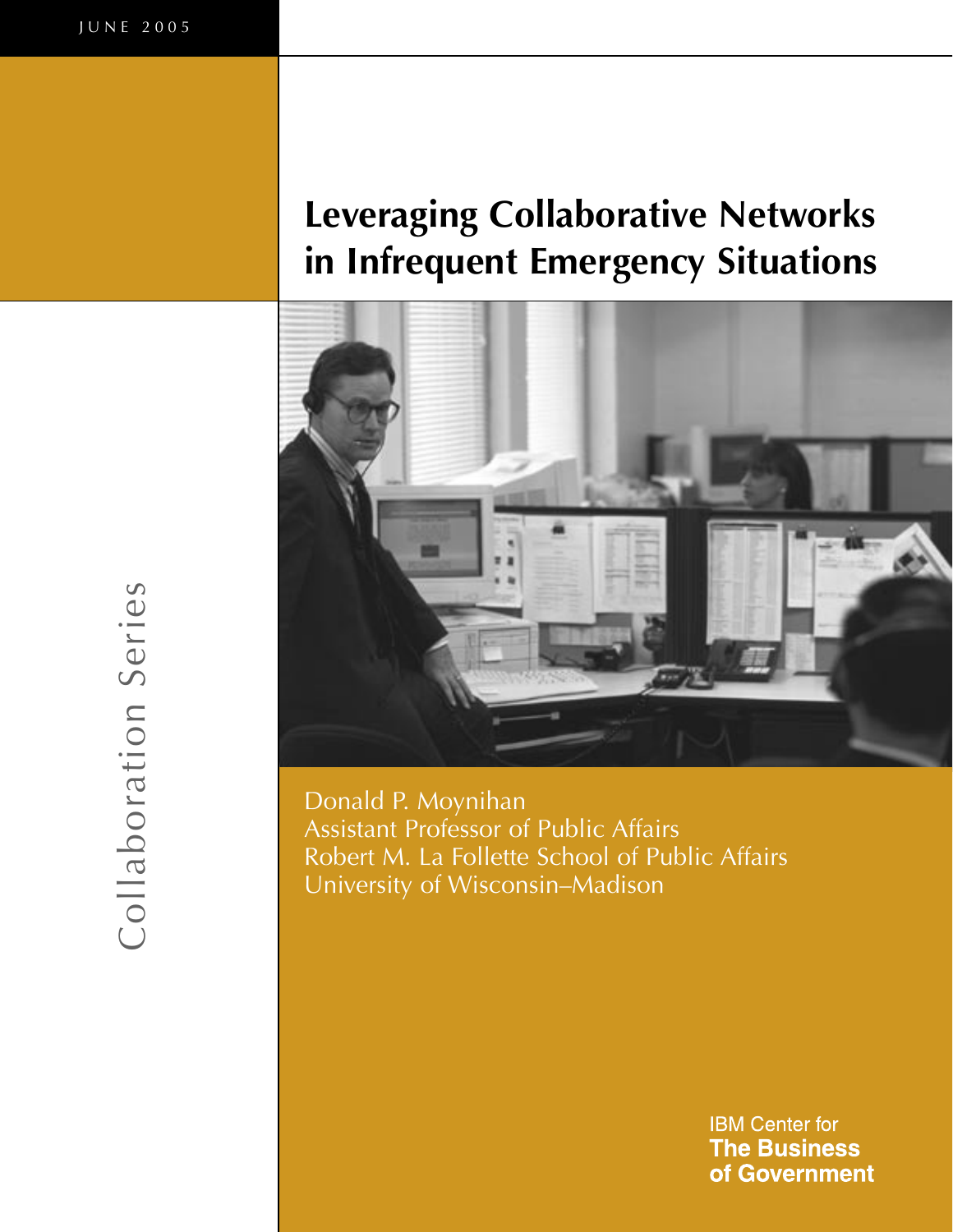JUNE 2005

# Leveraging Collaborative Networks in Infrequent Emergency Situations

Donald P. Moynihan
Assistant Professor of Public Affairs
Robert M. La Follette School of Public Affairs
University of Wisconsin–Madison

Collaboration Series

IBM Center for
**The Business of Government**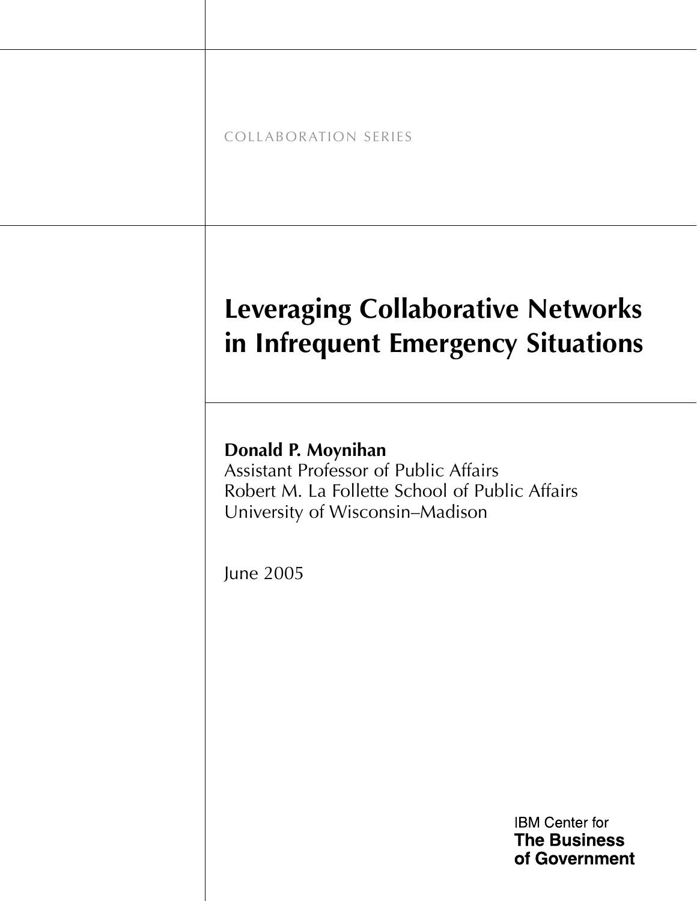COLLABORATION SERIES

# Leveraging Collaborative Networks in Infrequent Emergency Situations

**Donald P. Moynihan**
Assistant Professor of Public Affairs
Robert M. La Follette School of Public Affairs
University of Wisconsin–Madison

June 2005

IBM Center for
**The Business of Government**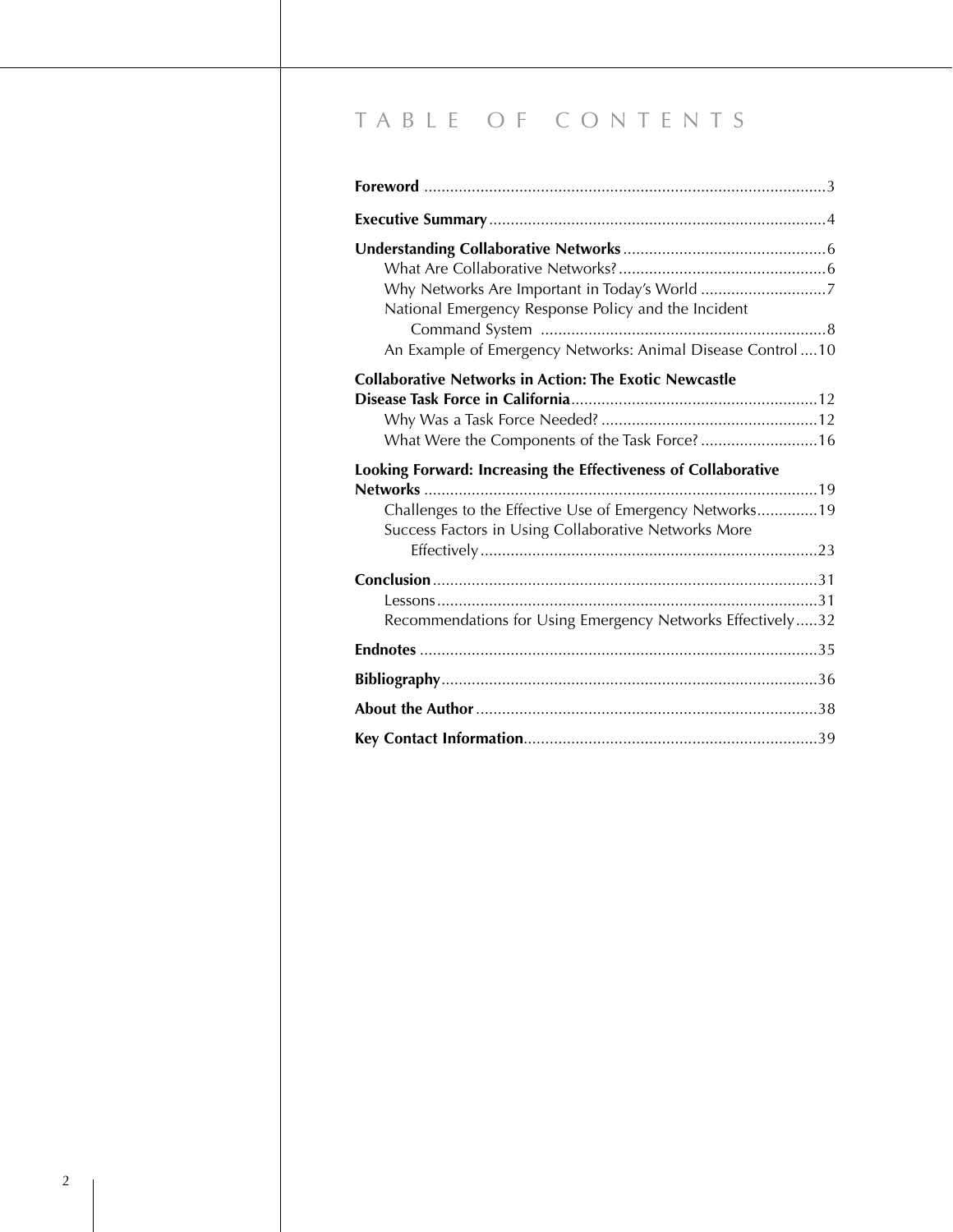# TABLE OF CONTENTS

**Foreword** ....................................................................................3

**Executive Summary** ......................................................................4

**Understanding Collaborative Networks** ......................................6
- What Are Collaborative Networks? ..............................................6
- Why Networks Are Important in Today's World ............................7
- National Emergency Response Policy and the Incident Command System ..........................................................................8
- An Example of Emergency Networks: Animal Disease Control ....10

**Collaborative Networks in Action: The Exotic Newcastle Disease Task Force in California** ..................................................12
- Why Was a Task Force Needed? .................................................12
- What Were the Components of the Task Force? ...........................16

**Looking Forward: Increasing the Effectiveness of Collaborative Networks** ....................................................................................19
- Challenges to the Effective Use of Emergency Networks..............19
- Success Factors in Using Collaborative Networks More Effectively ......................................................................................23

**Conclusion** ..................................................................................31
- Lessons ........................................................................................31
- Recommendations for Using Emergency Networks Effectively .....32

**Endnotes** .....................................................................................35

**Bibliography** ................................................................................36

**About the Author** .........................................................................38

**Key Contact Information** ..............................................................39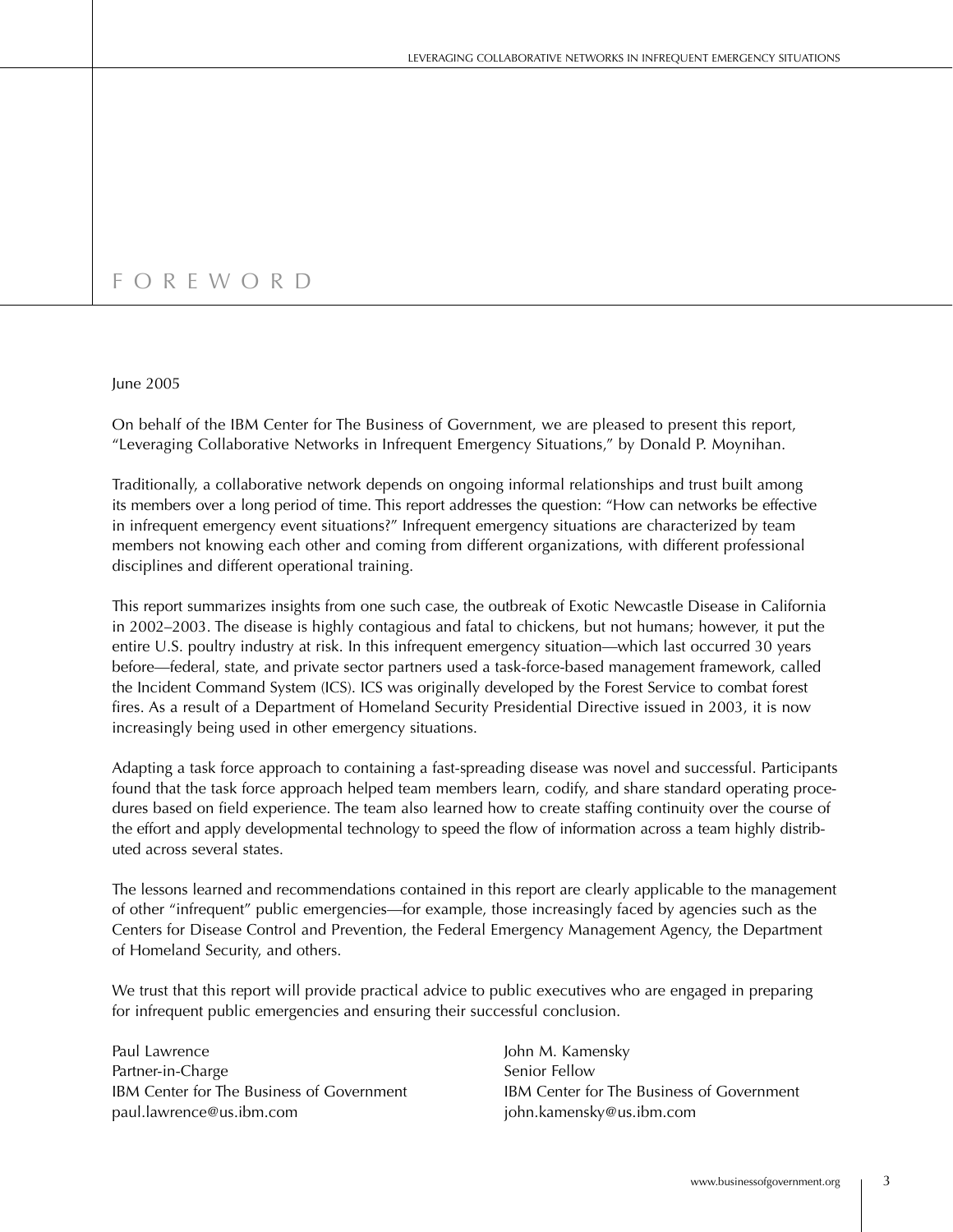# FOREWORD

June 2005

On behalf of the IBM Center for The Business of Government, we are pleased to present this report, "Leveraging Collaborative Networks in Infrequent Emergency Situations," by Donald P. Moynihan.

Traditionally, a collaborative network depends on ongoing informal relationships and trust built among its members over a long period of time. This report addresses the question: "How can networks be effective in infrequent emergency event situations?" Infrequent emergency situations are characterized by team members not knowing each other and coming from different organizations, with different professional disciplines and different operational training.

This report summarizes insights from one such case, the outbreak of Exotic Newcastle Disease in California in 2002–2003. The disease is highly contagious and fatal to chickens, but not humans; however, it put the entire U.S. poultry industry at risk. In this infrequent emergency situation—which last occurred 30 years before—federal, state, and private sector partners used a task-force-based management framework, called the Incident Command System (ICS). ICS was originally developed by the Forest Service to combat forest fires. As a result of a Department of Homeland Security Presidential Directive issued in 2003, it is now increasingly being used in other emergency situations.

Adapting a task force approach to containing a fast-spreading disease was novel and successful. Participants found that the task force approach helped team members learn, codify, and share standard operating procedures based on field experience. The team also learned how to create staffing continuity over the course of the effort and apply developmental technology to speed the flow of information across a team highly distributed across several states.

The lessons learned and recommendations contained in this report are clearly applicable to the management of other "infrequent" public emergencies—for example, those increasingly faced by agencies such as the Centers for Disease Control and Prevention, the Federal Emergency Management Agency, the Department of Homeland Security, and others.

We trust that this report will provide practical advice to public executives who are engaged in preparing for infrequent public emergencies and ensuring their successful conclusion.

Paul Lawrence
Partner-in-Charge
IBM Center for The Business of Government
paul.lawrence@us.ibm.com

John M. Kamensky
Senior Fellow
IBM Center for The Business of Government
john.kamensky@us.ibm.com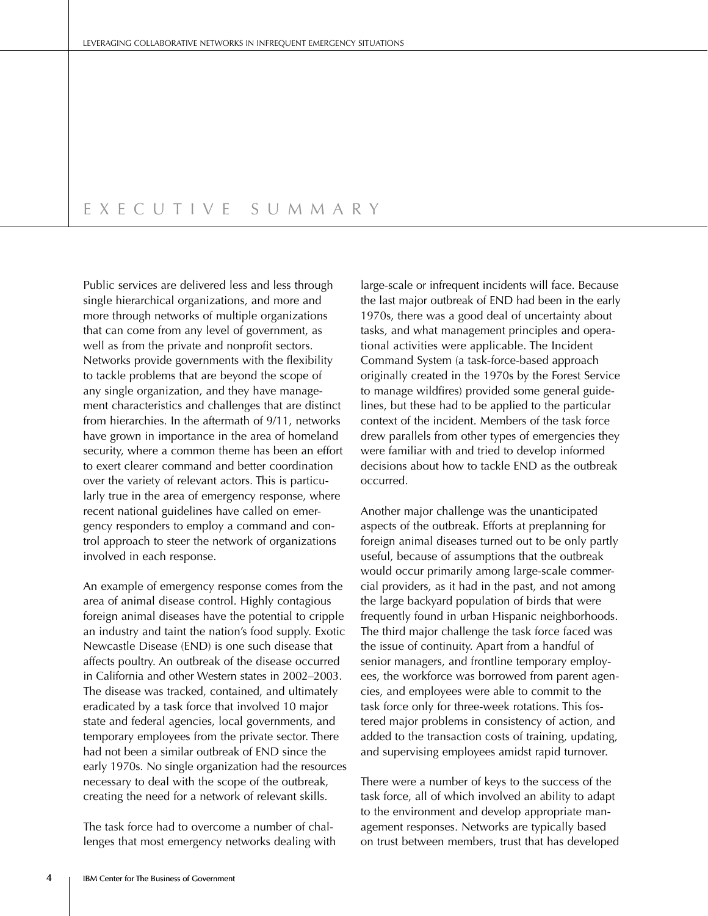# EXECUTIVE SUMMARY

Public services are delivered less and less through single hierarchical organizations, and more and more through networks of multiple organizations that can come from any level of government, as well as from the private and nonprofit sectors. Networks provide governments with the flexibility to tackle problems that are beyond the scope of any single organization, and they have management characteristics and challenges that are distinct from hierarchies. In the aftermath of 9/11, networks have grown in importance in the area of homeland security, where a common theme has been an effort to exert clearer command and better coordination over the variety of relevant actors. This is particularly true in the area of emergency response, where recent national guidelines have called on emergency responders to employ a command and control approach to steer the network of organizations involved in each response.

An example of emergency response comes from the area of animal disease control. Highly contagious foreign animal diseases have the potential to cripple an industry and taint the nation's food supply. Exotic Newcastle Disease (END) is one such disease that affects poultry. An outbreak of the disease occurred in California and other Western states in 2002–2003. The disease was tracked, contained, and ultimately eradicated by a task force that involved 10 major state and federal agencies, local governments, and temporary employees from the private sector. There had not been a similar outbreak of END since the early 1970s. No single organization had the resources necessary to deal with the scope of the outbreak, creating the need for a network of relevant skills.

The task force had to overcome a number of challenges that most emergency networks dealing with large-scale or infrequent incidents will face. Because the last major outbreak of END had been in the early 1970s, there was a good deal of uncertainty about tasks, and what management principles and operational activities were applicable. The Incident Command System (a task-force-based approach originally created in the 1970s by the Forest Service to manage wildfires) provided some general guidelines, but these had to be applied to the particular context of the incident. Members of the task force drew parallels from other types of emergencies they were familiar with and tried to develop informed decisions about how to tackle END as the outbreak occurred.

Another major challenge was the unanticipated aspects of the outbreak. Efforts at preplanning for foreign animal diseases turned out to be only partly useful, because of assumptions that the outbreak would occur primarily among large-scale commercial providers, as it had in the past, and not among the large backyard population of birds that were frequently found in urban Hispanic neighborhoods. The third major challenge the task force faced was the issue of continuity. Apart from a handful of senior managers, and frontline temporary employees, the workforce was borrowed from parent agencies, and employees were able to commit to the task force only for three-week rotations. This fostered major problems in consistency of action, and added to the transaction costs of training, updating, and supervising employees amidst rapid turnover.

There were a number of keys to the success of the task force, all of which involved an ability to adapt to the environment and develop appropriate management responses. Networks are typically based on trust between members, trust that has developed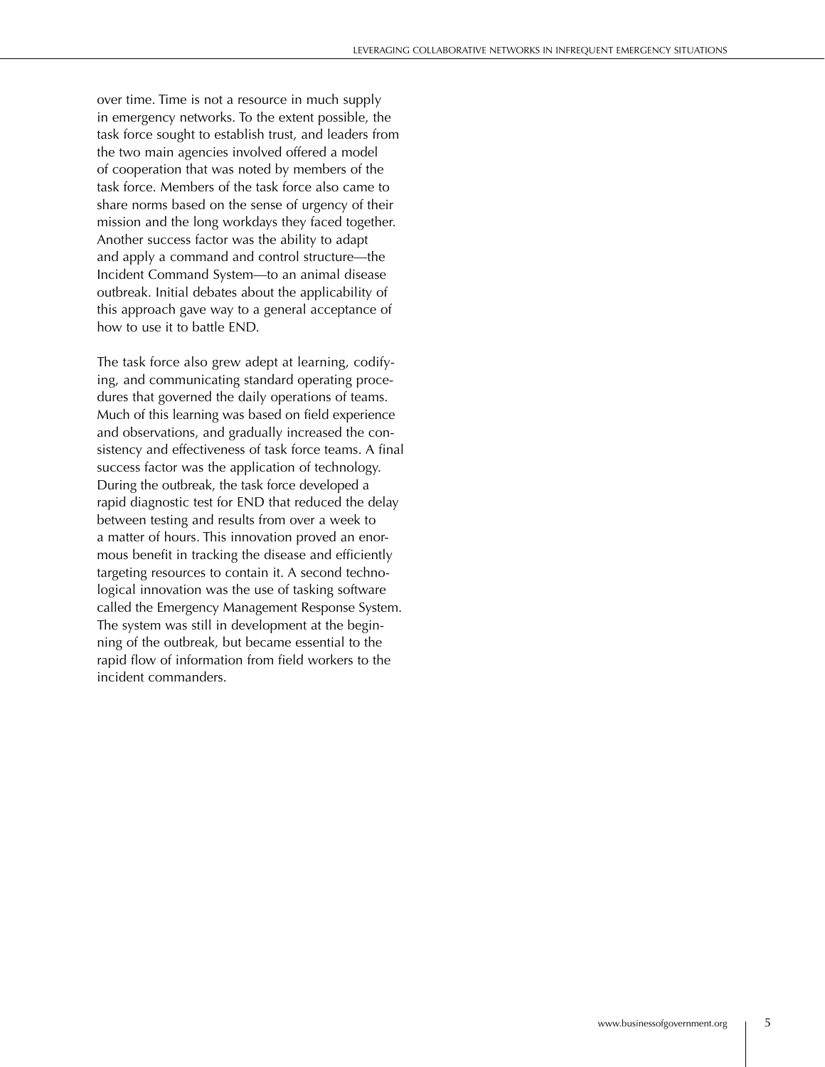over time. Time is not a resource in much supply in emergency networks. To the extent possible, the task force sought to establish trust, and leaders from the two main agencies involved offered a model of cooperation that was noted by members of the task force. Members of the task force also came to share norms based on the sense of urgency of their mission and the long workdays they faced together. Another success factor was the ability to adapt and apply a command and control structure—the Incident Command System—to an animal disease outbreak. Initial debates about the applicability of this approach gave way to a general acceptance of how to use it to battle END.

The task force also grew adept at learning, codifying, and communicating standard operating procedures that governed the daily operations of teams. Much of this learning was based on field experience and observations, and gradually increased the consistency and effectiveness of task force teams. A final success factor was the application of technology. During the outbreak, the task force developed a rapid diagnostic test for END that reduced the delay between testing and results from over a week to a matter of hours. This innovation proved an enormous benefit in tracking the disease and efficiently targeting resources to contain it. A second technological innovation was the use of tasking software called the Emergency Management Response System. The system was still in development at the beginning of the outbreak, but became essential to the rapid flow of information from field workers to the incident commanders.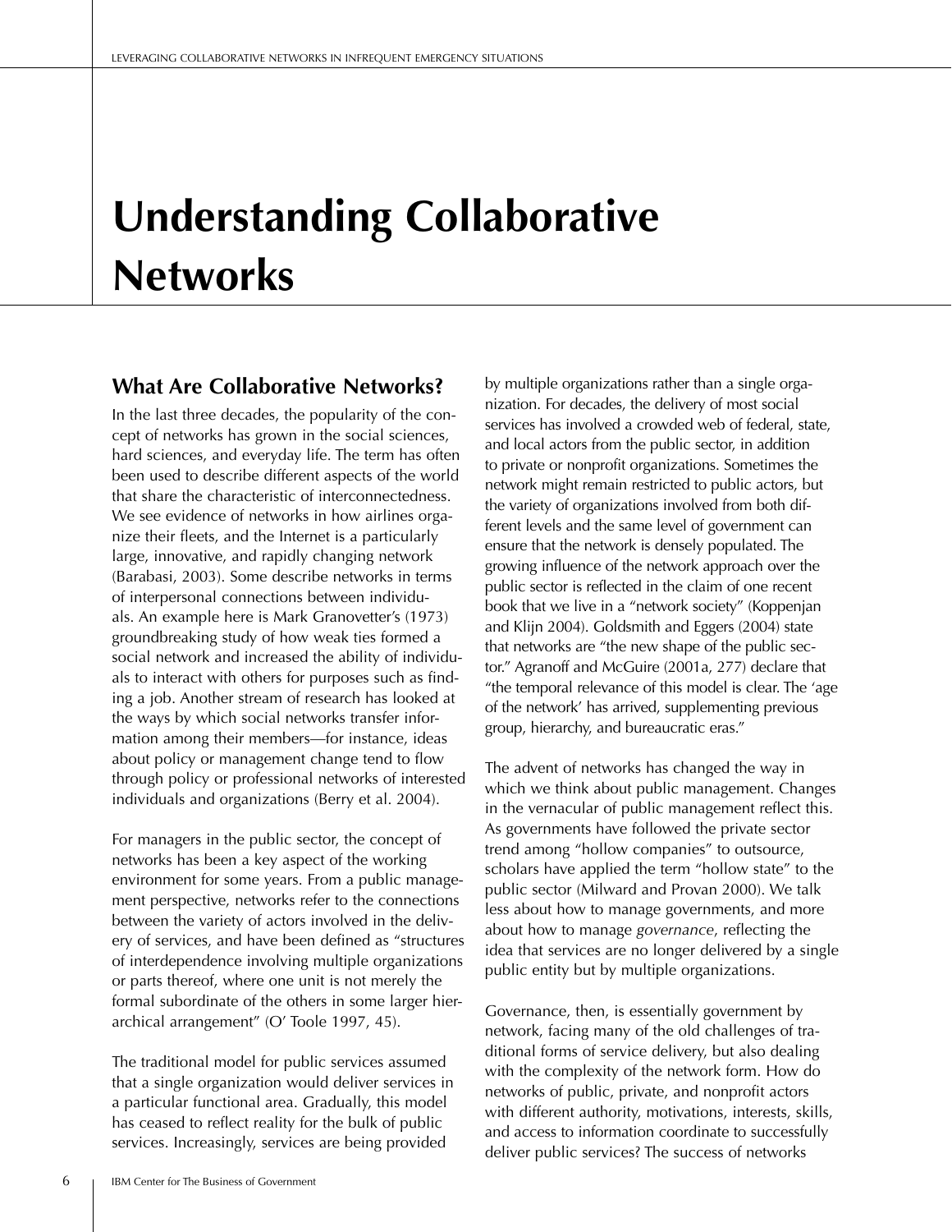# Understanding Collaborative Networks

## What Are Collaborative Networks?

In the last three decades, the popularity of the concept of networks has grown in the social sciences, hard sciences, and everyday life. The term has often been used to describe different aspects of the world that share the characteristic of interconnectedness. We see evidence of networks in how airlines organize their fleets, and the Internet is a particularly large, innovative, and rapidly changing network (Barabasi, 2003). Some describe networks in terms of interpersonal connections between individuals. An example here is Mark Granovetter's (1973) groundbreaking study of how weak ties formed a social network and increased the ability of individuals to interact with others for purposes such as finding a job. Another stream of research has looked at the ways by which social networks transfer information among their members—for instance, ideas about policy or management change tend to flow through policy or professional networks of interested individuals and organizations (Berry et al. 2004).

For managers in the public sector, the concept of networks has been a key aspect of the working environment for some years. From a public management perspective, networks refer to the connections between the variety of actors involved in the delivery of services, and have been defined as "structures of interdependence involving multiple organizations or parts thereof, where one unit is not merely the formal subordinate of the others in some larger hierarchical arrangement" (O' Toole 1997, 45).

The traditional model for public services assumed that a single organization would deliver services in a particular functional area. Gradually, this model has ceased to reflect reality for the bulk of public services. Increasingly, services are being provided by multiple organizations rather than a single organization. For decades, the delivery of most social services has involved a crowded web of federal, state, and local actors from the public sector, in addition to private or nonprofit organizations. Sometimes the network might remain restricted to public actors, but the variety of organizations involved from both different levels and the same level of government can ensure that the network is densely populated. The growing influence of the network approach over the public sector is reflected in the claim of one recent book that we live in a "network society" (Koppenjan and Klijn 2004). Goldsmith and Eggers (2004) state that networks are "the new shape of the public sector." Agranoff and McGuire (2001a, 277) declare that "the temporal relevance of this model is clear. The 'age of the network' has arrived, supplementing previous group, hierarchy, and bureaucratic eras."

The advent of networks has changed the way in which we think about public management. Changes in the vernacular of public management reflect this. As governments have followed the private sector trend among "hollow companies" to outsource, scholars have applied the term "hollow state" to the public sector (Milward and Provan 2000). We talk less about how to manage governments, and more about how to manage *governance*, reflecting the idea that services are no longer delivered by a single public entity but by multiple organizations.

Governance, then, is essentially government by network, facing many of the old challenges of traditional forms of service delivery, but also dealing with the complexity of the network form. How do networks of public, private, and nonprofit actors with different authority, motivations, interests, skills, and access to information coordinate to successfully deliver public services? The success of networks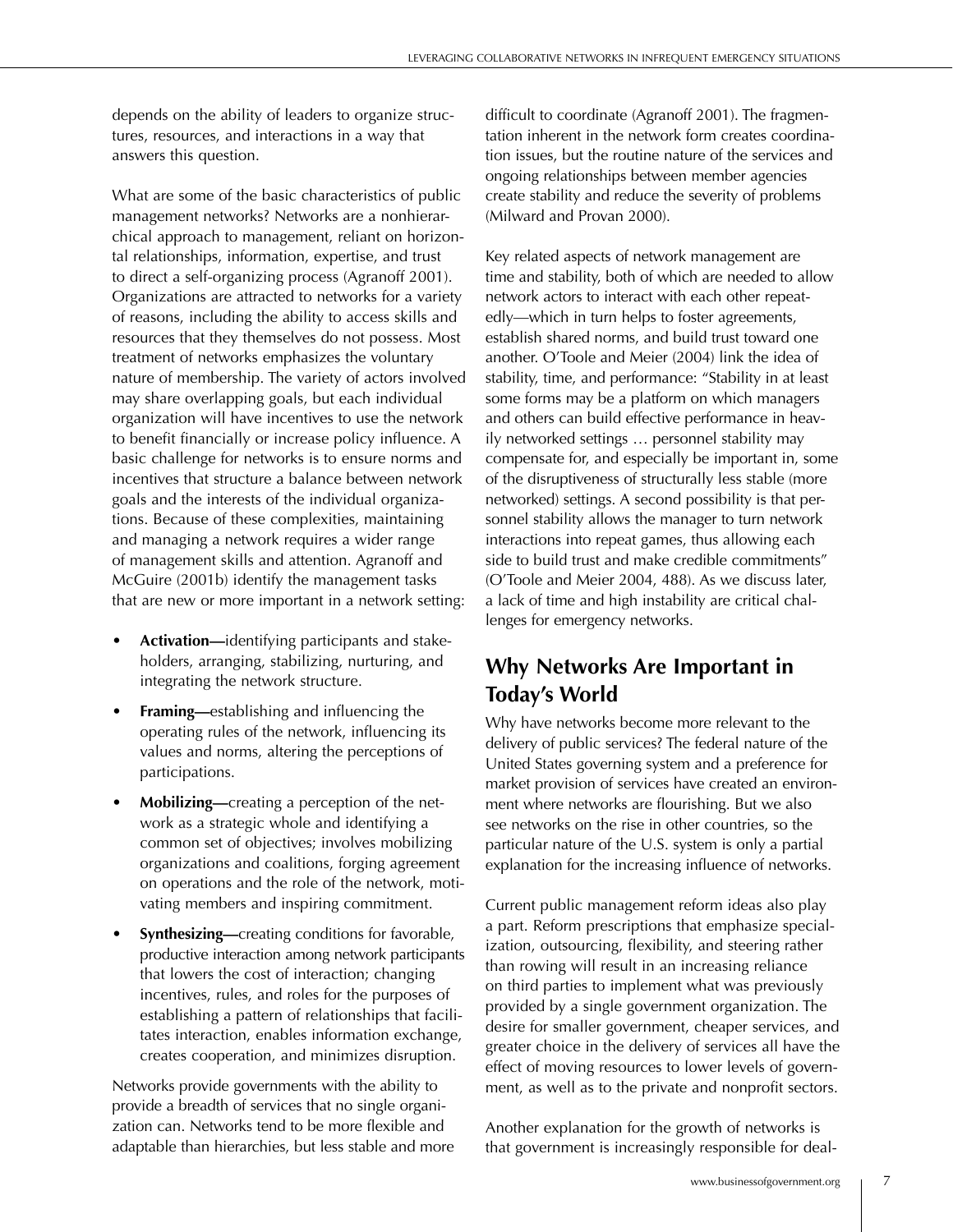depends on the ability of leaders to organize structures, resources, and interactions in a way that answers this question.

What are some of the basic characteristics of public management networks? Networks are a nonhierarchical approach to management, reliant on horizontal relationships, information, expertise, and trust to direct a self-organizing process (Agranoff 2001). Organizations are attracted to networks for a variety of reasons, including the ability to access skills and resources that they themselves do not possess. Most treatment of networks emphasizes the voluntary nature of membership. The variety of actors involved may share overlapping goals, but each individual organization will have incentives to use the network to benefit financially or increase policy influence. A basic challenge for networks is to ensure norms and incentives that structure a balance between network goals and the interests of the individual organizations. Because of these complexities, maintaining and managing a network requires a wider range of management skills and attention. Agranoff and McGuire (2001b) identify the management tasks that are new or more important in a network setting:

- **Activation—**identifying participants and stakeholders, arranging, stabilizing, nurturing, and integrating the network structure.
- **Framing—**establishing and influencing the operating rules of the network, influencing its values and norms, altering the perceptions of participations.
- **Mobilizing—**creating a perception of the network as a strategic whole and identifying a common set of objectives; involves mobilizing organizations and coalitions, forging agreement on operations and the role of the network, motivating members and inspiring commitment.
- **Synthesizing—**creating conditions for favorable, productive interaction among network participants that lowers the cost of interaction; changing incentives, rules, and roles for the purposes of establishing a pattern of relationships that facilitates interaction, enables information exchange, creates cooperation, and minimizes disruption.

Networks provide governments with the ability to provide a breadth of services that no single organization can. Networks tend to be more flexible and adaptable than hierarchies, but less stable and more difficult to coordinate (Agranoff 2001). The fragmentation inherent in the network form creates coordination issues, but the routine nature of the services and ongoing relationships between member agencies create stability and reduce the severity of problems (Milward and Provan 2000).

Key related aspects of network management are time and stability, both of which are needed to allow network actors to interact with each other repeatedly—which in turn helps to foster agreements, establish shared norms, and build trust toward one another. O'Toole and Meier (2004) link the idea of stability, time, and performance: "Stability in at least some forms may be a platform on which managers and others can build effective performance in heavily networked settings … personnel stability may compensate for, and especially be important in, some of the disruptiveness of structurally less stable (more networked) settings. A second possibility is that personnel stability allows the manager to turn network interactions into repeat games, thus allowing each side to build trust and make credible commitments" (O'Toole and Meier 2004, 488). As we discuss later, a lack of time and high instability are critical challenges for emergency networks.

## Why Networks Are Important in Today's World

Why have networks become more relevant to the delivery of public services? The federal nature of the United States governing system and a preference for market provision of services have created an environment where networks are flourishing. But we also see networks on the rise in other countries, so the particular nature of the U.S. system is only a partial explanation for the increasing influence of networks.

Current public management reform ideas also play a part. Reform prescriptions that emphasize specialization, outsourcing, flexibility, and steering rather than rowing will result in an increasing reliance on third parties to implement what was previously provided by a single government organization. The desire for smaller government, cheaper services, and greater choice in the delivery of services all have the effect of moving resources to lower levels of government, as well as to the private and nonprofit sectors.

Another explanation for the growth of networks is that government is increasingly responsible for deal-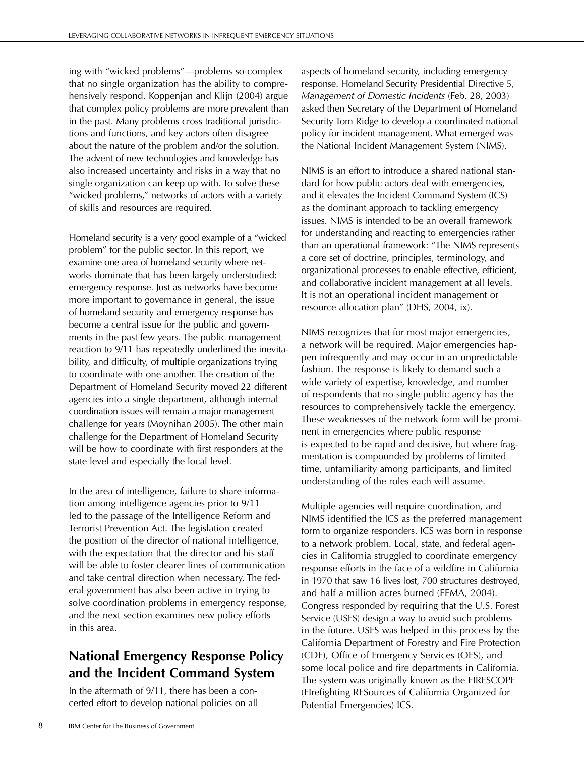ing with "wicked problems"—problems so complex that no single organization has the ability to comprehensively respond. Koppenjan and Klijn (2004) argue that complex policy problems are more prevalent than in the past. Many problems cross traditional jurisdictions and functions, and key actors often disagree about the nature of the problem and/or the solution. The advent of new technologies and knowledge has also increased uncertainty and risks in a way that no single organization can keep up with. To solve these "wicked problems," networks of actors with a variety of skills and resources are required.

Homeland security is a very good example of a "wicked problem" for the public sector. In this report, we examine one area of homeland security where networks dominate that has been largely understudied: emergency response. Just as networks have become more important to governance in general, the issue of homeland security and emergency response has become a central issue for the public and governments in the past few years. The public management reaction to 9/11 has repeatedly underlined the inevitability, and difficulty, of multiple organizations trying to coordinate with one another. The creation of the Department of Homeland Security moved 22 different agencies into a single department, although internal coordination issues will remain a major management challenge for years (Moynihan 2005). The other main challenge for the Department of Homeland Security will be how to coordinate with first responders at the state level and especially the local level.

In the area of intelligence, failure to share information among intelligence agencies prior to 9/11 led to the passage of the Intelligence Reform and Terrorist Prevention Act. The legislation created the position of the director of national intelligence, with the expectation that the director and his staff will be able to foster clearer lines of communication and take central direction when necessary. The federal government has also been active in trying to solve coordination problems in emergency response, and the next section examines new policy efforts in this area.

## National Emergency Response Policy and the Incident Command System

In the aftermath of 9/11, there has been a concerted effort to develop national policies on all aspects of homeland security, including emergency response. Homeland Security Presidential Directive 5, *Management of Domestic Incidents* (Feb. 28, 2003) asked then Secretary of the Department of Homeland Security Tom Ridge to develop a coordinated national policy for incident management. What emerged was the National Incident Management System (NIMS).

NIMS is an effort to introduce a shared national standard for how public actors deal with emergencies, and it elevates the Incident Command System (ICS) as the dominant approach to tackling emergency issues. NIMS is intended to be an overall framework for understanding and reacting to emergencies rather than an operational framework: "The NIMS represents a core set of doctrine, principles, terminology, and organizational processes to enable effective, efficient, and collaborative incident management at all levels. It is not an operational incident management or resource allocation plan" (DHS, 2004, ix).

NIMS recognizes that for most major emergencies, a network will be required. Major emergencies happen infrequently and may occur in an unpredictable fashion. The response is likely to demand such a wide variety of expertise, knowledge, and number of respondents that no single public agency has the resources to comprehensively tackle the emergency. These weaknesses of the network form will be prominent in emergencies where public response is expected to be rapid and decisive, but where fragmentation is compounded by problems of limited time, unfamiliarity among participants, and limited understanding of the roles each will assume.

Multiple agencies will require coordination, and NIMS identified the ICS as the preferred management form to organize responders. ICS was born in response to a network problem. Local, state, and federal agencies in California struggled to coordinate emergency response efforts in the face of a wildfire in California in 1970 that saw 16 lives lost, 700 structures destroyed, and half a million acres burned (FEMA, 2004). Congress responded by requiring that the U.S. Forest Service (USFS) design a way to avoid such problems in the future. USFS was helped in this process by the California Department of Forestry and Fire Protection (CDF), Office of Emergency Services (OES), and some local police and fire departments in California. The system was originally known as the FIRESCOPE (FIrefighting RESources of California Organized for Potential Emergencies) ICS.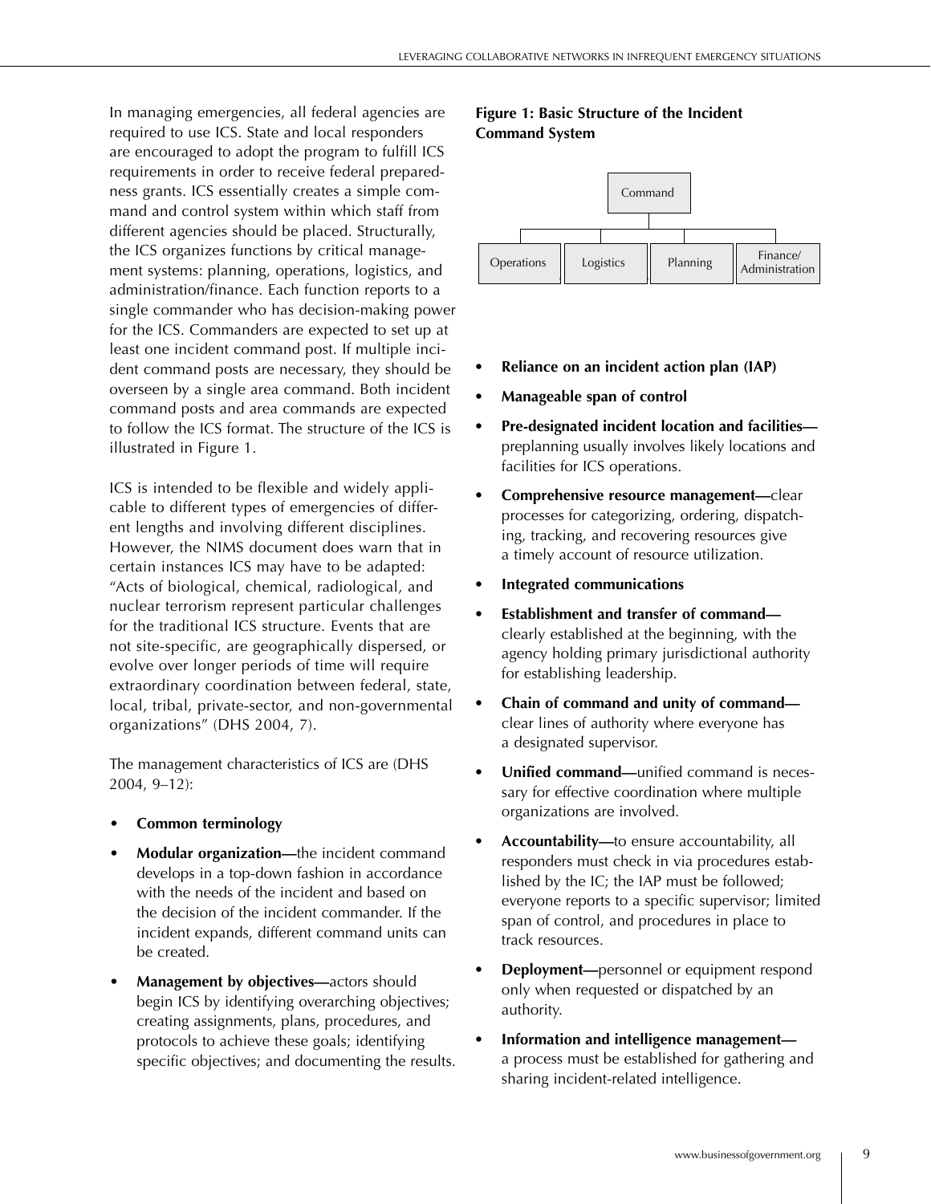In managing emergencies, all federal agencies are required to use ICS. State and local responders are encouraged to adopt the program to fulfill ICS requirements in order to receive federal preparedness grants. ICS essentially creates a simple command and control system within which staff from different agencies should be placed. Structurally, the ICS organizes functions by critical management systems: planning, operations, logistics, and administration/finance. Each function reports to a single commander who has decision-making power for the ICS. Commanders are expected to set up at least one incident command post. If multiple incident command posts are necessary, they should be overseen by a single area command. Both incident command posts and area commands are expected to follow the ICS format. The structure of the ICS is illustrated in Figure 1.

ICS is intended to be flexible and widely applicable to different types of emergencies of different lengths and involving different disciplines. However, the NIMS document does warn that in certain instances ICS may have to be adapted: "Acts of biological, chemical, radiological, and nuclear terrorism represent particular challenges for the traditional ICS structure. Events that are not site-specific, are geographically dispersed, or evolve over longer periods of time will require extraordinary coordination between federal, state, local, tribal, private-sector, and non-governmental organizations" (DHS 2004, 7).

The management characteristics of ICS are (DHS 2004, 9–12):

- **Common terminology**
- **Modular organization—**the incident command develops in a top-down fashion in accordance with the needs of the incident and based on the decision of the incident commander. If the incident expands, different command units can be created.
- **Management by objectives—**actors should begin ICS by identifying overarching objectives; creating assignments, plans, procedures, and protocols to achieve these goals; identifying specific objectives; and documenting the results.

**Figure 1: Basic Structure of the Incident Command System**

```
                         Command
                            |
     ---------------------------------------------------
     |              |              |                   |
 Operations     Logistics      Planning     Finance/Administration
```

- **Reliance on an incident action plan (IAP)**
- **Manageable span of control**
- **Pre-designated incident location and facilities—**preplanning usually involves likely locations and facilities for ICS operations.
- **Comprehensive resource management—**clear processes for categorizing, ordering, dispatching, tracking, and recovering resources give a timely account of resource utilization.
- **Integrated communications**
- **Establishment and transfer of command—**clearly established at the beginning, with the agency holding primary jurisdictional authority for establishing leadership.
- **Chain of command and unity of command—**clear lines of authority where everyone has a designated supervisor.
- **Unified command—**unified command is necessary for effective coordination where multiple organizations are involved.
- **Accountability—**to ensure accountability, all responders must check in via procedures established by the IC; the IAP must be followed; everyone reports to a specific supervisor; limited span of control, and procedures in place to track resources.
- **Deployment—**personnel or equipment respond only when requested or dispatched by an authority.
- **Information and intelligence management—**a process must be established for gathering and sharing incident-related intelligence.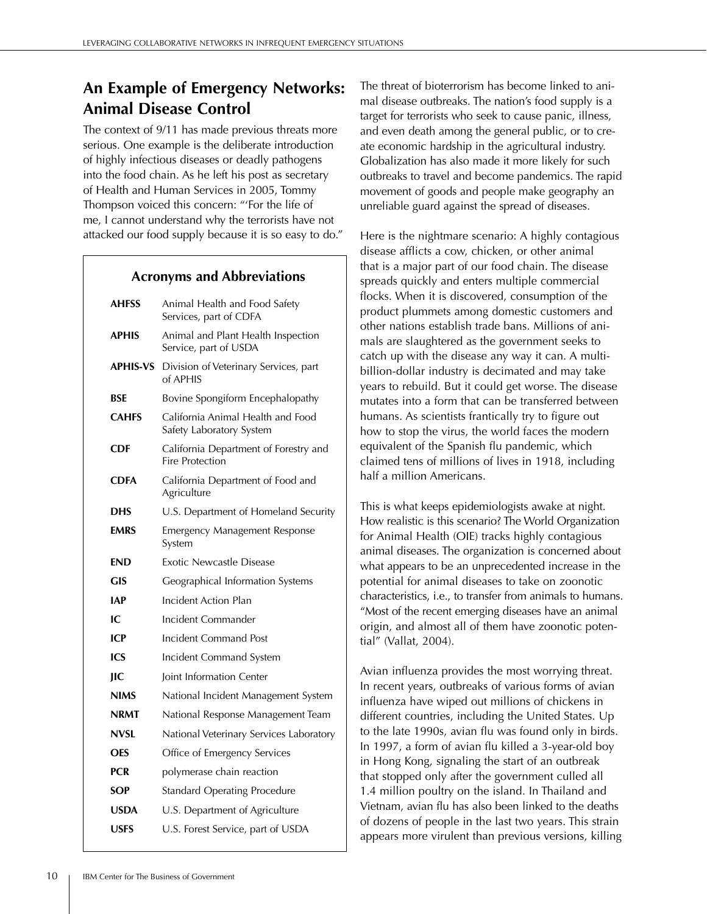## An Example of Emergency Networks: Animal Disease Control

The context of 9/11 has made previous threats more serious. One example is the deliberate introduction of highly infectious diseases or deadly pathogens into the food chain. As he left his post as secretary of Health and Human Services in 2005, Tommy Thompson voiced this concern: "'For the life of me, I cannot understand why the terrorists have not attacked our food supply because it is so easy to do."

### Acronyms and Abbreviations

| | |
|---|---|
| **AHFSS** | Animal Health and Food Safety Services, part of CDFA |
| **APHIS** | Animal and Plant Health Inspection Service, part of USDA |
| **APHIS-VS** | Division of Veterinary Services, part of APHIS |
| **BSE** | Bovine Spongiform Encephalopathy |
| **CAHFS** | California Animal Health and Food Safety Laboratory System |
| **CDF** | California Department of Forestry and Fire Protection |
| **CDFA** | California Department of Food and Agriculture |
| **DHS** | U.S. Department of Homeland Security |
| **EMRS** | Emergency Management Response System |
| **END** | Exotic Newcastle Disease |
| **GIS** | Geographical Information Systems |
| **IAP** | Incident Action Plan |
| **IC** | Incident Commander |
| **ICP** | Incident Command Post |
| **ICS** | Incident Command System |
| **JIC** | Joint Information Center |
| **NIMS** | National Incident Management System |
| **NRMT** | National Response Management Team |
| **NVSL** | National Veterinary Services Laboratory |
| **OES** | Office of Emergency Services |
| **PCR** | polymerase chain reaction |
| **SOP** | Standard Operating Procedure |
| **USDA** | U.S. Department of Agriculture |
| **USFS** | U.S. Forest Service, part of USDA |

The threat of bioterrorism has become linked to animal disease outbreaks. The nation's food supply is a target for terrorists who seek to cause panic, illness, and even death among the general public, or to create economic hardship in the agricultural industry. Globalization has also made it more likely for such outbreaks to travel and become pandemics. The rapid movement of goods and people make geography an unreliable guard against the spread of diseases.

Here is the nightmare scenario: A highly contagious disease afflicts a cow, chicken, or other animal that is a major part of our food chain. The disease spreads quickly and enters multiple commercial flocks. When it is discovered, consumption of the product plummets among domestic customers and other nations establish trade bans. Millions of animals are slaughtered as the government seeks to catch up with the disease any way it can. A multi-billion-dollar industry is decimated and may take years to rebuild. But it could get worse. The disease mutates into a form that can be transferred between humans. As scientists frantically try to figure out how to stop the virus, the world faces the modern equivalent of the Spanish flu pandemic, which claimed tens of millions of lives in 1918, including half a million Americans.

This is what keeps epidemiologists awake at night. How realistic is this scenario? The World Organization for Animal Health (OIE) tracks highly contagious animal diseases. The organization is concerned about what appears to be an unprecedented increase in the potential for animal diseases to take on zoonotic characteristics, i.e., to transfer from animals to humans. "Most of the recent emerging diseases have an animal origin, and almost all of them have zoonotic potential" (Vallat, 2004).

Avian influenza provides the most worrying threat. In recent years, outbreaks of various forms of avian influenza have wiped out millions of chickens in different countries, including the United States. Up to the late 1990s, avian flu was found only in birds. In 1997, a form of avian flu killed a 3-year-old boy in Hong Kong, signaling the start of an outbreak that stopped only after the government culled all 1.4 million poultry on the island. In Thailand and Vietnam, avian flu has also been linked to the deaths of dozens of people in the last two years. This strain appears more virulent than previous versions, killing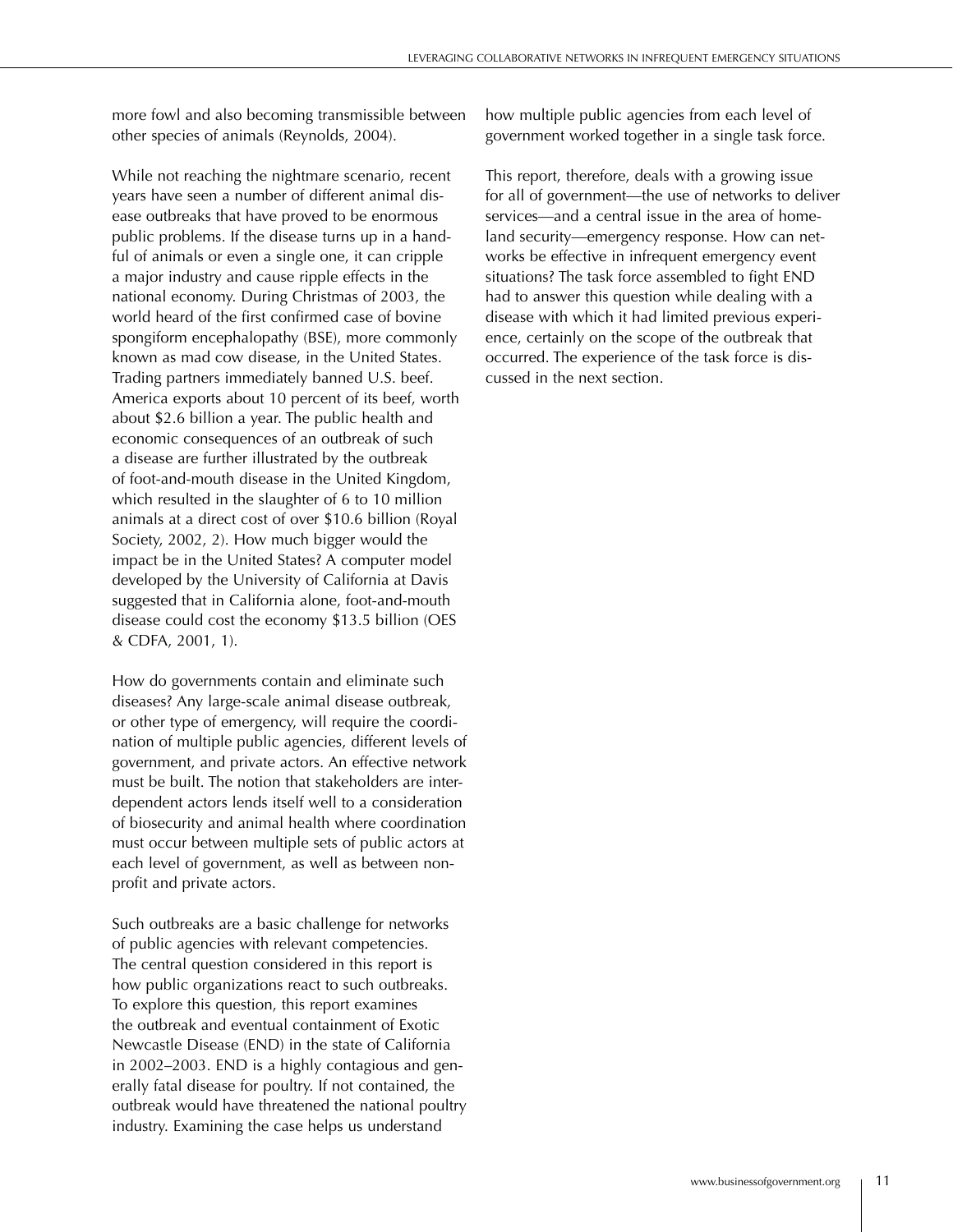more fowl and also becoming transmissible between other species of animals (Reynolds, 2004).

While not reaching the nightmare scenario, recent years have seen a number of different animal disease outbreaks that have proved to be enormous public problems. If the disease turns up in a handful of animals or even a single one, it can cripple a major industry and cause ripple effects in the national economy. During Christmas of 2003, the world heard of the first confirmed case of bovine spongiform encephalopathy (BSE), more commonly known as mad cow disease, in the United States. Trading partners immediately banned U.S. beef. America exports about 10 percent of its beef, worth about $2.6 billion a year. The public health and economic consequences of an outbreak of such a disease are further illustrated by the outbreak of foot-and-mouth disease in the United Kingdom, which resulted in the slaughter of 6 to 10 million animals at a direct cost of over $10.6 billion (Royal Society, 2002, 2). How much bigger would the impact be in the United States? A computer model developed by the University of California at Davis suggested that in California alone, foot-and-mouth disease could cost the economy $13.5 billion (OES & CDFA, 2001, 1).

How do governments contain and eliminate such diseases? Any large-scale animal disease outbreak, or other type of emergency, will require the coordination of multiple public agencies, different levels of government, and private actors. An effective network must be built. The notion that stakeholders are interdependent actors lends itself well to a consideration of biosecurity and animal health where coordination must occur between multiple sets of public actors at each level of government, as well as between non-profit and private actors.

Such outbreaks are a basic challenge for networks of public agencies with relevant competencies. The central question considered in this report is how public organizations react to such outbreaks. To explore this question, this report examines the outbreak and eventual containment of Exotic Newcastle Disease (END) in the state of California in 2002–2003. END is a highly contagious and generally fatal disease for poultry. If not contained, the outbreak would have threatened the national poultry industry. Examining the case helps us understand how multiple public agencies from each level of government worked together in a single task force.

This report, therefore, deals with a growing issue for all of government—the use of networks to deliver services—and a central issue in the area of homeland security—emergency response. How can networks be effective in infrequent emergency event situations? The task force assembled to fight END had to answer this question while dealing with a disease with which it had limited previous experience, certainly on the scope of the outbreak that occurred. The experience of the task force is discussed in the next section.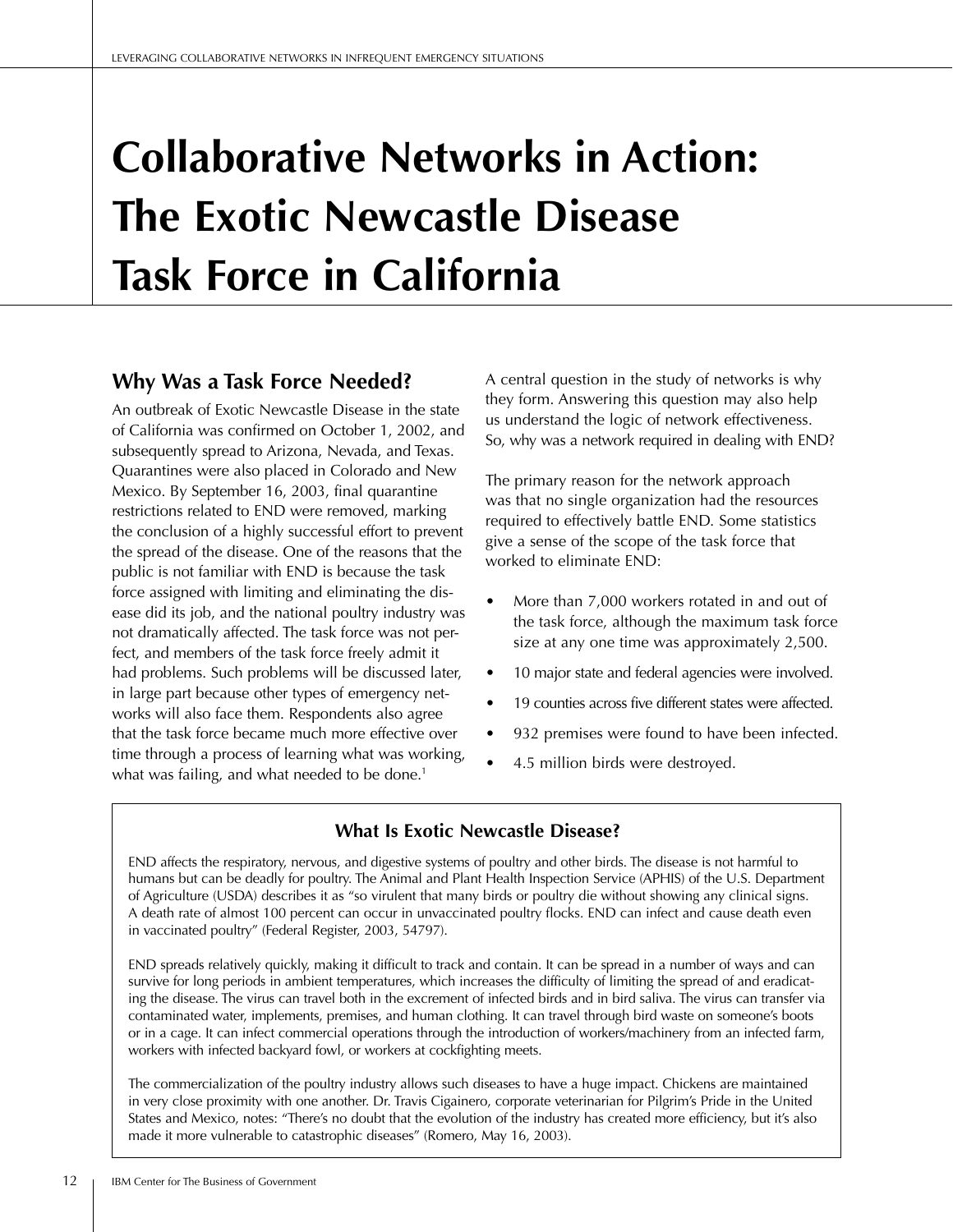# Collaborative Networks in Action: The Exotic Newcastle Disease Task Force in California

## Why Was a Task Force Needed?

An outbreak of Exotic Newcastle Disease in the state of California was confirmed on October 1, 2002, and subsequently spread to Arizona, Nevada, and Texas. Quarantines were also placed in Colorado and New Mexico. By September 16, 2003, final quarantine restrictions related to END were removed, marking the conclusion of a highly successful effort to prevent the spread of the disease. One of the reasons that the public is not familiar with END is because the task force assigned with limiting and eliminating the disease did its job, and the national poultry industry was not dramatically affected. The task force was not perfect, and members of the task force freely admit it had problems. Such problems will be discussed later, in large part because other types of emergency networks will also face them. Respondents also agree that the task force became much more effective over time through a process of learning what was working, what was failing, and what needed to be done.[1]

A central question in the study of networks is why they form. Answering this question may also help us understand the logic of network effectiveness. So, why was a network required in dealing with END?

The primary reason for the network approach was that no single organization had the resources required to effectively battle END. Some statistics give a sense of the scope of the task force that worked to eliminate END:

- More than 7,000 workers rotated in and out of the task force, although the maximum task force size at any one time was approximately 2,500.
- 10 major state and federal agencies were involved.
- 19 counties across five different states were affected.
- 932 premises were found to have been infected.
- 4.5 million birds were destroyed.

### What Is Exotic Newcastle Disease?

END affects the respiratory, nervous, and digestive systems of poultry and other birds. The disease is not harmful to humans but can be deadly for poultry. The Animal and Plant Health Inspection Service (APHIS) of the U.S. Department of Agriculture (USDA) describes it as "so virulent that many birds or poultry die without showing any clinical signs. A death rate of almost 100 percent can occur in unvaccinated poultry flocks. END can infect and cause death even in vaccinated poultry" (Federal Register, 2003, 54797).

END spreads relatively quickly, making it difficult to track and contain. It can be spread in a number of ways and can survive for long periods in ambient temperatures, which increases the difficulty of limiting the spread of and eradicating the disease. The virus can travel both in the excrement of infected birds and in bird saliva. The virus can transfer via contaminated water, implements, premises, and human clothing. It can travel through bird waste on someone's boots or in a cage. It can infect commercial operations through the introduction of workers/machinery from an infected farm, workers with infected backyard fowl, or workers at cockfighting meets.

The commercialization of the poultry industry allows such diseases to have a huge impact. Chickens are maintained in very close proximity with one another. Dr. Travis Cigainero, corporate veterinarian for Pilgrim's Pride in the United States and Mexico, notes: "There's no doubt that the evolution of the industry has created more efficiency, but it's also made it more vulnerable to catastrophic diseases" (Romero, May 16, 2003).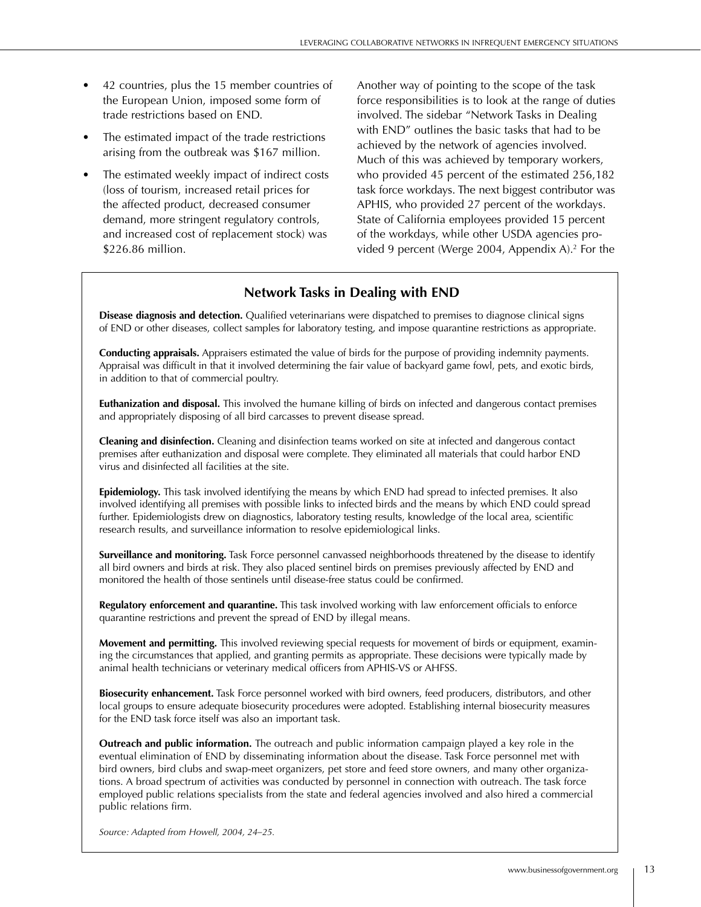- 42 countries, plus the 15 member countries of the European Union, imposed some form of trade restrictions based on END.
- The estimated impact of the trade restrictions arising from the outbreak was $167 million.
- The estimated weekly impact of indirect costs (loss of tourism, increased retail prices for the affected product, decreased consumer demand, more stringent regulatory controls, and increased cost of replacement stock) was $226.86 million.

Another way of pointing to the scope of the task force responsibilities is to look at the range of duties involved. The sidebar "Network Tasks in Dealing with END" outlines the basic tasks that had to be achieved by the network of agencies involved. Much of this was achieved by temporary workers, who provided 45 percent of the estimated 256,182 task force workdays. The next biggest contributor was APHIS, who provided 27 percent of the workdays. State of California employees provided 15 percent of the workdays, while other USDA agencies provided 9 percent (Werge 2004, Appendix A).[2] For the

## Network Tasks in Dealing with END

**Disease diagnosis and detection.** Qualified veterinarians were dispatched to premises to diagnose clinical signs of END or other diseases, collect samples for laboratory testing, and impose quarantine restrictions as appropriate.

**Conducting appraisals.** Appraisers estimated the value of birds for the purpose of providing indemnity payments. Appraisal was difficult in that it involved determining the fair value of backyard game fowl, pets, and exotic birds, in addition to that of commercial poultry.

**Euthanization and disposal.** This involved the humane killing of birds on infected and dangerous contact premises and appropriately disposing of all bird carcasses to prevent disease spread.

**Cleaning and disinfection.** Cleaning and disinfection teams worked on site at infected and dangerous contact premises after euthanization and disposal were complete. They eliminated all materials that could harbor END virus and disinfected all facilities at the site.

**Epidemiology.** This task involved identifying the means by which END had spread to infected premises. It also involved identifying all premises with possible links to infected birds and the means by which END could spread further. Epidemiologists drew on diagnostics, laboratory testing results, knowledge of the local area, scientific research results, and surveillance information to resolve epidemiological links.

**Surveillance and monitoring.** Task Force personnel canvassed neighborhoods threatened by the disease to identify all bird owners and birds at risk. They also placed sentinel birds on premises previously affected by END and monitored the health of those sentinels until disease-free status could be confirmed.

**Regulatory enforcement and quarantine.** This task involved working with law enforcement officials to enforce quarantine restrictions and prevent the spread of END by illegal means.

**Movement and permitting.** This involved reviewing special requests for movement of birds or equipment, examining the circumstances that applied, and granting permits as appropriate. These decisions were typically made by animal health technicians or veterinary medical officers from APHIS-VS or AHFSS.

**Biosecurity enhancement.** Task Force personnel worked with bird owners, feed producers, distributors, and other local groups to ensure adequate biosecurity procedures were adopted. Establishing internal biosecurity measures for the END task force itself was also an important task.

**Outreach and public information.** The outreach and public information campaign played a key role in the eventual elimination of END by disseminating information about the disease. Task Force personnel met with bird owners, bird clubs and swap-meet organizers, pet store and feed store owners, and many other organizations. A broad spectrum of activities was conducted by personnel in connection with outreach. The task force employed public relations specialists from the state and federal agencies involved and also hired a commercial public relations firm.

*Source: Adapted from Howell, 2004, 24–25.*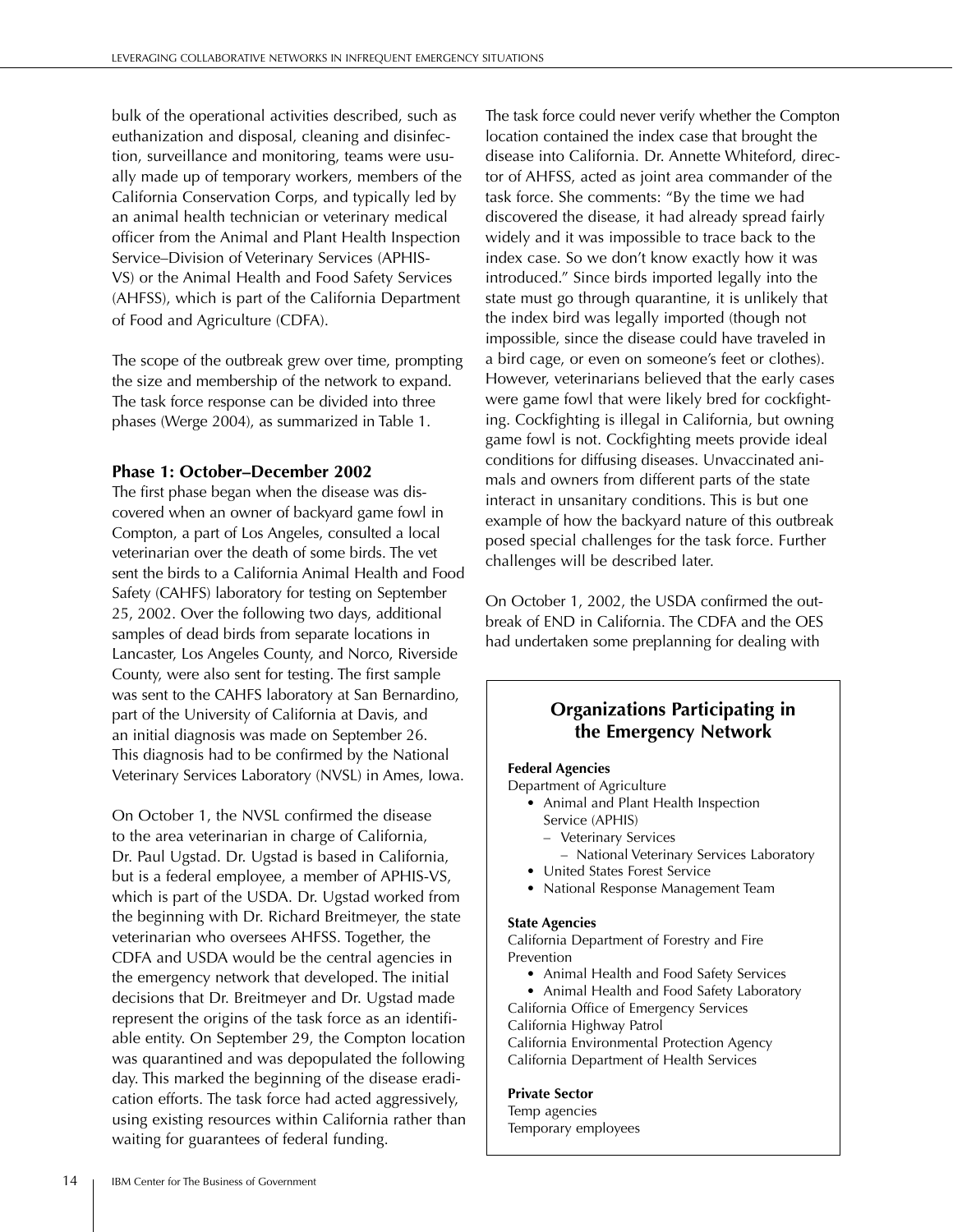bulk of the operational activities described, such as euthanization and disposal, cleaning and disinfection, surveillance and monitoring, teams were usually made up of temporary workers, members of the California Conservation Corps, and typically led by an animal health technician or veterinary medical officer from the Animal and Plant Health Inspection Service–Division of Veterinary Services (APHIS-VS) or the Animal Health and Food Safety Services (AHFSS), which is part of the California Department of Food and Agriculture (CDFA).

The scope of the outbreak grew over time, prompting the size and membership of the network to expand. The task force response can be divided into three phases (Werge 2004), as summarized in Table 1.

### Phase 1: October–December 2002

The first phase began when the disease was discovered when an owner of backyard game fowl in Compton, a part of Los Angeles, consulted a local veterinarian over the death of some birds. The vet sent the birds to a California Animal Health and Food Safety (CAHFS) laboratory for testing on September 25, 2002. Over the following two days, additional samples of dead birds from separate locations in Lancaster, Los Angeles County, and Norco, Riverside County, were also sent for testing. The first sample was sent to the CAHFS laboratory at San Bernardino, part of the University of California at Davis, and an initial diagnosis was made on September 26. This diagnosis had to be confirmed by the National Veterinary Services Laboratory (NVSL) in Ames, Iowa.

On October 1, the NVSL confirmed the disease to the area veterinarian in charge of California, Dr. Paul Ugstad. Dr. Ugstad is based in California, but is a federal employee, a member of APHIS-VS, which is part of the USDA. Dr. Ugstad worked from the beginning with Dr. Richard Breitmeyer, the state veterinarian who oversees AHFSS. Together, the CDFA and USDA would be the central agencies in the emergency network that developed. The initial decisions that Dr. Breitmeyer and Dr. Ugstad made represent the origins of the task force as an identifiable entity. On September 29, the Compton location was quarantined and was depopulated the following day. This marked the beginning of the disease eradication efforts. The task force had acted aggressively, using existing resources within California rather than waiting for guarantees of federal funding.

The task force could never verify whether the Compton location contained the index case that brought the disease into California. Dr. Annette Whiteford, director of AHFSS, acted as joint area commander of the task force. She comments: "By the time we had discovered the disease, it had already spread fairly widely and it was impossible to trace back to the index case. So we don't know exactly how it was introduced." Since birds imported legally into the state must go through quarantine, it is unlikely that the index bird was legally imported (though not impossible, since the disease could have traveled in a bird cage, or even on someone's feet or clothes). However, veterinarians believed that the early cases were game fowl that were likely bred for cockfighting. Cockfighting is illegal in California, but owning game fowl is not. Cockfighting meets provide ideal conditions for diffusing diseases. Unvaccinated animals and owners from different parts of the state interact in unsanitary conditions. This is but one example of how the backyard nature of this outbreak posed special challenges for the task force. Further challenges will be described later.

On October 1, 2002, the USDA confirmed the outbreak of END in California. The CDFA and the OES had undertaken some preplanning for dealing with

> **Organizations Participating in the Emergency Network**
>
> **Federal Agencies**
>
> Department of Agriculture
> - Animal and Plant Health Inspection Service (APHIS)
>   - Veterinary Services
>     - National Veterinary Services Laboratory
> - United States Forest Service
> - National Response Management Team
>
> **State Agencies**
>
> California Department of Forestry and Fire Prevention
> - Animal Health and Food Safety Services
> - Animal Health and Food Safety Laboratory
>
> California Office of Emergency Services
> California Highway Patrol
> California Environmental Protection Agency
> California Department of Health Services
>
> **Private Sector**
>
> Temp agencies
> Temporary employees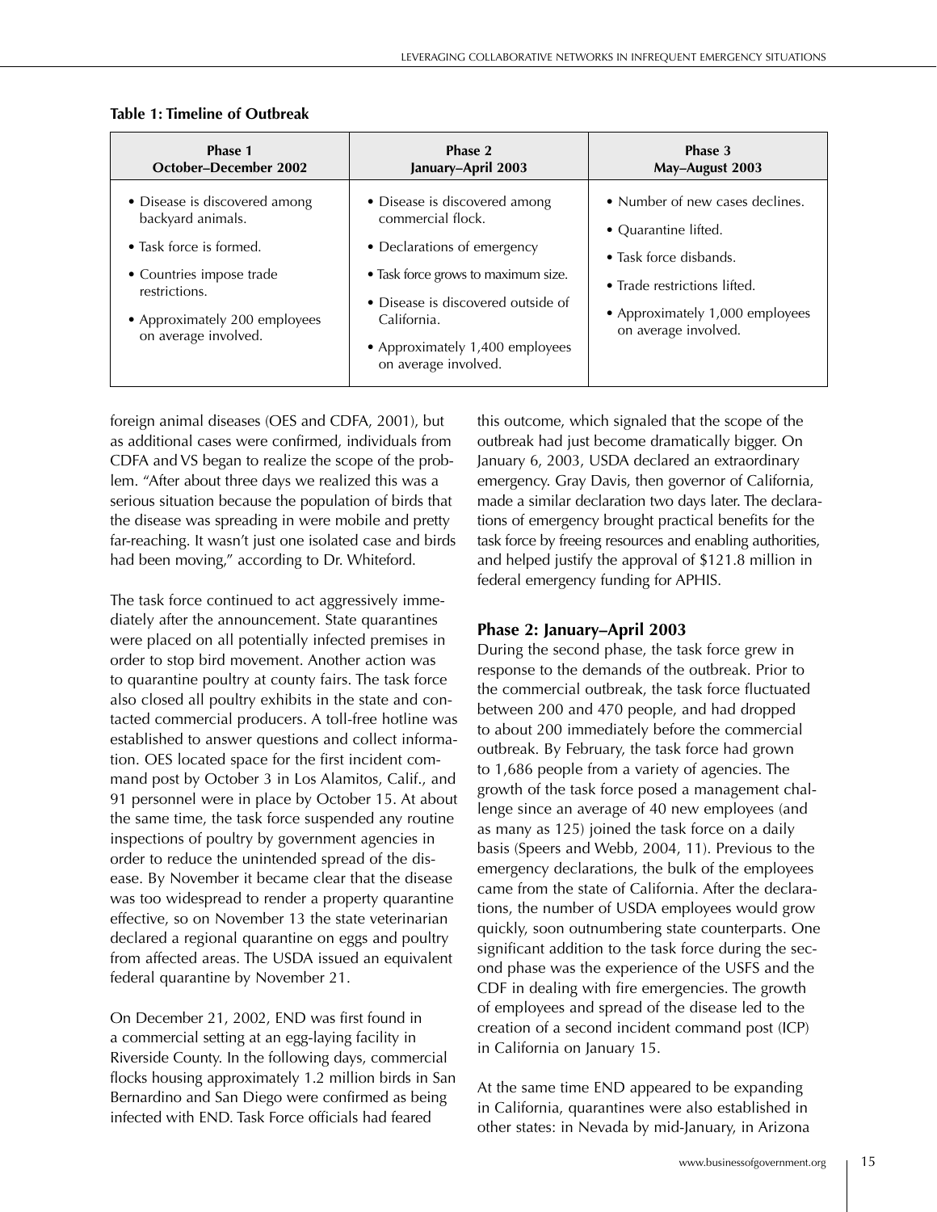**Table 1: Timeline of Outbreak**

| Phase 1 October–December 2002 | Phase 2 January–April 2003 | Phase 3 May–August 2003 |
|---|---|---|
| • Disease is discovered among backyard animals.<br>• Task force is formed.<br>• Countries impose trade restrictions.<br>• Approximately 200 employees on average involved. | • Disease is discovered among commercial flock.<br>• Declarations of emergency<br>• Task force grows to maximum size.<br>• Disease is discovered outside of California.<br>• Approximately 1,400 employees on average involved. | • Number of new cases declines.<br>• Quarantine lifted.<br>• Task force disbands.<br>• Trade restrictions lifted.<br>• Approximately 1,000 employees on average involved. |

foreign animal diseases (OES and CDFA, 2001), but as additional cases were confirmed, individuals from CDFA and VS began to realize the scope of the problem. "After about three days we realized this was a serious situation because the population of birds that the disease was spreading in were mobile and pretty far-reaching. It wasn't just one isolated case and birds had been moving," according to Dr. Whiteford.

The task force continued to act aggressively immediately after the announcement. State quarantines were placed on all potentially infected premises in order to stop bird movement. Another action was to quarantine poultry at county fairs. The task force also closed all poultry exhibits in the state and contacted commercial producers. A toll-free hotline was established to answer questions and collect information. OES located space for the first incident command post by October 3 in Los Alamitos, Calif., and 91 personnel were in place by October 15. At about the same time, the task force suspended any routine inspections of poultry by government agencies in order to reduce the unintended spread of the disease. By November it became clear that the disease was too widespread to render a property quarantine effective, so on November 13 the state veterinarian declared a regional quarantine on eggs and poultry from affected areas. The USDA issued an equivalent federal quarantine by November 21.

On December 21, 2002, END was first found in a commercial setting at an egg-laying facility in Riverside County. In the following days, commercial flocks housing approximately 1.2 million birds in San Bernardino and San Diego were confirmed as being infected with END. Task Force officials had feared this outcome, which signaled that the scope of the outbreak had just become dramatically bigger. On January 6, 2003, USDA declared an extraordinary emergency. Gray Davis, then governor of California, made a similar declaration two days later. The declarations of emergency brought practical benefits for the task force by freeing resources and enabling authorities, and helped justify the approval of $121.8 million in federal emergency funding for APHIS.

### Phase 2: January–April 2003

During the second phase, the task force grew in response to the demands of the outbreak. Prior to the commercial outbreak, the task force fluctuated between 200 and 470 people, and had dropped to about 200 immediately before the commercial outbreak. By February, the task force had grown to 1,686 people from a variety of agencies. The growth of the task force posed a management challenge since an average of 40 new employees (and as many as 125) joined the task force on a daily basis (Speers and Webb, 2004, 11). Previous to the emergency declarations, the bulk of the employees came from the state of California. After the declarations, the number of USDA employees would grow quickly, soon outnumbering state counterparts. One significant addition to the task force during the second phase was the experience of the USFS and the CDF in dealing with fire emergencies. The growth of employees and spread of the disease led to the creation of a second incident command post (ICP) in California on January 15.

At the same time END appeared to be expanding in California, quarantines were also established in other states: in Nevada by mid-January, in Arizona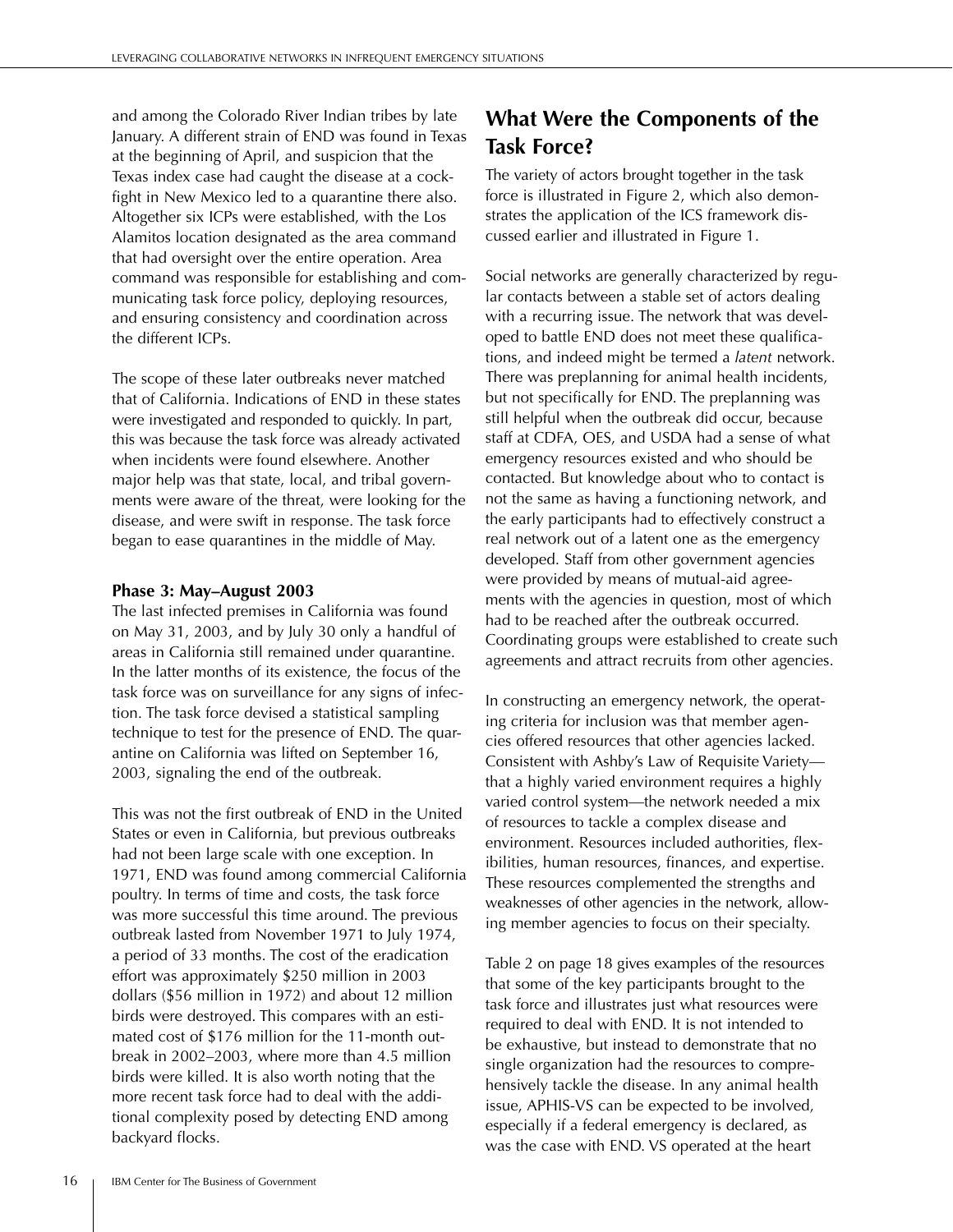and among the Colorado River Indian tribes by late January. A different strain of END was found in Texas at the beginning of April, and suspicion that the Texas index case had caught the disease at a cockfight in New Mexico led to a quarantine there also. Altogether six ICPs were established, with the Los Alamitos location designated as the area command that had oversight over the entire operation. Area command was responsible for establishing and communicating task force policy, deploying resources, and ensuring consistency and coordination across the different ICPs.

The scope of these later outbreaks never matched that of California. Indications of END in these states were investigated and responded to quickly. In part, this was because the task force was already activated when incidents were found elsewhere. Another major help was that state, local, and tribal governments were aware of the threat, were looking for the disease, and were swift in response. The task force began to ease quarantines in the middle of May.

### Phase 3: May–August 2003

The last infected premises in California was found on May 31, 2003, and by July 30 only a handful of areas in California still remained under quarantine. In the latter months of its existence, the focus of the task force was on surveillance for any signs of infection. The task force devised a statistical sampling technique to test for the presence of END. The quarantine on California was lifted on September 16, 2003, signaling the end of the outbreak.

This was not the first outbreak of END in the United States or even in California, but previous outbreaks had not been large scale with one exception. In 1971, END was found among commercial California poultry. In terms of time and costs, the task force was more successful this time around. The previous outbreak lasted from November 1971 to July 1974, a period of 33 months. The cost of the eradication effort was approximately $250 million in 2003 dollars ($56 million in 1972) and about 12 million birds were destroyed. This compares with an estimated cost of $176 million for the 11-month outbreak in 2002–2003, where more than 4.5 million birds were killed. It is also worth noting that the more recent task force had to deal with the additional complexity posed by detecting END among backyard flocks.

## What Were the Components of the Task Force?

The variety of actors brought together in the task force is illustrated in Figure 2, which also demonstrates the application of the ICS framework discussed earlier and illustrated in Figure 1.

Social networks are generally characterized by regular contacts between a stable set of actors dealing with a recurring issue. The network that was developed to battle END does not meet these qualifications, and indeed might be termed a *latent* network. There was preplanning for animal health incidents, but not specifically for END. The preplanning was still helpful when the outbreak did occur, because staff at CDFA, OES, and USDA had a sense of what emergency resources existed and who should be contacted. But knowledge about who to contact is not the same as having a functioning network, and the early participants had to effectively construct a real network out of a latent one as the emergency developed. Staff from other government agencies were provided by means of mutual-aid agreements with the agencies in question, most of which had to be reached after the outbreak occurred. Coordinating groups were established to create such agreements and attract recruits from other agencies.

In constructing an emergency network, the operating criteria for inclusion was that member agencies offered resources that other agencies lacked. Consistent with Ashby's Law of Requisite Variety—that a highly varied environment requires a highly varied control system—the network needed a mix of resources to tackle a complex disease and environment. Resources included authorities, flexibilities, human resources, finances, and expertise. These resources complemented the strengths and weaknesses of other agencies in the network, allowing member agencies to focus on their specialty.

Table 2 on page 18 gives examples of the resources that some of the key participants brought to the task force and illustrates just what resources were required to deal with END. It is not intended to be exhaustive, but instead to demonstrate that no single organization had the resources to comprehensively tackle the disease. In any animal health issue, APHIS-VS can be expected to be involved, especially if a federal emergency is declared, as was the case with END. VS operated at the heart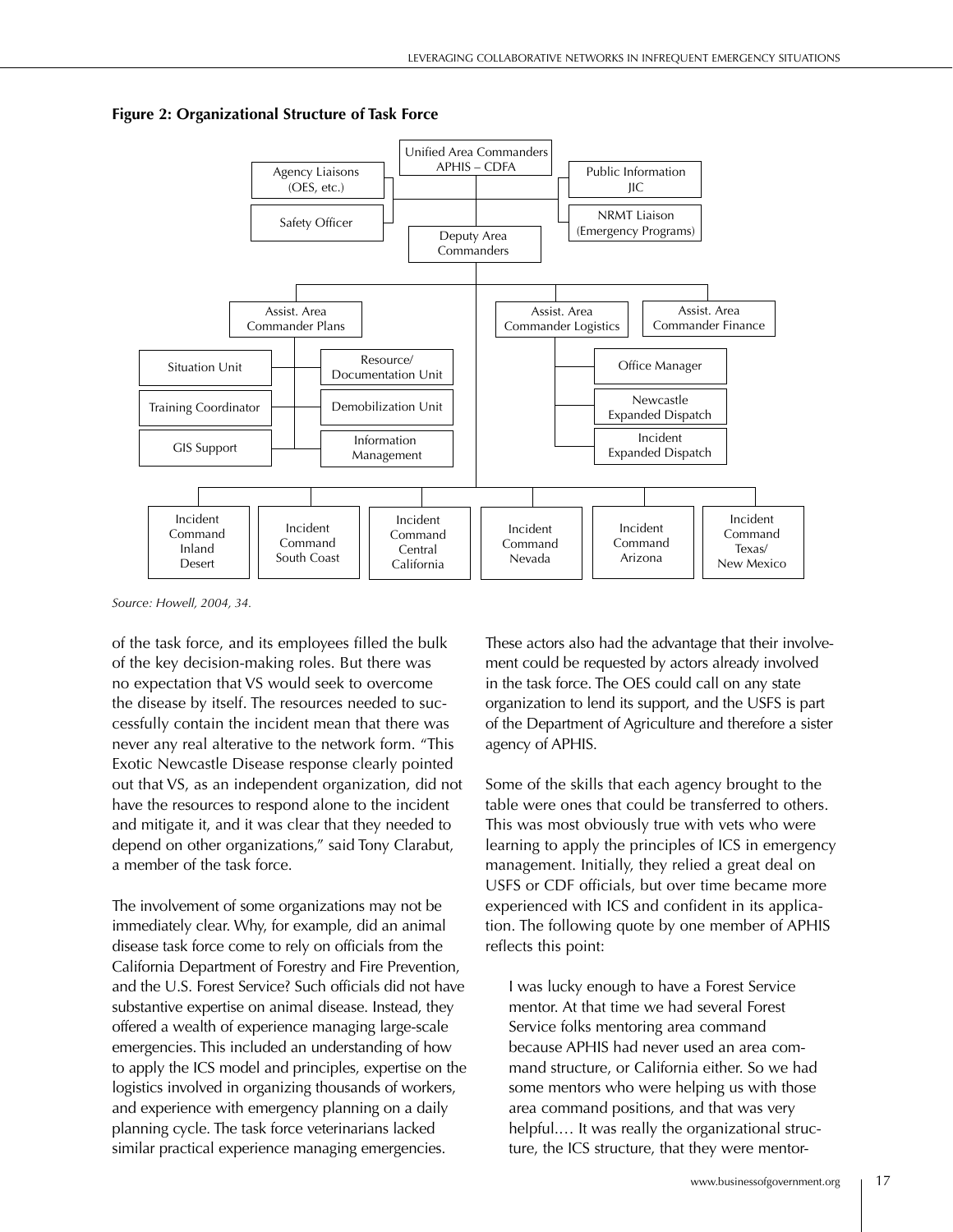**Figure 2: Organizational Structure of Task Force**

- Unified Area Commanders APHIS – CDFA
  - Agency Liaisons (OES, etc.)
  - Safety Officer
  - Public Information JIC
  - NRMT Liaison (Emergency Programs)
  - Deputy Area Commanders
    - Assist. Area Commander Plans
      - Situation Unit
      - Training Coordinator
      - GIS Support
      - Resource/Documentation Unit
      - Demobilization Unit
      - Information Management
    - Assist. Area Commander Logistics
      - Office Manager
      - Newcastle Expanded Dispatch
      - Incident Expanded Dispatch
    - Assist. Area Commander Finance
    - Incident Command Inland Desert
    - Incident Command South Coast
    - Incident Command Central California
    - Incident Command Nevada
    - Incident Command Arizona
    - Incident Command Texas/New Mexico

*Source: Howell, 2004, 34.*

of the task force, and its employees filled the bulk of the key decision-making roles. But there was no expectation that VS would seek to overcome the disease by itself. The resources needed to successfully contain the incident mean that there was never any real alterative to the network form. "This Exotic Newcastle Disease response clearly pointed out that VS, as an independent organization, did not have the resources to respond alone to the incident and mitigate it, and it was clear that they needed to depend on other organizations," said Tony Clarabut, a member of the task force.

The involvement of some organizations may not be immediately clear. Why, for example, did an animal disease task force come to rely on officials from the California Department of Forestry and Fire Prevention, and the U.S. Forest Service? Such officials did not have substantive expertise on animal disease. Instead, they offered a wealth of experience managing large-scale emergencies. This included an understanding of how to apply the ICS model and principles, expertise on the logistics involved in organizing thousands of workers, and experience with emergency planning on a daily planning cycle. The task force veterinarians lacked similar practical experience managing emergencies.

These actors also had the advantage that their involvement could be requested by actors already involved in the task force. The OES could call on any state organization to lend its support, and the USFS is part of the Department of Agriculture and therefore a sister agency of APHIS.

Some of the skills that each agency brought to the table were ones that could be transferred to others. This was most obviously true with vets who were learning to apply the principles of ICS in emergency management. Initially, they relied a great deal on USFS or CDF officials, but over time became more experienced with ICS and confident in its application. The following quote by one member of APHIS reflects this point:

> I was lucky enough to have a Forest Service mentor. At that time we had several Forest Service folks mentoring area command because APHIS had never used an area command structure, or California either. So we had some mentors who were helping us with those area command positions, and that was very helpful.… It was really the organizational structure, the ICS structure, that they were mentor-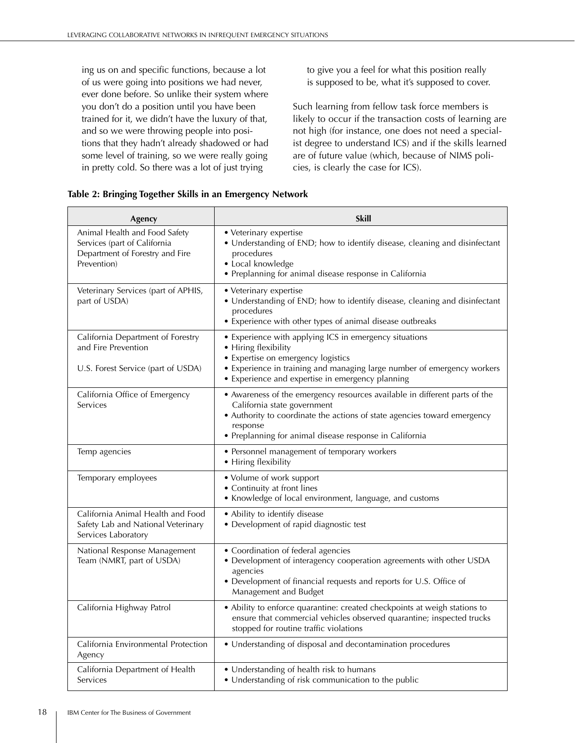ing us on and specific functions, because a lot of us were going into positions we had never, ever done before. So unlike their system where you don't do a position until you have been trained for it, we didn't have the luxury of that, and so we were throwing people into positions that they hadn't already shadowed or had some level of training, so we were really going in pretty cold. So there was a lot of just trying to give you a feel for what this position really is supposed to be, what it's supposed to cover.

Such learning from fellow task force members is likely to occur if the transaction costs of learning are not high (for instance, one does not need a specialist degree to understand ICS) and if the skills learned are of future value (which, because of NIMS policies, is clearly the case for ICS).

**Table 2: Bringing Together Skills in an Emergency Network**

| Agency | Skill |
|---|---|
| Animal Health and Food Safety Services (part of California Department of Forestry and Fire Prevention) | • Veterinary expertise<br>• Understanding of END; how to identify disease, cleaning and disinfectant procedures<br>• Local knowledge<br>• Preplanning for animal disease response in California |
| Veterinary Services (part of APHIS, part of USDA) | • Veterinary expertise<br>• Understanding of END; how to identify disease, cleaning and disinfectant procedures<br>• Experience with other types of animal disease outbreaks |
| California Department of Forestry and Fire Prevention<br><br>U.S. Forest Service (part of USDA) | • Experience with applying ICS in emergency situations<br>• Hiring flexibility<br>• Expertise on emergency logistics<br>• Experience in training and managing large number of emergency workers<br>• Experience and expertise in emergency planning |
| California Office of Emergency Services | • Awareness of the emergency resources available in different parts of the California state government<br>• Authority to coordinate the actions of state agencies toward emergency response<br>• Preplanning for animal disease response in California |
| Temp agencies | • Personnel management of temporary workers<br>• Hiring flexibility |
| Temporary employees | • Volume of work support<br>• Continuity at front lines<br>• Knowledge of local environment, language, and customs |
| California Animal Health and Food Safety Lab and National Veterinary Services Laboratory | • Ability to identify disease<br>• Development of rapid diagnostic test |
| National Response Management Team (NMRT, part of USDA) | • Coordination of federal agencies<br>• Development of interagency cooperation agreements with other USDA agencies<br>• Development of financial requests and reports for U.S. Office of Management and Budget |
| California Highway Patrol | • Ability to enforce quarantine: created checkpoints at weigh stations to ensure that commercial vehicles observed quarantine; inspected trucks stopped for routine traffic violations |
| California Environmental Protection Agency | • Understanding of disposal and decontamination procedures |
| California Department of Health Services | • Understanding of health risk to humans<br>• Understanding of risk communication to the public |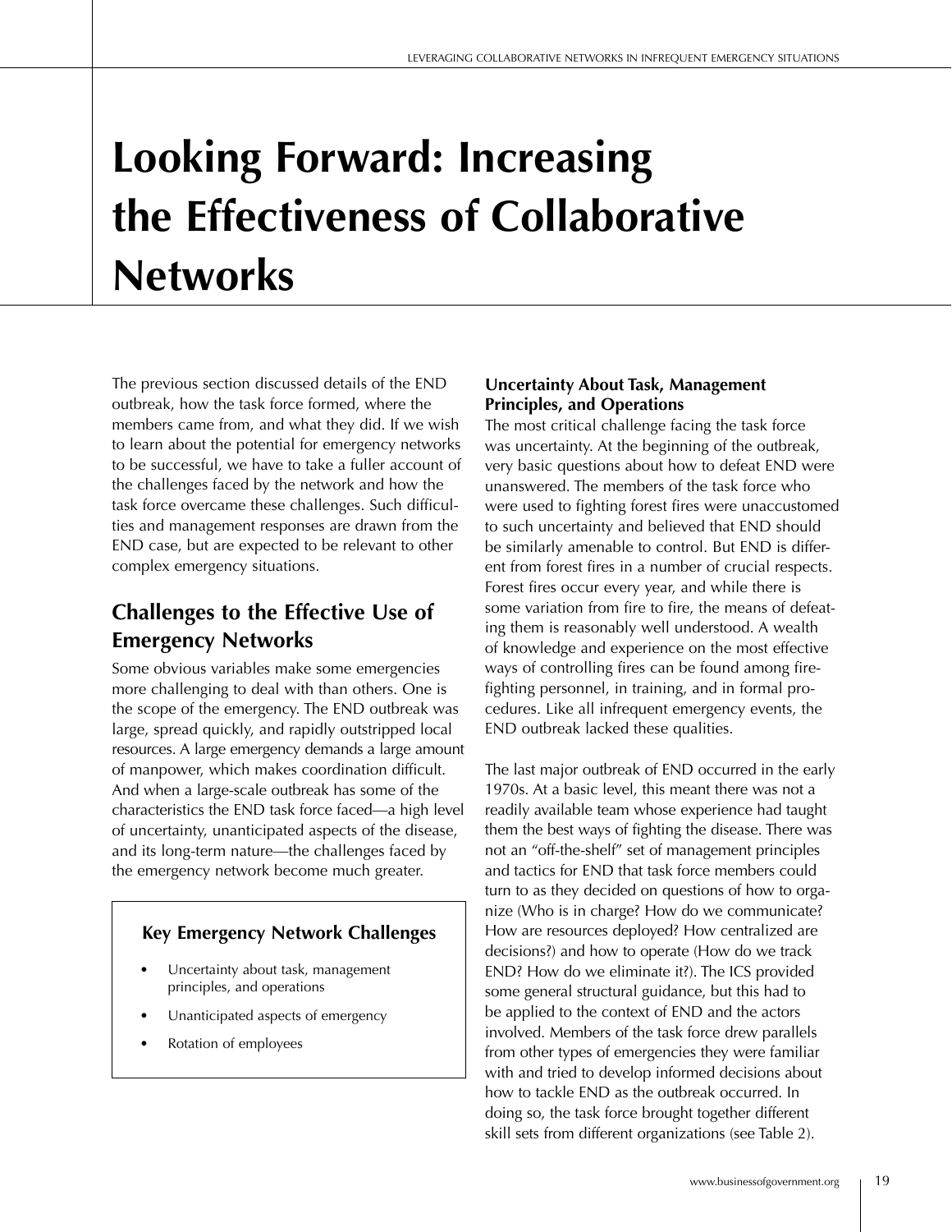# Looking Forward: Increasing the Effectiveness of Collaborative Networks

The previous section discussed details of the END outbreak, how the task force formed, where the members came from, and what they did. If we wish to learn about the potential for emergency networks to be successful, we have to take a fuller account of the challenges faced by the network and how the task force overcame these challenges. Such difficulties and management responses are drawn from the END case, but are expected to be relevant to other complex emergency situations.

## Challenges to the Effective Use of Emergency Networks

Some obvious variables make some emergencies more challenging to deal with than others. One is the scope of the emergency. The END outbreak was large, spread quickly, and rapidly outstripped local resources. A large emergency demands a large amount of manpower, which makes coordination difficult. And when a large-scale outbreak has some of the characteristics the END task force faced—a high level of uncertainty, unanticipated aspects of the disease, and its long-term nature—the challenges faced by the emergency network become much greater.

> **Key Emergency Network Challenges**
>
> - Uncertainty about task, management principles, and operations
> - Unanticipated aspects of emergency
> - Rotation of employees

### Uncertainty About Task, Management Principles, and Operations

The most critical challenge facing the task force was uncertainty. At the beginning of the outbreak, very basic questions about how to defeat END were unanswered. The members of the task force who were used to fighting forest fires were unaccustomed to such uncertainty and believed that END should be similarly amenable to control. But END is different from forest fires in a number of crucial respects. Forest fires occur every year, and while there is some variation from fire to fire, the means of defeating them is reasonably well understood. A wealth of knowledge and experience on the most effective ways of controlling fires can be found among firefighting personnel, in training, and in formal procedures. Like all infrequent emergency events, the END outbreak lacked these qualities.

The last major outbreak of END occurred in the early 1970s. At a basic level, this meant there was not a readily available team whose experience had taught them the best ways of fighting the disease. There was not an "off-the-shelf" set of management principles and tactics for END that task force members could turn to as they decided on questions of how to organize (Who is in charge? How do we communicate? How are resources deployed? How centralized are decisions?) and how to operate (How do we track END? How do we eliminate it?). The ICS provided some general structural guidance, but this had to be applied to the context of END and the actors involved. Members of the task force drew parallels from other types of emergencies they were familiar with and tried to develop informed decisions about how to tackle END as the outbreak occurred. In doing so, the task force brought together different skill sets from different organizations (see Table 2).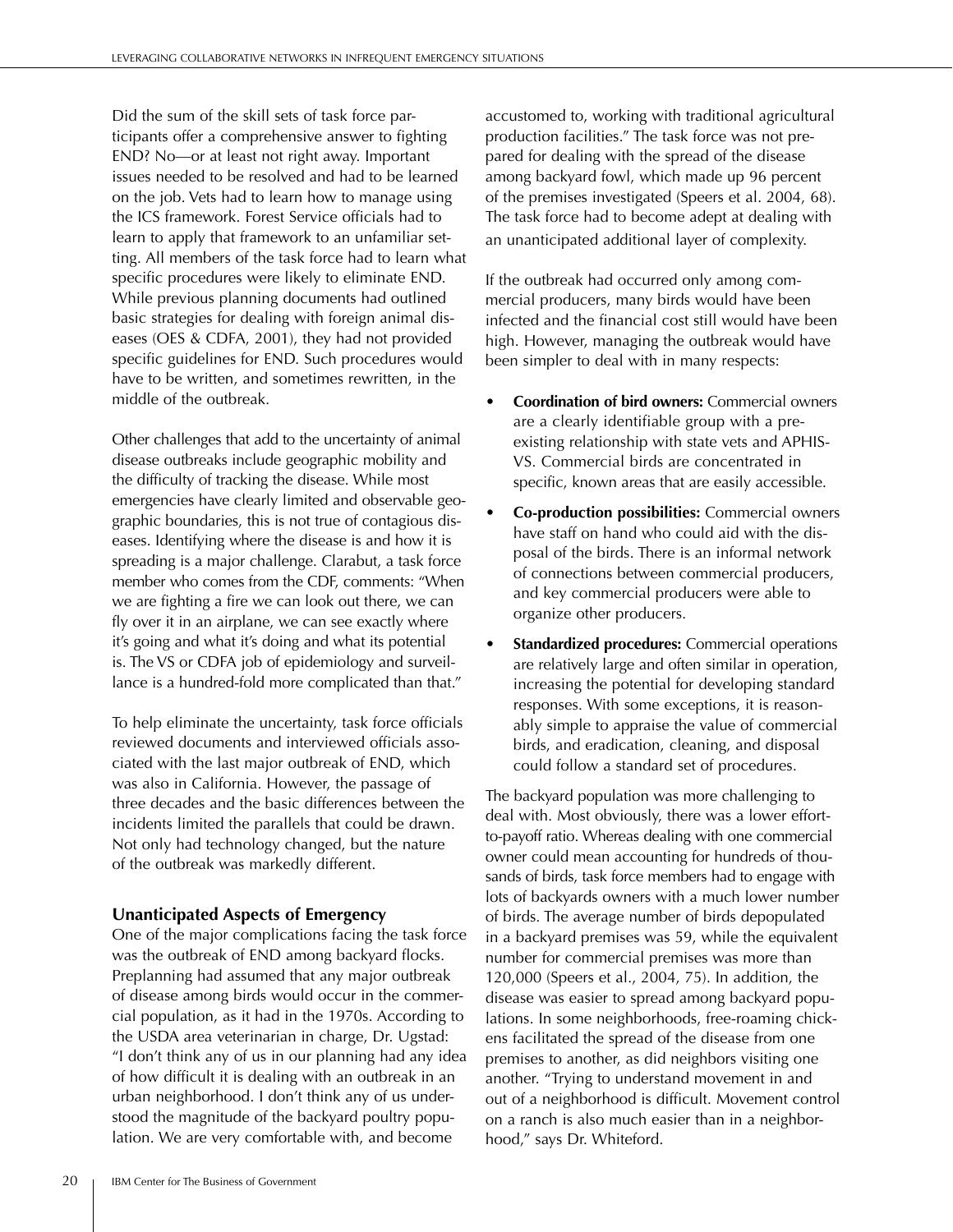Did the sum of the skill sets of task force participants offer a comprehensive answer to fighting END? No—or at least not right away. Important issues needed to be resolved and had to be learned on the job. Vets had to learn how to manage using the ICS framework. Forest Service officials had to learn to apply that framework to an unfamiliar setting. All members of the task force had to learn what specific procedures were likely to eliminate END. While previous planning documents had outlined basic strategies for dealing with foreign animal diseases (OES & CDFA, 2001), they had not provided specific guidelines for END. Such procedures would have to be written, and sometimes rewritten, in the middle of the outbreak.

Other challenges that add to the uncertainty of animal disease outbreaks include geographic mobility and the difficulty of tracking the disease. While most emergencies have clearly limited and observable geographic boundaries, this is not true of contagious diseases. Identifying where the disease is and how it is spreading is a major challenge. Clarabut, a task force member who comes from the CDF, comments: "When we are fighting a fire we can look out there, we can fly over it in an airplane, we can see exactly where it's going and what it's doing and what its potential is. The VS or CDFA job of epidemiology and surveillance is a hundred-fold more complicated than that."

To help eliminate the uncertainty, task force officials reviewed documents and interviewed officials associated with the last major outbreak of END, which was also in California. However, the passage of three decades and the basic differences between the incidents limited the parallels that could be drawn. Not only had technology changed, but the nature of the outbreak was markedly different.

### Unanticipated Aspects of Emergency

One of the major complications facing the task force was the outbreak of END among backyard flocks. Preplanning had assumed that any major outbreak of disease among birds would occur in the commercial population, as it had in the 1970s. According to the USDA area veterinarian in charge, Dr. Ugstad: "I don't think any of us in our planning had any idea of how difficult it is dealing with an outbreak in an urban neighborhood. I don't think any of us understood the magnitude of the backyard poultry population. We are very comfortable with, and become accustomed to, working with traditional agricultural production facilities." The task force was not prepared for dealing with the spread of the disease among backyard fowl, which made up 96 percent of the premises investigated (Speers et al. 2004, 68). The task force had to become adept at dealing with an unanticipated additional layer of complexity.

If the outbreak had occurred only among commercial producers, many birds would have been infected and the financial cost still would have been high. However, managing the outbreak would have been simpler to deal with in many respects:

- **Coordination of bird owners:** Commercial owners are a clearly identifiable group with a preexisting relationship with state vets and APHIS-VS. Commercial birds are concentrated in specific, known areas that are easily accessible.
- **Co-production possibilities:** Commercial owners have staff on hand who could aid with the disposal of the birds. There is an informal network of connections between commercial producers, and key commercial producers were able to organize other producers.
- **Standardized procedures:** Commercial operations are relatively large and often similar in operation, increasing the potential for developing standard responses. With some exceptions, it is reasonably simple to appraise the value of commercial birds, and eradication, cleaning, and disposal could follow a standard set of procedures.

The backyard population was more challenging to deal with. Most obviously, there was a lower effort-to-payoff ratio. Whereas dealing with one commercial owner could mean accounting for hundreds of thousands of birds, task force members had to engage with lots of backyards owners with a much lower number of birds. The average number of birds depopulated in a backyard premises was 59, while the equivalent number for commercial premises was more than 120,000 (Speers et al., 2004, 75). In addition, the disease was easier to spread among backyard populations. In some neighborhoods, free-roaming chickens facilitated the spread of the disease from one premises to another, as did neighbors visiting one another. "Trying to understand movement in and out of a neighborhood is difficult. Movement control on a ranch is also much easier than in a neighborhood," says Dr. Whiteford.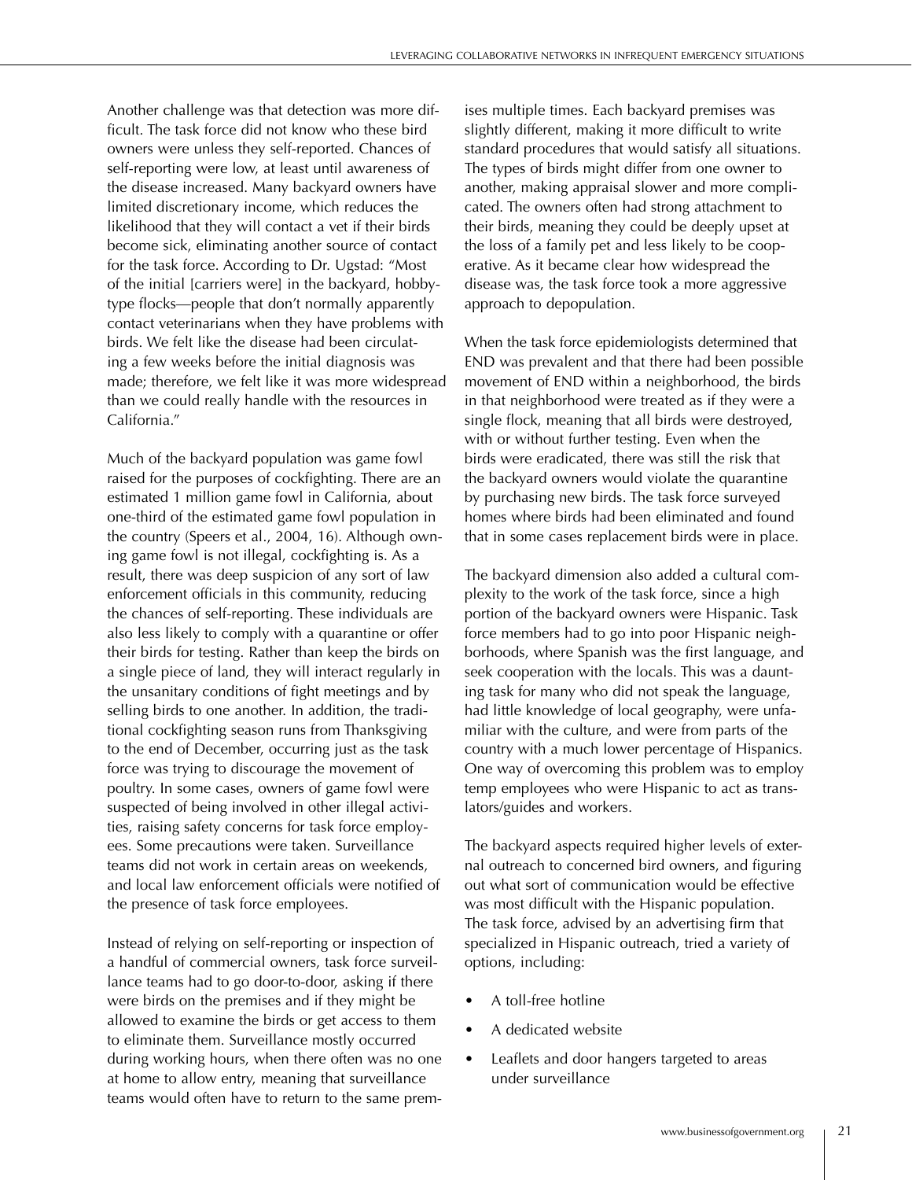Another challenge was that detection was more difficult. The task force did not know who these bird owners were unless they self-reported. Chances of self-reporting were low, at least until awareness of the disease increased. Many backyard owners have limited discretionary income, which reduces the likelihood that they will contact a vet if their birds become sick, eliminating another source of contact for the task force. According to Dr. Ugstad: "Most of the initial [carriers were] in the backyard, hobby-type flocks—people that don't normally apparently contact veterinarians when they have problems with birds. We felt like the disease had been circulating a few weeks before the initial diagnosis was made; therefore, we felt like it was more widespread than we could really handle with the resources in California."

Much of the backyard population was game fowl raised for the purposes of cockfighting. There are an estimated 1 million game fowl in California, about one-third of the estimated game fowl population in the country (Speers et al., 2004, 16). Although owning game fowl is not illegal, cockfighting is. As a result, there was deep suspicion of any sort of law enforcement officials in this community, reducing the chances of self-reporting. These individuals are also less likely to comply with a quarantine or offer their birds for testing. Rather than keep the birds on a single piece of land, they will interact regularly in the unsanitary conditions of fight meetings and by selling birds to one another. In addition, the traditional cockfighting season runs from Thanksgiving to the end of December, occurring just as the task force was trying to discourage the movement of poultry. In some cases, owners of game fowl were suspected of being involved in other illegal activities, raising safety concerns for task force employees. Some precautions were taken. Surveillance teams did not work in certain areas on weekends, and local law enforcement officials were notified of the presence of task force employees.

Instead of relying on self-reporting or inspection of a handful of commercial owners, task force surveillance teams had to go door-to-door, asking if there were birds on the premises and if they might be allowed to examine the birds or get access to them to eliminate them. Surveillance mostly occurred during working hours, when there often was no one at home to allow entry, meaning that surveillance teams would often have to return to the same premises multiple times. Each backyard premises was slightly different, making it more difficult to write standard procedures that would satisfy all situations. The types of birds might differ from one owner to another, making appraisal slower and more complicated. The owners often had strong attachment to their birds, meaning they could be deeply upset at the loss of a family pet and less likely to be cooperative. As it became clear how widespread the disease was, the task force took a more aggressive approach to depopulation.

When the task force epidemiologists determined that END was prevalent and that there had been possible movement of END within a neighborhood, the birds in that neighborhood were treated as if they were a single flock, meaning that all birds were destroyed, with or without further testing. Even when the birds were eradicated, there was still the risk that the backyard owners would violate the quarantine by purchasing new birds. The task force surveyed homes where birds had been eliminated and found that in some cases replacement birds were in place.

The backyard dimension also added a cultural complexity to the work of the task force, since a high portion of the backyard owners were Hispanic. Task force members had to go into poor Hispanic neighborhoods, where Spanish was the first language, and seek cooperation with the locals. This was a daunting task for many who did not speak the language, had little knowledge of local geography, were unfamiliar with the culture, and were from parts of the country with a much lower percentage of Hispanics. One way of overcoming this problem was to employ temp employees who were Hispanic to act as translators/guides and workers.

The backyard aspects required higher levels of external outreach to concerned bird owners, and figuring out what sort of communication would be effective was most difficult with the Hispanic population. The task force, advised by an advertising firm that specialized in Hispanic outreach, tried a variety of options, including:

- A toll-free hotline
- A dedicated website
- Leaflets and door hangers targeted to areas under surveillance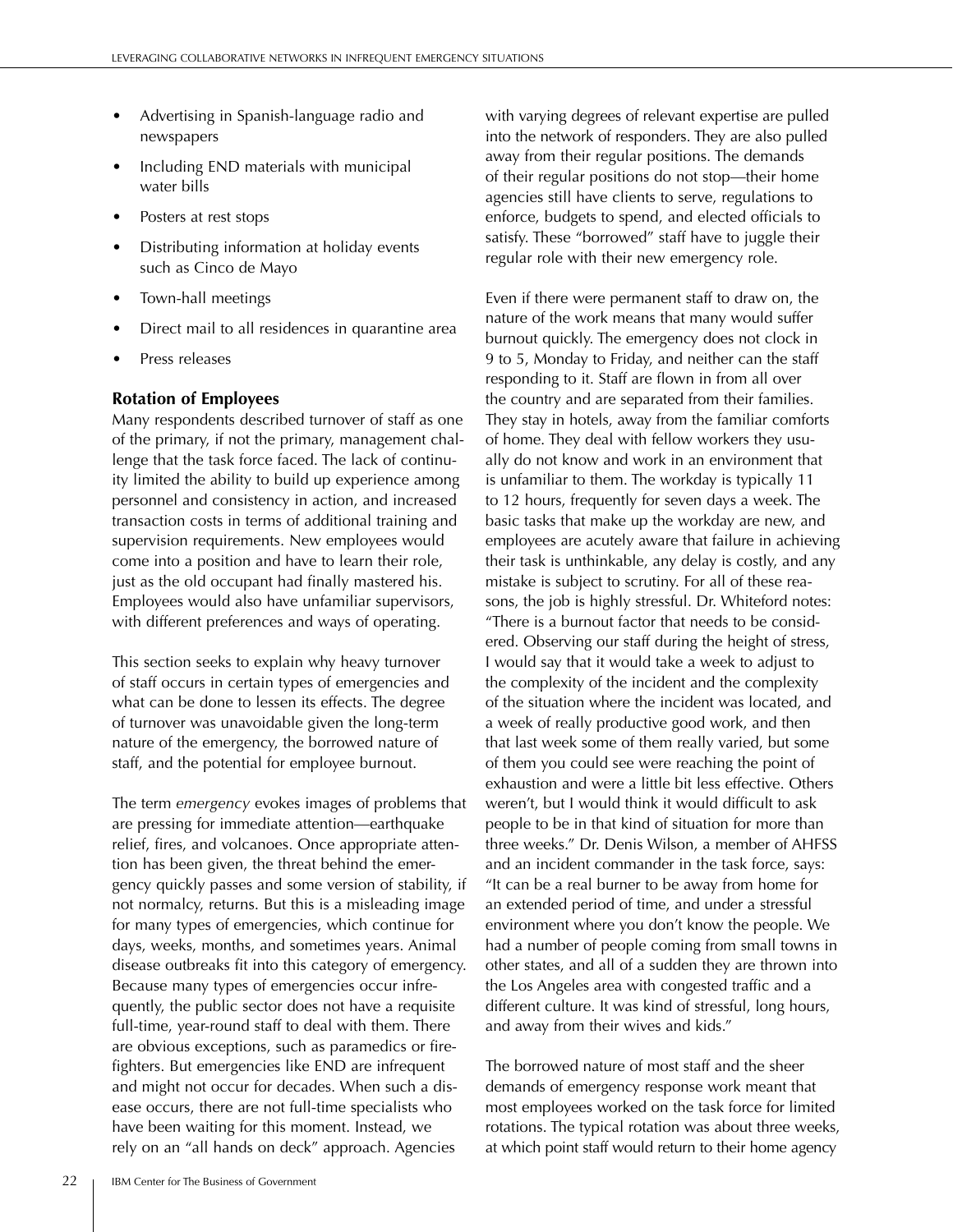- Advertising in Spanish-language radio and newspapers
- Including END materials with municipal water bills
- Posters at rest stops
- Distributing information at holiday events such as Cinco de Mayo
- Town-hall meetings
- Direct mail to all residences in quarantine area
- Press releases

### Rotation of Employees

Many respondents described turnover of staff as one of the primary, if not the primary, management challenge that the task force faced. The lack of continuity limited the ability to build up experience among personnel and consistency in action, and increased transaction costs in terms of additional training and supervision requirements. New employees would come into a position and have to learn their role, just as the old occupant had finally mastered his. Employees would also have unfamiliar supervisors, with different preferences and ways of operating.

This section seeks to explain why heavy turnover of staff occurs in certain types of emergencies and what can be done to lessen its effects. The degree of turnover was unavoidable given the long-term nature of the emergency, the borrowed nature of staff, and the potential for employee burnout.

The term *emergency* evokes images of problems that are pressing for immediate attention—earthquake relief, fires, and volcanoes. Once appropriate attention has been given, the threat behind the emergency quickly passes and some version of stability, if not normalcy, returns. But this is a misleading image for many types of emergencies, which continue for days, weeks, months, and sometimes years. Animal disease outbreaks fit into this category of emergency. Because many types of emergencies occur infrequently, the public sector does not have a requisite full-time, year-round staff to deal with them. There are obvious exceptions, such as paramedics or firefighters. But emergencies like END are infrequent and might not occur for decades. When such a disease occurs, there are not full-time specialists who have been waiting for this moment. Instead, we rely on an "all hands on deck" approach. Agencies with varying degrees of relevant expertise are pulled into the network of responders. They are also pulled away from their regular positions. The demands of their regular positions do not stop—their home agencies still have clients to serve, regulations to enforce, budgets to spend, and elected officials to satisfy. These "borrowed" staff have to juggle their regular role with their new emergency role.

Even if there were permanent staff to draw on, the nature of the work means that many would suffer burnout quickly. The emergency does not clock in 9 to 5, Monday to Friday, and neither can the staff responding to it. Staff are flown in from all over the country and are separated from their families. They stay in hotels, away from the familiar comforts of home. They deal with fellow workers they usually do not know and work in an environment that is unfamiliar to them. The workday is typically 11 to 12 hours, frequently for seven days a week. The basic tasks that make up the workday are new, and employees are acutely aware that failure in achieving their task is unthinkable, any delay is costly, and any mistake is subject to scrutiny. For all of these reasons, the job is highly stressful. Dr. Whiteford notes: "There is a burnout factor that needs to be considered. Observing our staff during the height of stress, I would say that it would take a week to adjust to the complexity of the incident and the complexity of the situation where the incident was located, and a week of really productive good work, and then that last week some of them really varied, but some of them you could see were reaching the point of exhaustion and were a little bit less effective. Others weren't, but I would think it would difficult to ask people to be in that kind of situation for more than three weeks." Dr. Denis Wilson, a member of AHFSS and an incident commander in the task force, says: "It can be a real burner to be away from home for an extended period of time, and under a stressful environment where you don't know the people. We had a number of people coming from small towns in other states, and all of a sudden they are thrown into the Los Angeles area with congested traffic and a different culture. It was kind of stressful, long hours, and away from their wives and kids."

The borrowed nature of most staff and the sheer demands of emergency response work meant that most employees worked on the task force for limited rotations. The typical rotation was about three weeks, at which point staff would return to their home agency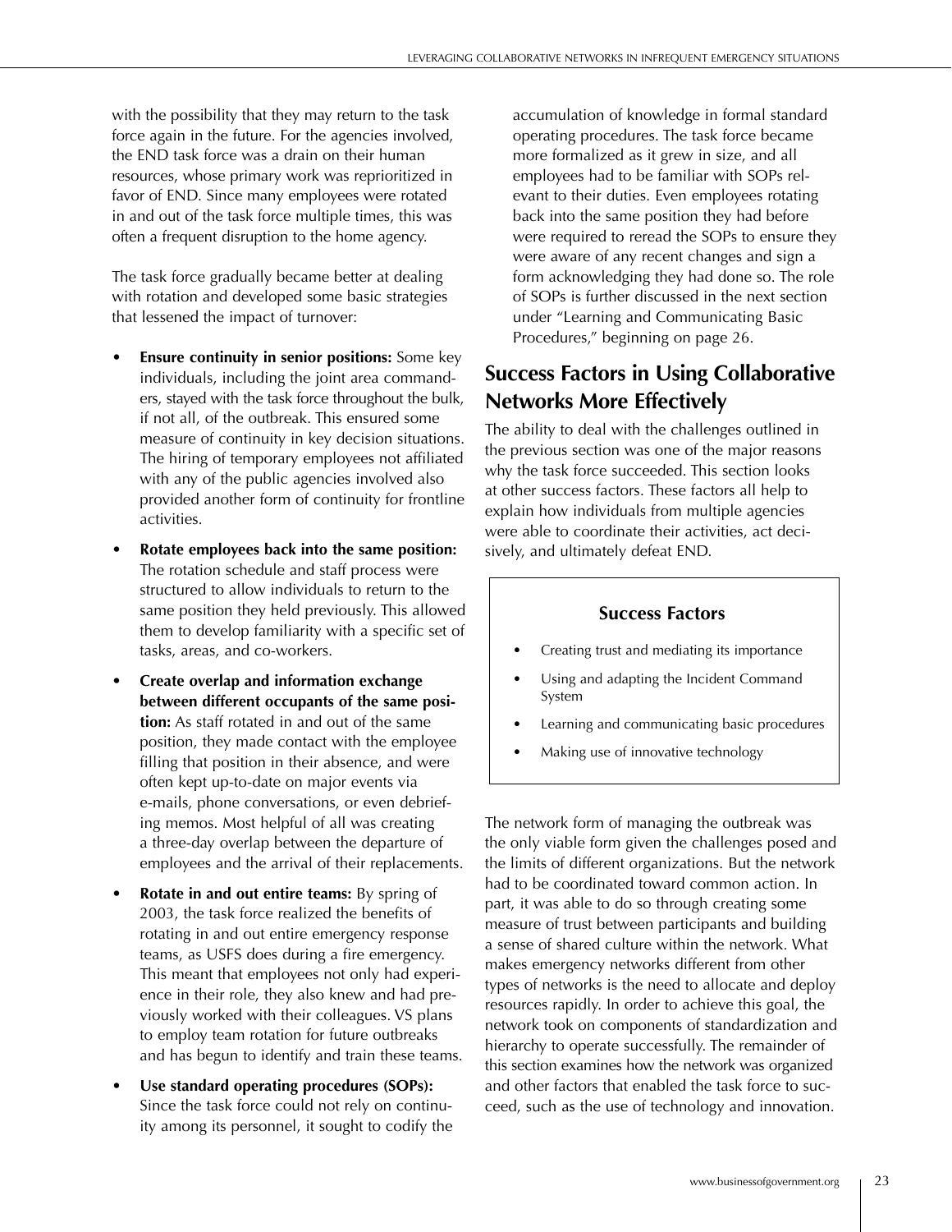with the possibility that they may return to the task force again in the future. For the agencies involved, the END task force was a drain on their human resources, whose primary work was reprioritized in favor of END. Since many employees were rotated in and out of the task force multiple times, this was often a frequent disruption to the home agency.

The task force gradually became better at dealing with rotation and developed some basic strategies that lessened the impact of turnover:

- **Ensure continuity in senior positions:** Some key individuals, including the joint area commanders, stayed with the task force throughout the bulk, if not all, of the outbreak. This ensured some measure of continuity in key decision situations. The hiring of temporary employees not affiliated with any of the public agencies involved also provided another form of continuity for frontline activities.
- **Rotate employees back into the same position:** The rotation schedule and staff process were structured to allow individuals to return to the same position they held previously. This allowed them to develop familiarity with a specific set of tasks, areas, and co-workers.
- **Create overlap and information exchange between different occupants of the same position:** As staff rotated in and out of the same position, they made contact with the employee filling that position in their absence, and were often kept up-to-date on major events via e-mails, phone conversations, or even debriefing memos. Most helpful of all was creating a three-day overlap between the departure of employees and the arrival of their replacements.
- **Rotate in and out entire teams:** By spring of 2003, the task force realized the benefits of rotating in and out entire emergency response teams, as USFS does during a fire emergency. This meant that employees not only had experience in their role, they also knew and had previously worked with their colleagues. VS plans to employ team rotation for future outbreaks and has begun to identify and train these teams.
- **Use standard operating procedures (SOPs):** Since the task force could not rely on continuity among its personnel, it sought to codify the accumulation of knowledge in formal standard operating procedures. The task force became more formalized as it grew in size, and all employees had to be familiar with SOPs relevant to their duties. Even employees rotating back into the same position they had before were required to reread the SOPs to ensure they were aware of any recent changes and sign a form acknowledging they had done so. The role of SOPs is further discussed in the next section under "Learning and Communicating Basic Procedures," beginning on page 26.

## Success Factors in Using Collaborative Networks More Effectively

The ability to deal with the challenges outlined in the previous section was one of the major reasons why the task force succeeded. This section looks at other success factors. These factors all help to explain how individuals from multiple agencies were able to coordinate their activities, act decisively, and ultimately defeat END.

**Success Factors**

- Creating trust and mediating its importance
- Using and adapting the Incident Command System
- Learning and communicating basic procedures
- Making use of innovative technology

The network form of managing the outbreak was the only viable form given the challenges posed and the limits of different organizations. But the network had to be coordinated toward common action. In part, it was able to do so through creating some measure of trust between participants and building a sense of shared culture within the network. What makes emergency networks different from other types of networks is the need to allocate and deploy resources rapidly. In order to achieve this goal, the network took on components of standardization and hierarchy to operate successfully. The remainder of this section examines how the network was organized and other factors that enabled the task force to succeed, such as the use of technology and innovation.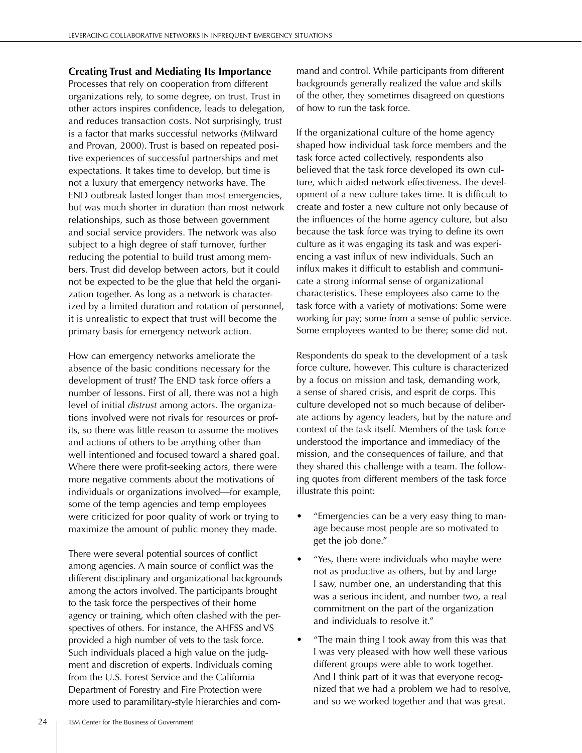### Creating Trust and Mediating Its Importance

Processes that rely on cooperation from different organizations rely, to some degree, on trust. Trust in other actors inspires confidence, leads to delegation, and reduces transaction costs. Not surprisingly, trust is a factor that marks successful networks (Milward and Provan, 2000). Trust is based on repeated positive experiences of successful partnerships and met expectations. It takes time to develop, but time is not a luxury that emergency networks have. The END outbreak lasted longer than most emergencies, but was much shorter in duration than most network relationships, such as those between government and social service providers. The network was also subject to a high degree of staff turnover, further reducing the potential to build trust among members. Trust did develop between actors, but it could not be expected to be the glue that held the organization together. As long as a network is characterized by a limited duration and rotation of personnel, it is unrealistic to expect that trust will become the primary basis for emergency network action.

How can emergency networks ameliorate the absence of the basic conditions necessary for the development of trust? The END task force offers a number of lessons. First of all, there was not a high level of initial *distrust* among actors. The organizations involved were not rivals for resources or profits, so there was little reason to assume the motives and actions of others to be anything other than well intentioned and focused toward a shared goal. Where there were profit-seeking actors, there were more negative comments about the motivations of individuals or organizations involved—for example, some of the temp agencies and temp employees were criticized for poor quality of work or trying to maximize the amount of public money they made.

There were several potential sources of conflict among agencies. A main source of conflict was the different disciplinary and organizational backgrounds among the actors involved. The participants brought to the task force the perspectives of their home agency or training, which often clashed with the perspectives of others. For instance, the AHFSS and VS provided a high number of vets to the task force. Such individuals placed a high value on the judgment and discretion of experts. Individuals coming from the U.S. Forest Service and the California Department of Forestry and Fire Protection were more used to paramilitary-style hierarchies and command and control. While participants from different backgrounds generally realized the value and skills of the other, they sometimes disagreed on questions of how to run the task force.

If the organizational culture of the home agency shaped how individual task force members and the task force acted collectively, respondents also believed that the task force developed its own culture, which aided network effectiveness. The development of a new culture takes time. It is difficult to create and foster a new culture not only because of the influences of the home agency culture, but also because the task force was trying to define its own culture as it was engaging its task and was experiencing a vast influx of new individuals. Such an influx makes it difficult to establish and communicate a strong informal sense of organizational characteristics. These employees also came to the task force with a variety of motivations: Some were working for pay; some from a sense of public service. Some employees wanted to be there; some did not.

Respondents do speak to the development of a task force culture, however. This culture is characterized by a focus on mission and task, demanding work, a sense of shared crisis, and esprit de corps. This culture developed not so much because of deliberate actions by agency leaders, but by the nature and context of the task itself. Members of the task force understood the importance and immediacy of the mission, and the consequences of failure, and that they shared this challenge with a team. The following quotes from different members of the task force illustrate this point:

- "Emergencies can be a very easy thing to manage because most people are so motivated to get the job done."
- "Yes, there were individuals who maybe were not as productive as others, but by and large I saw, number one, an understanding that this was a serious incident, and number two, a real commitment on the part of the organization and individuals to resolve it."
- "The main thing I took away from this was that I was very pleased with how well these various different groups were able to work together. And I think part of it was that everyone recognized that we had a problem we had to resolve, and so we worked together and that was great.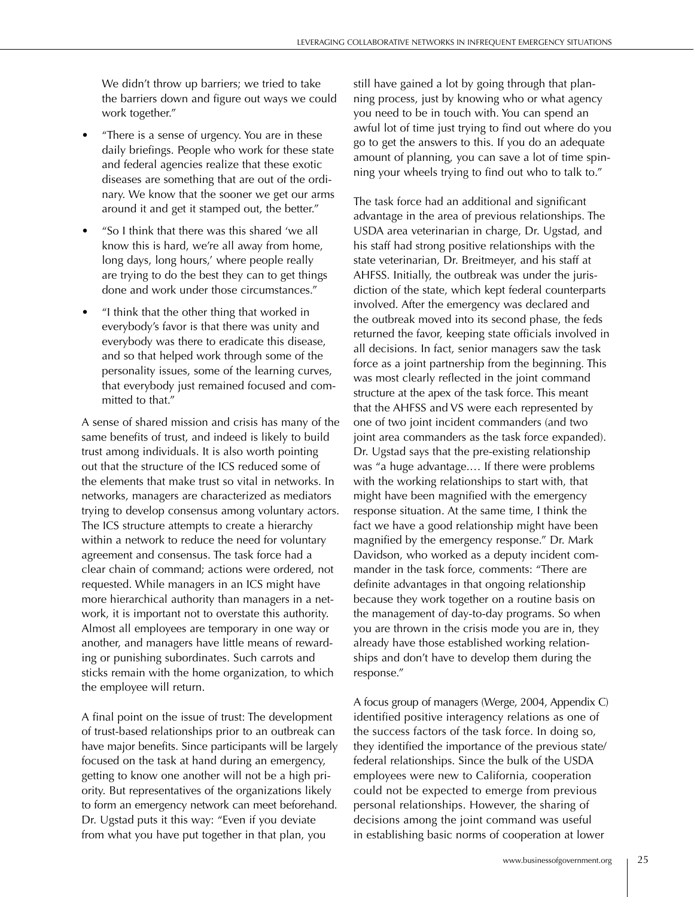We didn't throw up barriers; we tried to take the barriers down and figure out ways we could work together."

- "There is a sense of urgency. You are in these daily briefings. People who work for these state and federal agencies realize that these exotic diseases are something that are out of the ordinary. We know that the sooner we get our arms around it and get it stamped out, the better."
- "So I think that there was this shared 'we all know this is hard, we're all away from home, long days, long hours,' where people really are trying to do the best they can to get things done and work under those circumstances."
- "I think that the other thing that worked in everybody's favor is that there was unity and everybody was there to eradicate this disease, and so that helped work through some of the personality issues, some of the learning curves, that everybody just remained focused and committed to that."

A sense of shared mission and crisis has many of the same benefits of trust, and indeed is likely to build trust among individuals. It is also worth pointing out that the structure of the ICS reduced some of the elements that make trust so vital in networks. In networks, managers are characterized as mediators trying to develop consensus among voluntary actors. The ICS structure attempts to create a hierarchy within a network to reduce the need for voluntary agreement and consensus. The task force had a clear chain of command; actions were ordered, not requested. While managers in an ICS might have more hierarchical authority than managers in a network, it is important not to overstate this authority. Almost all employees are temporary in one way or another, and managers have little means of rewarding or punishing subordinates. Such carrots and sticks remain with the home organization, to which the employee will return.

A final point on the issue of trust: The development of trust-based relationships prior to an outbreak can have major benefits. Since participants will be largely focused on the task at hand during an emergency, getting to know one another will not be a high priority. But representatives of the organizations likely to form an emergency network can meet beforehand. Dr. Ugstad puts it this way: "Even if you deviate from what you have put together in that plan, you still have gained a lot by going through that planning process, just by knowing who or what agency you need to be in touch with. You can spend an awful lot of time just trying to find out where do you go to get the answers to this. If you do an adequate amount of planning, you can save a lot of time spinning your wheels trying to find out who to talk to."

The task force had an additional and significant advantage in the area of previous relationships. The USDA area veterinarian in charge, Dr. Ugstad, and his staff had strong positive relationships with the state veterinarian, Dr. Breitmeyer, and his staff at AHFSS. Initially, the outbreak was under the jurisdiction of the state, which kept federal counterparts involved. After the emergency was declared and the outbreak moved into its second phase, the feds returned the favor, keeping state officials involved in all decisions. In fact, senior managers saw the task force as a joint partnership from the beginning. This was most clearly reflected in the joint command structure at the apex of the task force. This meant that the AHFSS and VS were each represented by one of two joint incident commanders (and two joint area commanders as the task force expanded). Dr. Ugstad says that the pre-existing relationship was "a huge advantage.… If there were problems with the working relationships to start with, that might have been magnified with the emergency response situation. At the same time, I think the fact we have a good relationship might have been magnified by the emergency response." Dr. Mark Davidson, who worked as a deputy incident commander in the task force, comments: "There are definite advantages in that ongoing relationship because they work together on a routine basis on the management of day-to-day programs. So when you are thrown in the crisis mode you are in, they already have those established working relationships and don't have to develop them during the response."

A focus group of managers (Werge, 2004, Appendix C) identified positive interagency relations as one of the success factors of the task force. In doing so, they identified the importance of the previous state/federal relationships. Since the bulk of the USDA employees were new to California, cooperation could not be expected to emerge from previous personal relationships. However, the sharing of decisions among the joint command was useful in establishing basic norms of cooperation at lower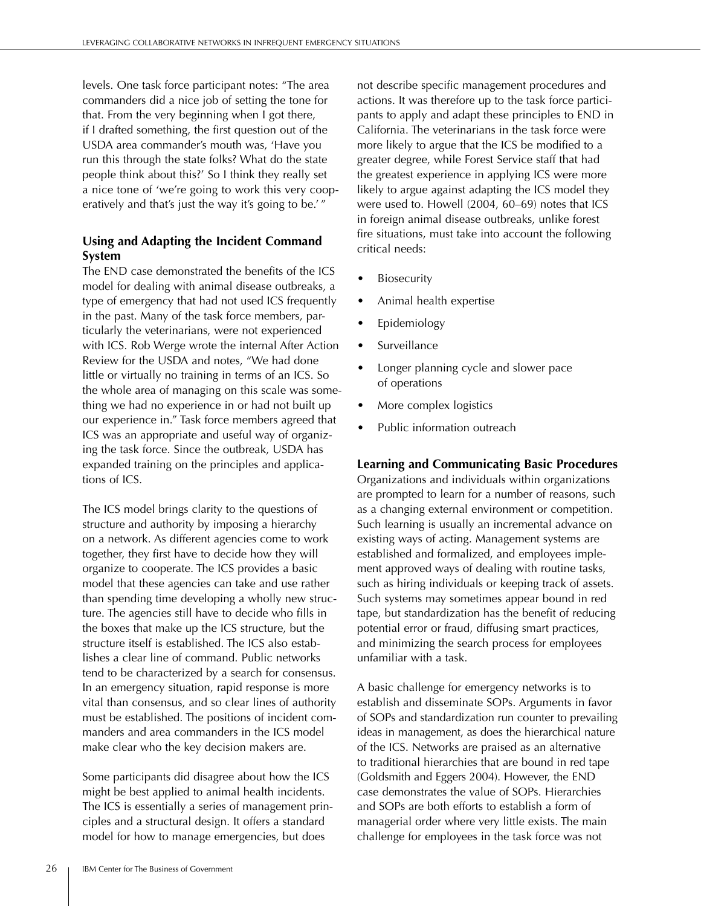levels. One task force participant notes: "The area commanders did a nice job of setting the tone for that. From the very beginning when I got there, if I drafted something, the first question out of the USDA area commander's mouth was, 'Have you run this through the state folks? What do the state people think about this?' So I think they really set a nice tone of 'we're going to work this very cooperatively and that's just the way it's going to be.'"

### Using and Adapting the Incident Command System

The END case demonstrated the benefits of the ICS model for dealing with animal disease outbreaks, a type of emergency that had not used ICS frequently in the past. Many of the task force members, particularly the veterinarians, were not experienced with ICS. Rob Werge wrote the internal After Action Review for the USDA and notes, "We had done little or virtually no training in terms of an ICS. So the whole area of managing on this scale was something we had no experience in or had not built up our experience in." Task force members agreed that ICS was an appropriate and useful way of organizing the task force. Since the outbreak, USDA has expanded training on the principles and applications of ICS.

The ICS model brings clarity to the questions of structure and authority by imposing a hierarchy on a network. As different agencies come to work together, they first have to decide how they will organize to cooperate. The ICS provides a basic model that these agencies can take and use rather than spending time developing a wholly new structure. The agencies still have to decide who fills in the boxes that make up the ICS structure, but the structure itself is established. The ICS also establishes a clear line of command. Public networks tend to be characterized by a search for consensus. In an emergency situation, rapid response is more vital than consensus, and so clear lines of authority must be established. The positions of incident commanders and area commanders in the ICS model make clear who the key decision makers are.

Some participants did disagree about how the ICS might be best applied to animal health incidents. The ICS is essentially a series of management principles and a structural design. It offers a standard model for how to manage emergencies, but does not describe specific management procedures and actions. It was therefore up to the task force participants to apply and adapt these principles to END in California. The veterinarians in the task force were more likely to argue that the ICS be modified to a greater degree, while Forest Service staff that had the greatest experience in applying ICS were more likely to argue against adapting the ICS model they were used to. Howell (2004, 60–69) notes that ICS in foreign animal disease outbreaks, unlike forest fire situations, must take into account the following critical needs:

- Biosecurity
- Animal health expertise
- Epidemiology
- Surveillance
- Longer planning cycle and slower pace of operations
- More complex logistics
- Public information outreach

### Learning and Communicating Basic Procedures

Organizations and individuals within organizations are prompted to learn for a number of reasons, such as a changing external environment or competition. Such learning is usually an incremental advance on existing ways of acting. Management systems are established and formalized, and employees implement approved ways of dealing with routine tasks, such as hiring individuals or keeping track of assets. Such systems may sometimes appear bound in red tape, but standardization has the benefit of reducing potential error or fraud, diffusing smart practices, and minimizing the search process for employees unfamiliar with a task.

A basic challenge for emergency networks is to establish and disseminate SOPs. Arguments in favor of SOPs and standardization run counter to prevailing ideas in management, as does the hierarchical nature of the ICS. Networks are praised as an alternative to traditional hierarchies that are bound in red tape (Goldsmith and Eggers 2004). However, the END case demonstrates the value of SOPs. Hierarchies and SOPs are both efforts to establish a form of managerial order where very little exists. The main challenge for employees in the task force was not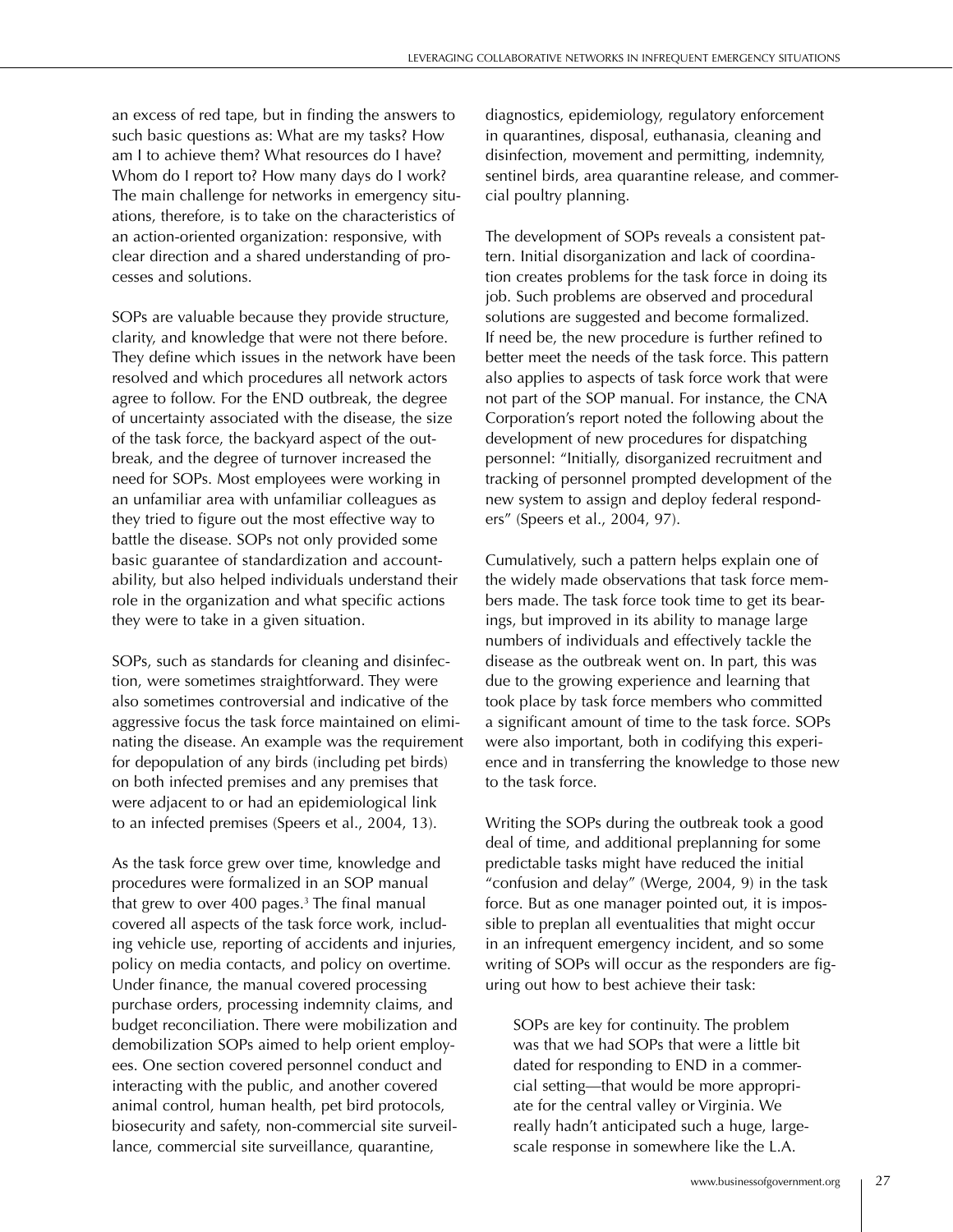an excess of red tape, but in finding the answers to such basic questions as: What are my tasks? How am I to achieve them? What resources do I have? Whom do I report to? How many days do I work? The main challenge for networks in emergency situations, therefore, is to take on the characteristics of an action-oriented organization: responsive, with clear direction and a shared understanding of processes and solutions.

SOPs are valuable because they provide structure, clarity, and knowledge that were not there before. They define which issues in the network have been resolved and which procedures all network actors agree to follow. For the END outbreak, the degree of uncertainty associated with the disease, the size of the task force, the backyard aspect of the outbreak, and the degree of turnover increased the need for SOPs. Most employees were working in an unfamiliar area with unfamiliar colleagues as they tried to figure out the most effective way to battle the disease. SOPs not only provided some basic guarantee of standardization and accountability, but also helped individuals understand their role in the organization and what specific actions they were to take in a given situation.

SOPs, such as standards for cleaning and disinfection, were sometimes straightforward. They were also sometimes controversial and indicative of the aggressive focus the task force maintained on eliminating the disease. An example was the requirement for depopulation of any birds (including pet birds) on both infected premises and any premises that were adjacent to or had an epidemiological link to an infected premises (Speers et al., 2004, 13).

As the task force grew over time, knowledge and procedures were formalized in an SOP manual that grew to over 400 pages.[3] The final manual covered all aspects of the task force work, including vehicle use, reporting of accidents and injuries, policy on media contacts, and policy on overtime. Under finance, the manual covered processing purchase orders, processing indemnity claims, and budget reconciliation. There were mobilization and demobilization SOPs aimed to help orient employees. One section covered personnel conduct and interacting with the public, and another covered animal control, human health, pet bird protocols, biosecurity and safety, non-commercial site surveillance, commercial site surveillance, quarantine, diagnostics, epidemiology, regulatory enforcement in quarantines, disposal, euthanasia, cleaning and disinfection, movement and permitting, indemnity, sentinel birds, area quarantine release, and commercial poultry planning.

The development of SOPs reveals a consistent pattern. Initial disorganization and lack of coordination creates problems for the task force in doing its job. Such problems are observed and procedural solutions are suggested and become formalized. If need be, the new procedure is further refined to better meet the needs of the task force. This pattern also applies to aspects of task force work that were not part of the SOP manual. For instance, the CNA Corporation's report noted the following about the development of new procedures for dispatching personnel: "Initially, disorganized recruitment and tracking of personnel prompted development of the new system to assign and deploy federal responders" (Speers et al., 2004, 97).

Cumulatively, such a pattern helps explain one of the widely made observations that task force members made. The task force took time to get its bearings, but improved in its ability to manage large numbers of individuals and effectively tackle the disease as the outbreak went on. In part, this was due to the growing experience and learning that took place by task force members who committed a significant amount of time to the task force. SOPs were also important, both in codifying this experience and in transferring the knowledge to those new to the task force.

Writing the SOPs during the outbreak took a good deal of time, and additional preplanning for some predictable tasks might have reduced the initial "confusion and delay" (Werge, 2004, 9) in the task force. But as one manager pointed out, it is impossible to preplan all eventualities that might occur in an infrequent emergency incident, and so some writing of SOPs will occur as the responders are figuring out how to best achieve their task:

> SOPs are key for continuity. The problem was that we had SOPs that were a little bit dated for responding to END in a commercial setting—that would be more appropriate for the central valley or Virginia. We really hadn't anticipated such a huge, large-scale response in somewhere like the L.A.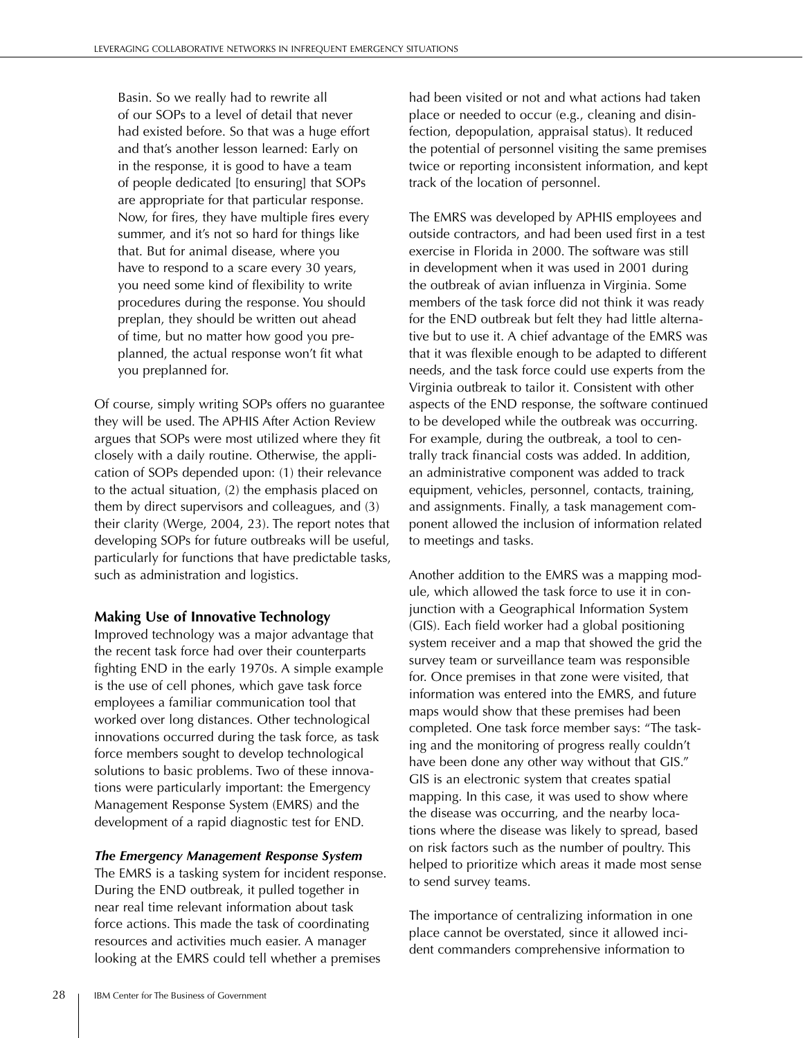> Basin. So we really had to rewrite all of our SOPs to a level of detail that never had existed before. So that was a huge effort and that's another lesson learned: Early on in the response, it is good to have a team of people dedicated [to ensuring] that SOPs are appropriate for that particular response. Now, for fires, they have multiple fires every summer, and it's not so hard for things like that. But for animal disease, where you have to respond to a scare every 30 years, you need some kind of flexibility to write procedures during the response. You should preplan, they should be written out ahead of time, but no matter how good you preplanned, the actual response won't fit what you preplanned for.

Of course, simply writing SOPs offers no guarantee they will be used. The APHIS After Action Review argues that SOPs were most utilized where they fit closely with a daily routine. Otherwise, the application of SOPs depended upon: (1) their relevance to the actual situation, (2) the emphasis placed on them by direct supervisors and colleagues, and (3) their clarity (Werge, 2004, 23). The report notes that developing SOPs for future outbreaks will be useful, particularly for functions that have predictable tasks, such as administration and logistics.

### Making Use of Innovative Technology

Improved technology was a major advantage that the recent task force had over their counterparts fighting END in the early 1970s. A simple example is the use of cell phones, which gave task force employees a familiar communication tool that worked over long distances. Other technological innovations occurred during the task force, as task force members sought to develop technological solutions to basic problems. Two of these innovations were particularly important: the Emergency Management Response System (EMRS) and the development of a rapid diagnostic test for END.

#### *The Emergency Management Response System*

The EMRS is a tasking system for incident response. During the END outbreak, it pulled together in near real time relevant information about task force actions. This made the task of coordinating resources and activities much easier. A manager looking at the EMRS could tell whether a premises had been visited or not and what actions had taken place or needed to occur (e.g., cleaning and disinfection, depopulation, appraisal status). It reduced the potential of personnel visiting the same premises twice or reporting inconsistent information, and kept track of the location of personnel.

The EMRS was developed by APHIS employees and outside contractors, and had been used first in a test exercise in Florida in 2000. The software was still in development when it was used in 2001 during the outbreak of avian influenza in Virginia. Some members of the task force did not think it was ready for the END outbreak but felt they had little alternative but to use it. A chief advantage of the EMRS was that it was flexible enough to be adapted to different needs, and the task force could use experts from the Virginia outbreak to tailor it. Consistent with other aspects of the END response, the software continued to be developed while the outbreak was occurring. For example, during the outbreak, a tool to centrally track financial costs was added. In addition, an administrative component was added to track equipment, vehicles, personnel, contacts, training, and assignments. Finally, a task management component allowed the inclusion of information related to meetings and tasks.

Another addition to the EMRS was a mapping module, which allowed the task force to use it in conjunction with a Geographical Information System (GIS). Each field worker had a global positioning system receiver and a map that showed the grid the survey team or surveillance team was responsible for. Once premises in that zone were visited, that information was entered into the EMRS, and future maps would show that these premises had been completed. One task force member says: "The tasking and the monitoring of progress really couldn't have been done any other way without that GIS." GIS is an electronic system that creates spatial mapping. In this case, it was used to show where the disease was occurring, and the nearby locations where the disease was likely to spread, based on risk factors such as the number of poultry. This helped to prioritize which areas it made most sense to send survey teams.

The importance of centralizing information in one place cannot be overstated, since it allowed incident commanders comprehensive information to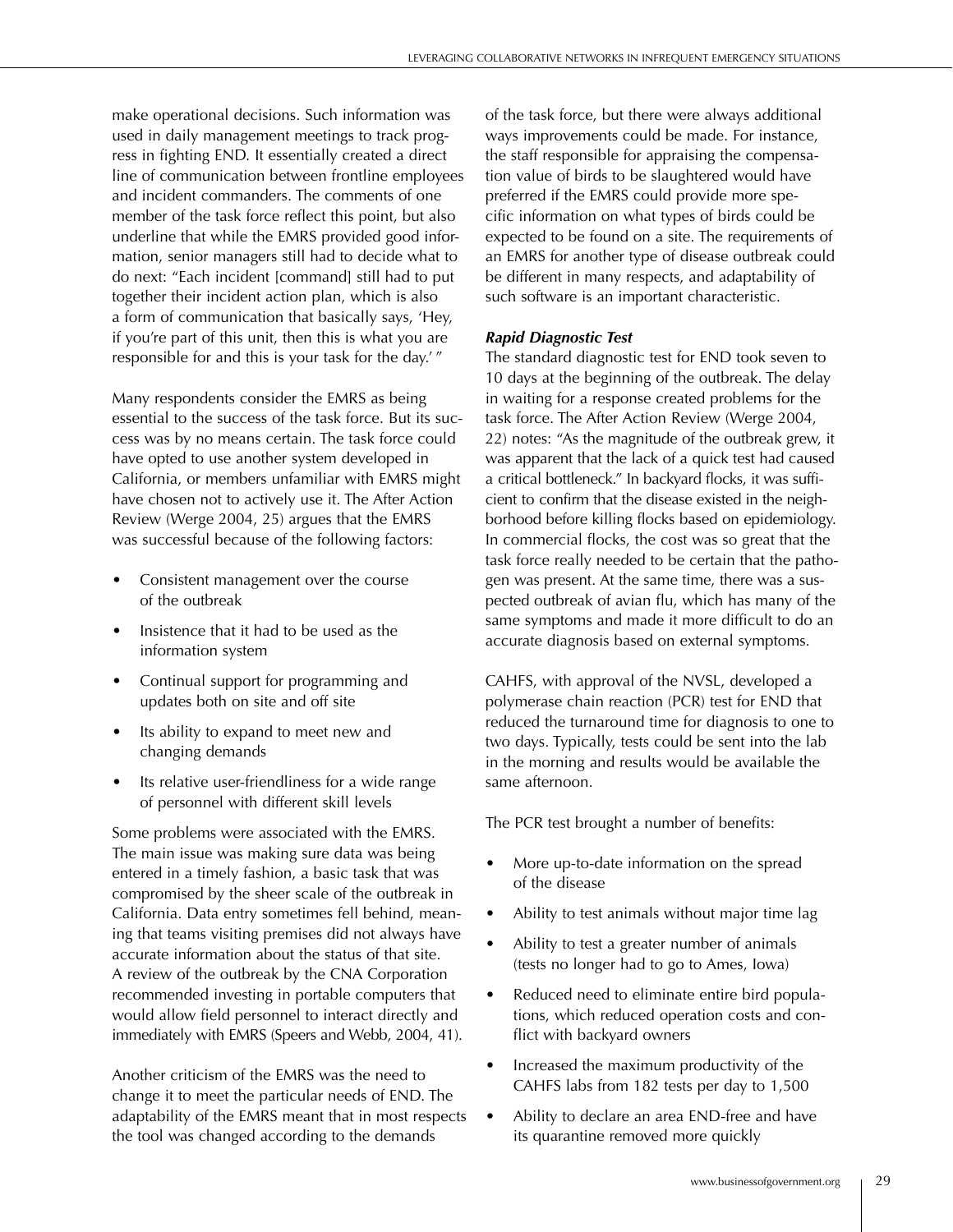make operational decisions. Such information was used in daily management meetings to track progress in fighting END. It essentially created a direct line of communication between frontline employees and incident commanders. The comments of one member of the task force reflect this point, but also underline that while the EMRS provided good information, senior managers still had to decide what to do next: "Each incident [command] still had to put together their incident action plan, which is also a form of communication that basically says, 'Hey, if you're part of this unit, then this is what you are responsible for and this is your task for the day.' "

Many respondents consider the EMRS as being essential to the success of the task force. But its success was by no means certain. The task force could have opted to use another system developed in California, or members unfamiliar with EMRS might have chosen not to actively use it. The After Action Review (Werge 2004, 25) argues that the EMRS was successful because of the following factors:

- Consistent management over the course of the outbreak
- Insistence that it had to be used as the information system
- Continual support for programming and updates both on site and off site
- Its ability to expand to meet new and changing demands
- Its relative user-friendliness for a wide range of personnel with different skill levels

Some problems were associated with the EMRS. The main issue was making sure data was being entered in a timely fashion, a basic task that was compromised by the sheer scale of the outbreak in California. Data entry sometimes fell behind, meaning that teams visiting premises did not always have accurate information about the status of that site. A review of the outbreak by the CNA Corporation recommended investing in portable computers that would allow field personnel to interact directly and immediately with EMRS (Speers and Webb, 2004, 41).

Another criticism of the EMRS was the need to change it to meet the particular needs of END. The adaptability of the EMRS meant that in most respects the tool was changed according to the demands of the task force, but there were always additional ways improvements could be made. For instance, the staff responsible for appraising the compensation value of birds to be slaughtered would have preferred if the EMRS could provide more specific information on what types of birds could be expected to be found on a site. The requirements of an EMRS for another type of disease outbreak could be different in many respects, and adaptability of such software is an important characteristic.

***Rapid Diagnostic Test***

The standard diagnostic test for END took seven to 10 days at the beginning of the outbreak. The delay in waiting for a response created problems for the task force. The After Action Review (Werge 2004, 22) notes: "As the magnitude of the outbreak grew, it was apparent that the lack of a quick test had caused a critical bottleneck." In backyard flocks, it was sufficient to confirm that the disease existed in the neighborhood before killing flocks based on epidemiology. In commercial flocks, the cost was so great that the task force really needed to be certain that the pathogen was present. At the same time, there was a suspected outbreak of avian flu, which has many of the same symptoms and made it more difficult to do an accurate diagnosis based on external symptoms.

CAHFS, with approval of the NVSL, developed a polymerase chain reaction (PCR) test for END that reduced the turnaround time for diagnosis to one to two days. Typically, tests could be sent into the lab in the morning and results would be available the same afternoon.

The PCR test brought a number of benefits:

- More up-to-date information on the spread of the disease
- Ability to test animals without major time lag
- Ability to test a greater number of animals (tests no longer had to go to Ames, Iowa)
- Reduced need to eliminate entire bird populations, which reduced operation costs and conflict with backyard owners
- Increased the maximum productivity of the CAHFS labs from 182 tests per day to 1,500
- Ability to declare an area END-free and have its quarantine removed more quickly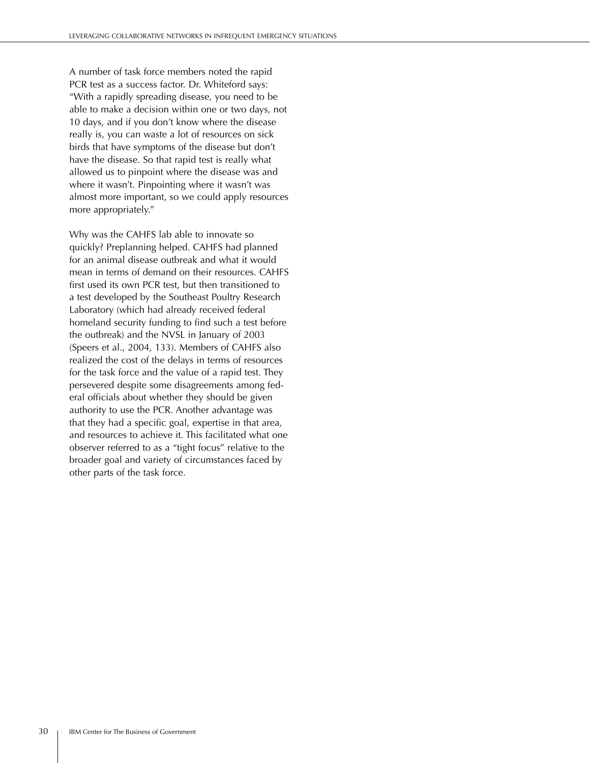A number of task force members noted the rapid PCR test as a success factor. Dr. Whiteford says: "With a rapidly spreading disease, you need to be able to make a decision within one or two days, not 10 days, and if you don't know where the disease really is, you can waste a lot of resources on sick birds that have symptoms of the disease but don't have the disease. So that rapid test is really what allowed us to pinpoint where the disease was and where it wasn't. Pinpointing where it wasn't was almost more important, so we could apply resources more appropriately."

Why was the CAHFS lab able to innovate so quickly? Preplanning helped. CAHFS had planned for an animal disease outbreak and what it would mean in terms of demand on their resources. CAHFS first used its own PCR test, but then transitioned to a test developed by the Southeast Poultry Research Laboratory (which had already received federal homeland security funding to find such a test before the outbreak) and the NVSL in January of 2003 (Speers et al., 2004, 133). Members of CAHFS also realized the cost of the delays in terms of resources for the task force and the value of a rapid test. They persevered despite some disagreements among federal officials about whether they should be given authority to use the PCR. Another advantage was that they had a specific goal, expertise in that area, and resources to achieve it. This facilitated what one observer referred to as a "tight focus" relative to the broader goal and variety of circumstances faced by other parts of the task force.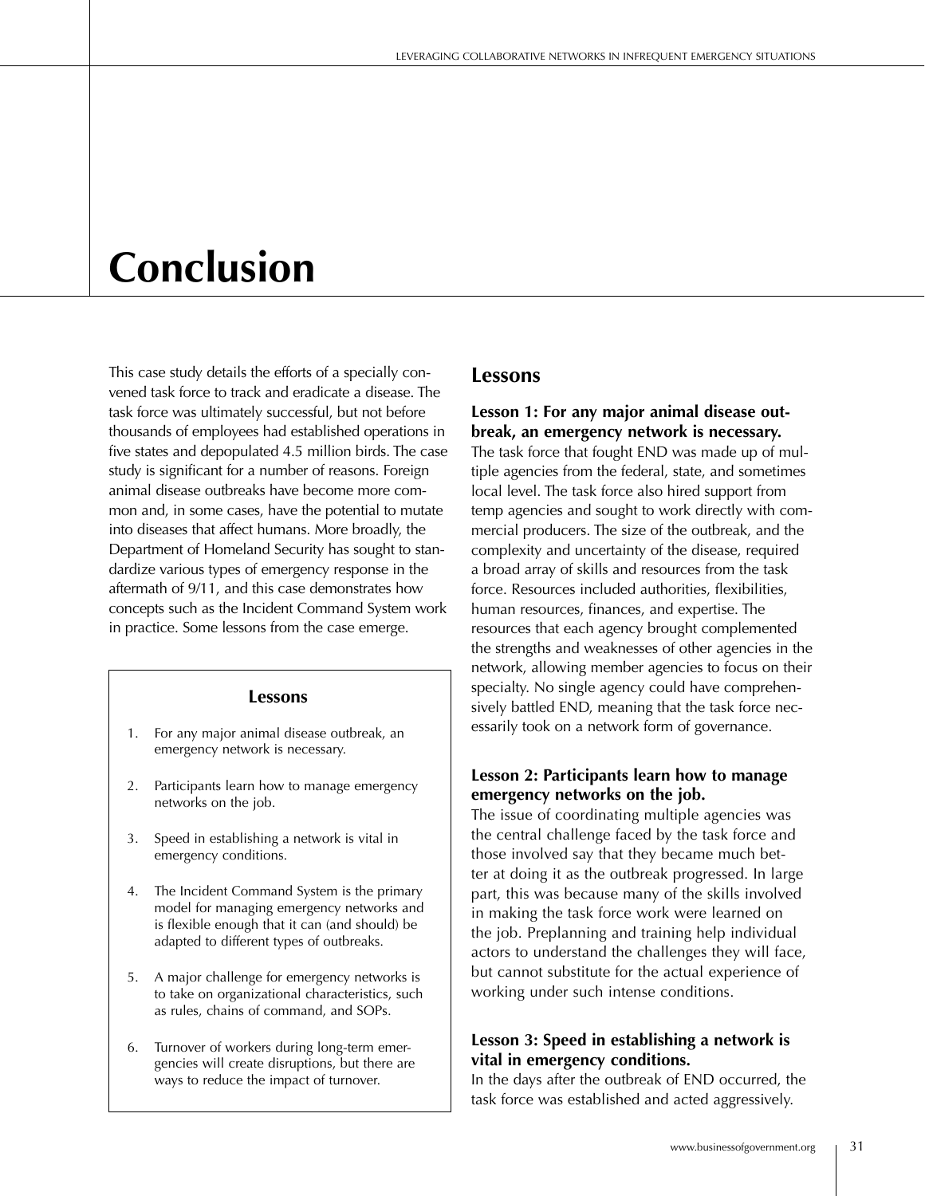# Conclusion

This case study details the efforts of a specially convened task force to track and eradicate a disease. The task force was ultimately successful, but not before thousands of employees had established operations in five states and depopulated 4.5 million birds. The case study is significant for a number of reasons. Foreign animal disease outbreaks have become more common and, in some cases, have the potential to mutate into diseases that affect humans. More broadly, the Department of Homeland Security has sought to standardize various types of emergency response in the aftermath of 9/11, and this case demonstrates how concepts such as the Incident Command System work in practice. Some lessons from the case emerge.

> **Lessons**
>
> 1. For any major animal disease outbreak, an emergency network is necessary.
> 2. Participants learn how to manage emergency networks on the job.
> 3. Speed in establishing a network is vital in emergency conditions.
> 4. The Incident Command System is the primary model for managing emergency networks and is flexible enough that it can (and should) be adapted to different types of outbreaks.
> 5. A major challenge for emergency networks is to take on organizational characteristics, such as rules, chains of command, and SOPs.
> 6. Turnover of workers during long-term emergencies will create disruptions, but there are ways to reduce the impact of turnover.

## Lessons

### Lesson 1: For any major animal disease outbreak, an emergency network is necessary.

The task force that fought END was made up of multiple agencies from the federal, state, and sometimes local level. The task force also hired support from temp agencies and sought to work directly with commercial producers. The size of the outbreak, and the complexity and uncertainty of the disease, required a broad array of skills and resources from the task force. Resources included authorities, flexibilities, human resources, finances, and expertise. The resources that each agency brought complemented the strengths and weaknesses of other agencies in the network, allowing member agencies to focus on their specialty. No single agency could have comprehensively battled END, meaning that the task force necessarily took on a network form of governance.

### Lesson 2: Participants learn how to manage emergency networks on the job.

The issue of coordinating multiple agencies was the central challenge faced by the task force and those involved say that they became much better at doing it as the outbreak progressed. In large part, this was because many of the skills involved in making the task force work were learned on the job. Preplanning and training help individual actors to understand the challenges they will face, but cannot substitute for the actual experience of working under such intense conditions.

### Lesson 3: Speed in establishing a network is vital in emergency conditions.

In the days after the outbreak of END occurred, the task force was established and acted aggressively.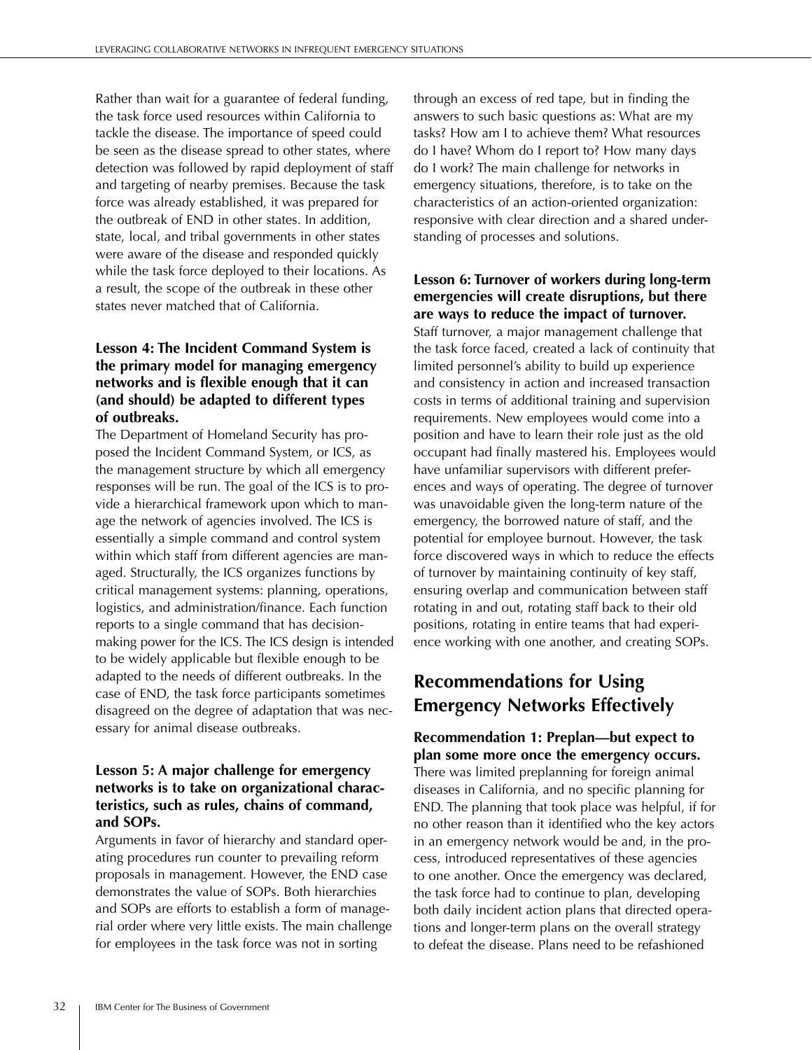Rather than wait for a guarantee of federal funding, the task force used resources within California to tackle the disease. The importance of speed could be seen as the disease spread to other states, where detection was followed by rapid deployment of staff and targeting of nearby premises. Because the task force was already established, it was prepared for the outbreak of END in other states. In addition, state, local, and tribal governments in other states were aware of the disease and responded quickly while the task force deployed to their locations. As a result, the scope of the outbreak in these other states never matched that of California.

### Lesson 4: The Incident Command System is the primary model for managing emergency networks and is flexible enough that it can (and should) be adapted to different types of outbreaks.

The Department of Homeland Security has proposed the Incident Command System, or ICS, as the management structure by which all emergency responses will be run. The goal of the ICS is to provide a hierarchical framework upon which to manage the network of agencies involved. The ICS is essentially a simple command and control system within which staff from different agencies are managed. Structurally, the ICS organizes functions by critical management systems: planning, operations, logistics, and administration/finance. Each function reports to a single command that has decision-making power for the ICS. The ICS design is intended to be widely applicable but flexible enough to be adapted to the needs of different outbreaks. In the case of END, the task force participants sometimes disagreed on the degree of adaptation that was necessary for animal disease outbreaks.

### Lesson 5: A major challenge for emergency networks is to take on organizational characteristics, such as rules, chains of command, and SOPs.

Arguments in favor of hierarchy and standard operating procedures run counter to prevailing reform proposals in management. However, the END case demonstrates the value of SOPs. Both hierarchies and SOPs are efforts to establish a form of managerial order where very little exists. The main challenge for employees in the task force was not in sorting through an excess of red tape, but in finding the answers to such basic questions as: What are my tasks? How am I to achieve them? What resources do I have? Whom do I report to? How many days do I work? The main challenge for networks in emergency situations, therefore, is to take on the characteristics of an action-oriented organization: responsive with clear direction and a shared understanding of processes and solutions.

### Lesson 6: Turnover of workers during long-term emergencies will create disruptions, but there are ways to reduce the impact of turnover.

Staff turnover, a major management challenge that the task force faced, created a lack of continuity that limited personnel's ability to build up experience and consistency in action and increased transaction costs in terms of additional training and supervision requirements. New employees would come into a position and have to learn their role just as the old occupant had finally mastered his. Employees would have unfamiliar supervisors with different preferences and ways of operating. The degree of turnover was unavoidable given the long-term nature of the emergency, the borrowed nature of staff, and the potential for employee burnout. However, the task force discovered ways in which to reduce the effects of turnover by maintaining continuity of key staff, ensuring overlap and communication between staff rotating in and out, rotating staff back to their old positions, rotating in entire teams that had experience working with one another, and creating SOPs.

## Recommendations for Using Emergency Networks Effectively

### Recommendation 1: Preplan—but expect to plan some more once the emergency occurs.

There was limited preplanning for foreign animal diseases in California, and no specific planning for END. The planning that took place was helpful, if for no other reason than it identified who the key actors in an emergency network would be and, in the process, introduced representatives of these agencies to one another. Once the emergency was declared, the task force had to continue to plan, developing both daily incident action plans that directed operations and longer-term plans on the overall strategy to defeat the disease. Plans need to be refashioned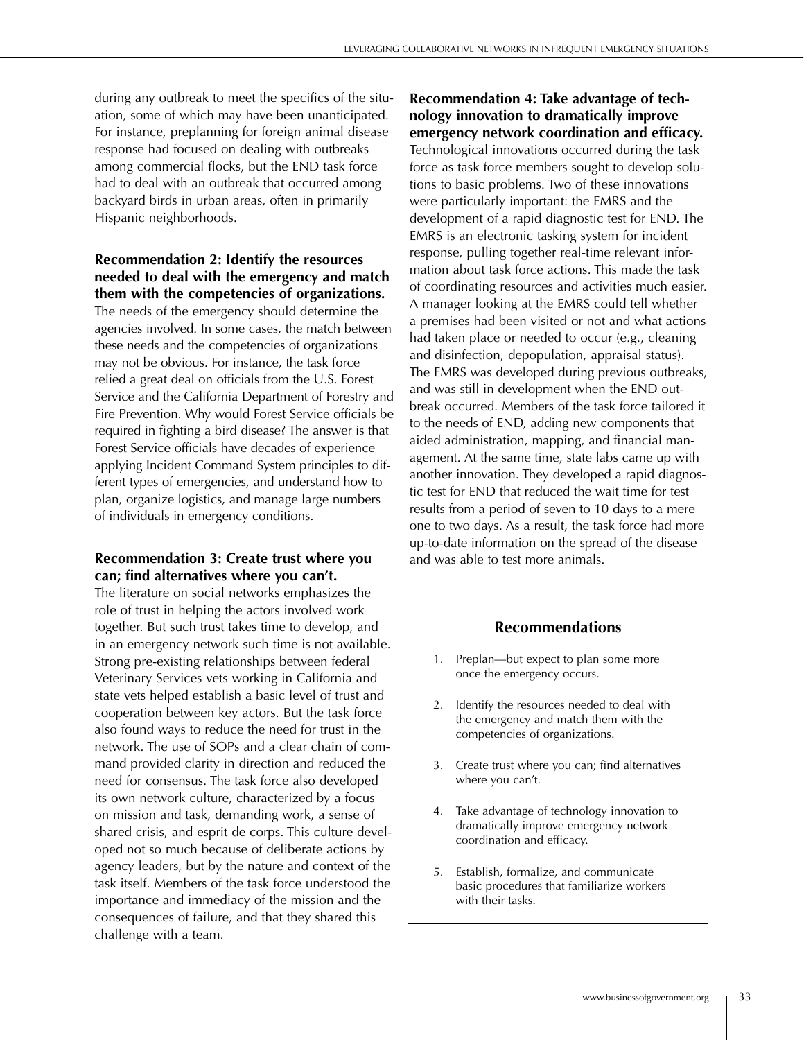during any outbreak to meet the specifics of the situation, some of which may have been unanticipated. For instance, preplanning for foreign animal disease response had focused on dealing with outbreaks among commercial flocks, but the END task force had to deal with an outbreak that occurred among backyard birds in urban areas, often in primarily Hispanic neighborhoods.

**Recommendation 2: Identify the resources needed to deal with the emergency and match them with the competencies of organizations.**
The needs of the emergency should determine the agencies involved. In some cases, the match between these needs and the competencies of organizations may not be obvious. For instance, the task force relied a great deal on officials from the U.S. Forest Service and the California Department of Forestry and Fire Prevention. Why would Forest Service officials be required in fighting a bird disease? The answer is that Forest Service officials have decades of experience applying Incident Command System principles to different types of emergencies, and understand how to plan, organize logistics, and manage large numbers of individuals in emergency conditions.

**Recommendation 3: Create trust where you can; find alternatives where you can't.**
The literature on social networks emphasizes the role of trust in helping the actors involved work together. But such trust takes time to develop, and in an emergency network such time is not available. Strong pre-existing relationships between federal Veterinary Services vets working in California and state vets helped establish a basic level of trust and cooperation between key actors. But the task force also found ways to reduce the need for trust in the network. The use of SOPs and a clear chain of command provided clarity in direction and reduced the need for consensus. The task force also developed its own network culture, characterized by a focus on mission and task, demanding work, a sense of shared crisis, and esprit de corps. This culture developed not so much because of deliberate actions by agency leaders, but by the nature and context of the task itself. Members of the task force understood the importance and immediacy of the mission and the consequences of failure, and that they shared this challenge with a team.

**Recommendation 4: Take advantage of technology innovation to dramatically improve emergency network coordination and efficacy.**
Technological innovations occurred during the task force as task force members sought to develop solutions to basic problems. Two of these innovations were particularly important: the EMRS and the development of a rapid diagnostic test for END. The EMRS is an electronic tasking system for incident response, pulling together real-time relevant information about task force actions. This made the task of coordinating resources and activities much easier. A manager looking at the EMRS could tell whether a premises had been visited or not and what actions had taken place or needed to occur (e.g., cleaning and disinfection, depopulation, appraisal status). The EMRS was developed during previous outbreaks, and was still in development when the END outbreak occurred. Members of the task force tailored it to the needs of END, adding new components that aided administration, mapping, and financial management. At the same time, state labs came up with another innovation. They developed a rapid diagnostic test for END that reduced the wait time for test results from a period of seven to 10 days to a mere one to two days. As a result, the task force had more up-to-date information on the spread of the disease and was able to test more animals.

### Recommendations

1. Preplan—but expect to plan some more once the emergency occurs.
2. Identify the resources needed to deal with the emergency and match them with the competencies of organizations.
3. Create trust where you can; find alternatives where you can't.
4. Take advantage of technology innovation to dramatically improve emergency network coordination and efficacy.
5. Establish, formalize, and communicate basic procedures that familiarize workers with their tasks.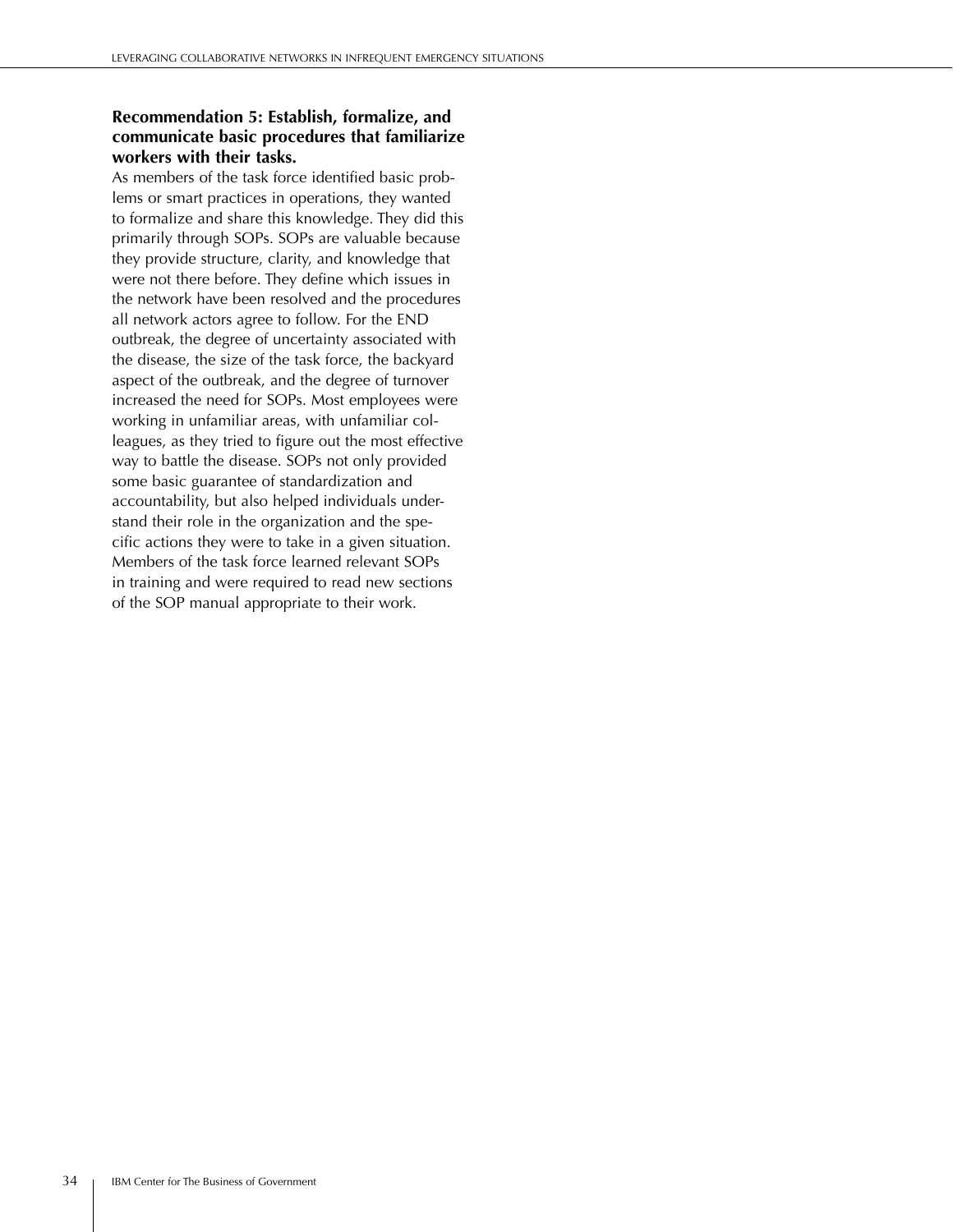**Recommendation 5: Establish, formalize, and communicate basic procedures that familiarize workers with their tasks.**

As members of the task force identified basic problems or smart practices in operations, they wanted to formalize and share this knowledge. They did this primarily through SOPs. SOPs are valuable because they provide structure, clarity, and knowledge that were not there before. They define which issues in the network have been resolved and the procedures all network actors agree to follow. For the END outbreak, the degree of uncertainty associated with the disease, the size of the task force, the backyard aspect of the outbreak, and the degree of turnover increased the need for SOPs. Most employees were working in unfamiliar areas, with unfamiliar colleagues, as they tried to figure out the most effective way to battle the disease. SOPs not only provided some basic guarantee of standardization and accountability, but also helped individuals understand their role in the organization and the specific actions they were to take in a given situation. Members of the task force learned relevant SOPs in training and were required to read new sections of the SOP manual appropriate to their work.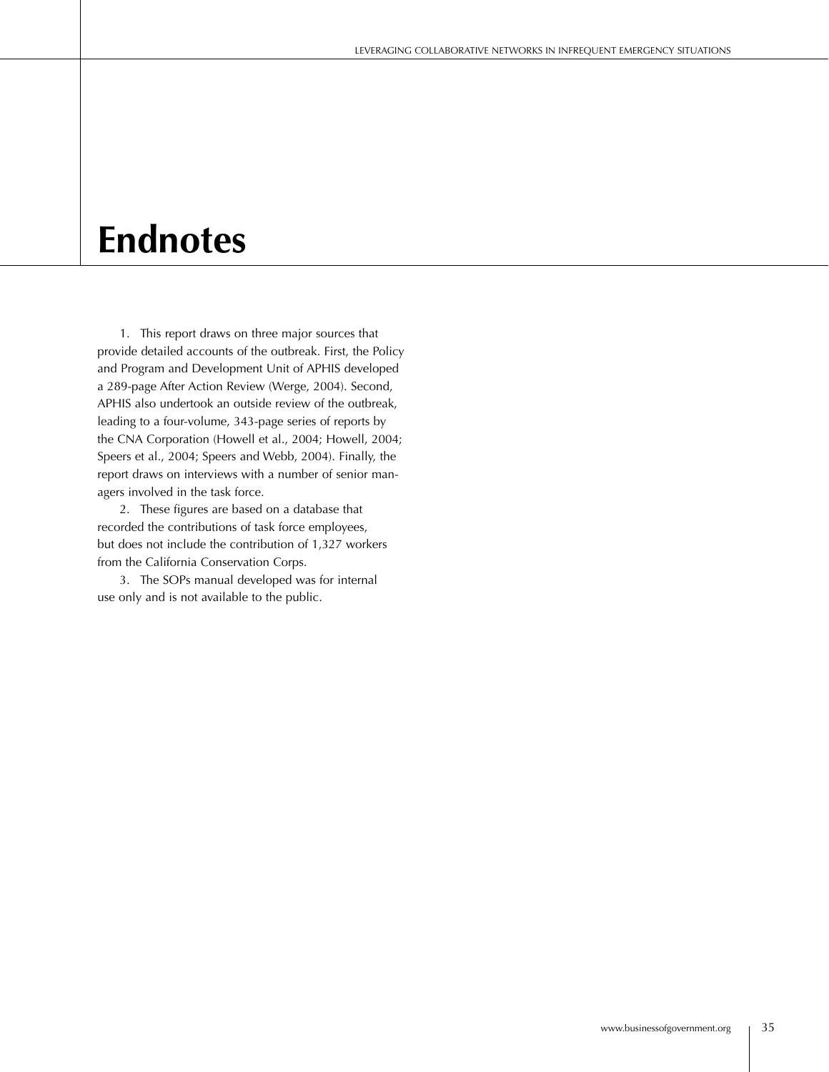# Endnotes

1. This report draws on three major sources that provide detailed accounts of the outbreak. First, the Policy and Program and Development Unit of APHIS developed a 289-page After Action Review (Werge, 2004). Second, APHIS also undertook an outside review of the outbreak, leading to a four-volume, 343-page series of reports by the CNA Corporation (Howell et al., 2004; Howell, 2004; Speers et al., 2004; Speers and Webb, 2004). Finally, the report draws on interviews with a number of senior managers involved in the task force.

2. These figures are based on a database that recorded the contributions of task force employees, but does not include the contribution of 1,327 workers from the California Conservation Corps.

3. The SOPs manual developed was for internal use only and is not available to the public.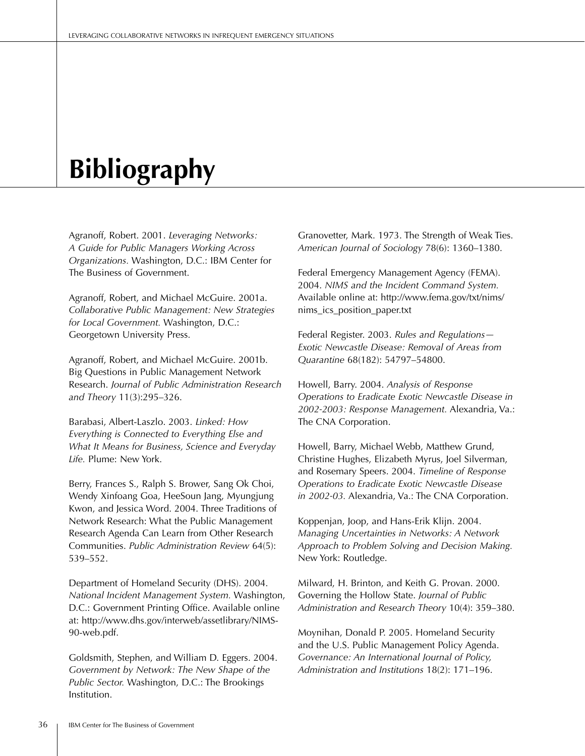# Bibliography

Agranoff, Robert. 2001. *Leveraging Networks: A Guide for Public Managers Working Across Organizations.* Washington, D.C.: IBM Center for The Business of Government.

Agranoff, Robert, and Michael McGuire. 2001a. *Collaborative Public Management: New Strategies for Local Government.* Washington, D.C.: Georgetown University Press.

Agranoff, Robert, and Michael McGuire. 2001b. Big Questions in Public Management Network Research. *Journal of Public Administration Research and Theory* 11(3):295–326.

Barabasi, Albert-Laszlo. 2003. *Linked: How Everything is Connected to Everything Else and What It Means for Business, Science and Everyday Life.* Plume: New York.

Berry, Frances S., Ralph S. Brower, Sang Ok Choi, Wendy Xinfoang Goa, HeeSoun Jang, Myungjung Kwon, and Jessica Word. 2004. Three Traditions of Network Research: What the Public Management Research Agenda Can Learn from Other Research Communities. *Public Administration Review* 64(5): 539–552.

Department of Homeland Security (DHS). 2004. *National Incident Management System.* Washington, D.C.: Government Printing Office. Available online at: http://www.dhs.gov/interweb/assetlibrary/NIMS-90-web.pdf.

Goldsmith, Stephen, and William D. Eggers. 2004. *Government by Network: The New Shape of the Public Sector.* Washington, D.C.: The Brookings Institution.

Granovetter, Mark. 1973. The Strength of Weak Ties. *American Journal of Sociology* 78(6): 1360–1380.

Federal Emergency Management Agency (FEMA). 2004. *NIMS and the Incident Command System.* Available online at: http://www.fema.gov/txt/nims/nims_ics_position_paper.txt

Federal Register. 2003. *Rules and Regulations—Exotic Newcastle Disease: Removal of Areas from Quarantine* 68(182): 54797–54800.

Howell, Barry. 2004. *Analysis of Response Operations to Eradicate Exotic Newcastle Disease in 2002-2003: Response Management.* Alexandria, Va.: The CNA Corporation.

Howell, Barry, Michael Webb, Matthew Grund, Christine Hughes, Elizabeth Myrus, Joel Silverman, and Rosemary Speers. 2004. *Timeline of Response Operations to Eradicate Exotic Newcastle Disease in 2002-03.* Alexandria, Va.: The CNA Corporation.

Koppenjan, Joop, and Hans-Erik Klijn. 2004. *Managing Uncertainties in Networks: A Network Approach to Problem Solving and Decision Making.* New York: Routledge.

Milward, H. Brinton, and Keith G. Provan. 2000. Governing the Hollow State. *Journal of Public Administration and Research Theory* 10(4): 359–380.

Moynihan, Donald P. 2005. Homeland Security and the U.S. Public Management Policy Agenda. *Governance: An International Journal of Policy, Administration and Institutions* 18(2): 171–196.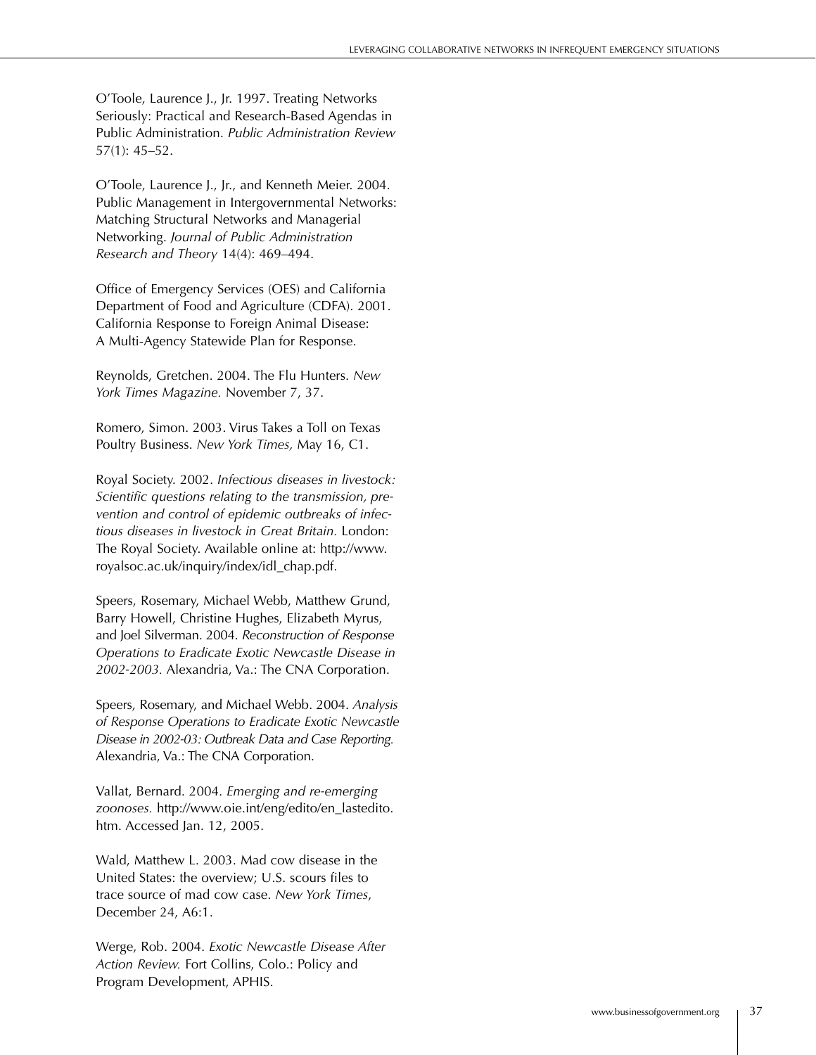O'Toole, Laurence J., Jr. 1997. Treating Networks Seriously: Practical and Research-Based Agendas in Public Administration. *Public Administration Review* 57(1): 45–52.

O'Toole, Laurence J., Jr., and Kenneth Meier. 2004. Public Management in Intergovernmental Networks: Matching Structural Networks and Managerial Networking. *Journal of Public Administration Research and Theory* 14(4): 469–494.

Office of Emergency Services (OES) and California Department of Food and Agriculture (CDFA). 2001. California Response to Foreign Animal Disease: A Multi-Agency Statewide Plan for Response.

Reynolds, Gretchen. 2004. The Flu Hunters. *New York Times Magazine.* November 7, 37.

Romero, Simon. 2003. Virus Takes a Toll on Texas Poultry Business. *New York Times,* May 16, C1.

Royal Society. 2002. *Infectious diseases in livestock: Scientific questions relating to the transmission, prevention and control of epidemic outbreaks of infectious diseases in livestock in Great Britain.* London: The Royal Society. Available online at: http://www.royalsoc.ac.uk/inquiry/index/idl_chap.pdf.

Speers, Rosemary, Michael Webb, Matthew Grund, Barry Howell, Christine Hughes, Elizabeth Myrus, and Joel Silverman. 2004. *Reconstruction of Response Operations to Eradicate Exotic Newcastle Disease in 2002-2003.* Alexandria, Va.: The CNA Corporation.

Speers, Rosemary, and Michael Webb. 2004. *Analysis of Response Operations to Eradicate Exotic Newcastle Disease in 2002-03: Outbreak Data and Case Reporting.* Alexandria, Va.: The CNA Corporation.

Vallat, Bernard. 2004. *Emerging and re-emerging zoonoses.* http://www.oie.int/eng/edito/en_lastedito.htm. Accessed Jan. 12, 2005.

Wald, Matthew L. 2003. Mad cow disease in the United States: the overview; U.S. scours files to trace source of mad cow case. *New York Times*, December 24, A6:1.

Werge, Rob. 2004. *Exotic Newcastle Disease After Action Review.* Fort Collins, Colo.: Policy and Program Development, APHIS.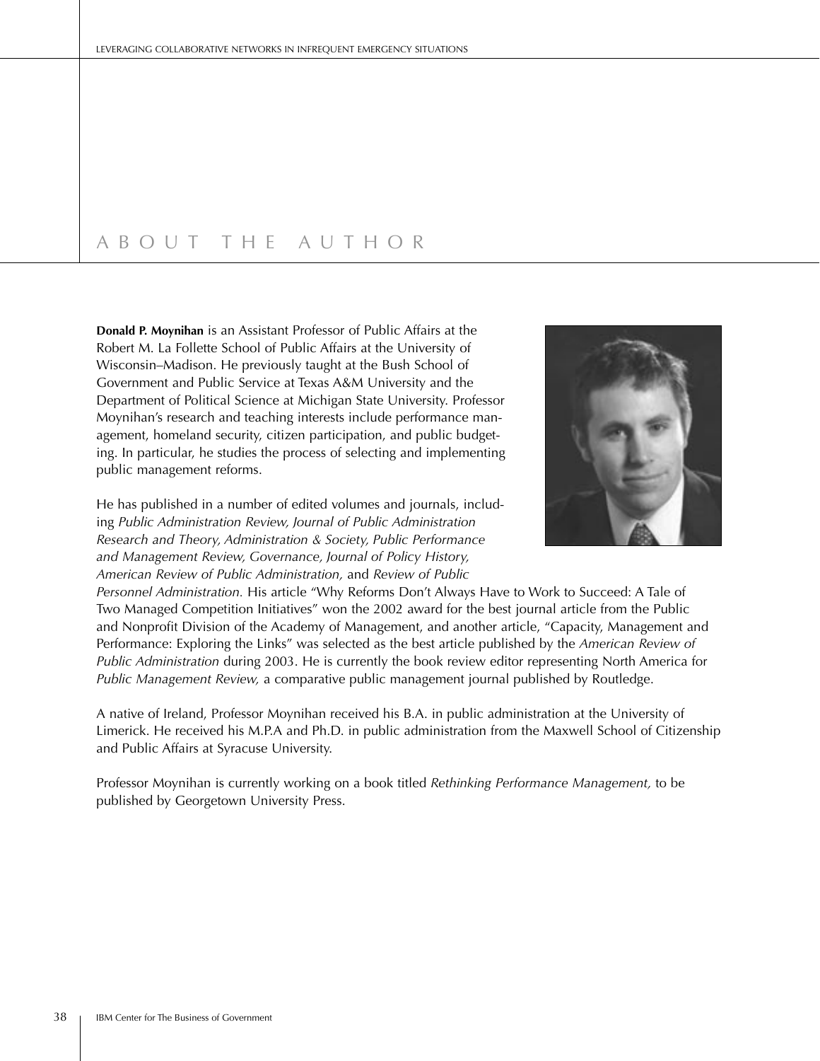# About the Author

**Donald P. Moynihan** is an Assistant Professor of Public Affairs at the Robert M. La Follette School of Public Affairs at the University of Wisconsin–Madison. He previously taught at the Bush School of Government and Public Service at Texas A&M University and the Department of Political Science at Michigan State University. Professor Moynihan's research and teaching interests include performance management, homeland security, citizen participation, and public budgeting. In particular, he studies the process of selecting and implementing public management reforms.

He has published in a number of edited volumes and journals, including *Public Administration Review, Journal of Public Administration Research and Theory, Administration & Society, Public Performance and Management Review, Governance, Journal of Policy History, American Review of Public Administration,* and *Review of Public Personnel Administration.* His article "Why Reforms Don't Always Have to Work to Succeed: A Tale of Two Managed Competition Initiatives" won the 2002 award for the best journal article from the Public and Nonprofit Division of the Academy of Management, and another article, "Capacity, Management and Performance: Exploring the Links" was selected as the best article published by the *American Review of Public Administration* during 2003. He is currently the book review editor representing North America for *Public Management Review,* a comparative public management journal published by Routledge.

A native of Ireland, Professor Moynihan received his B.A. in public administration at the University of Limerick. He received his M.P.A and Ph.D. in public administration from the Maxwell School of Citizenship and Public Affairs at Syracuse University.

Professor Moynihan is currently working on a book titled *Rethinking Performance Management,* to be published by Georgetown University Press.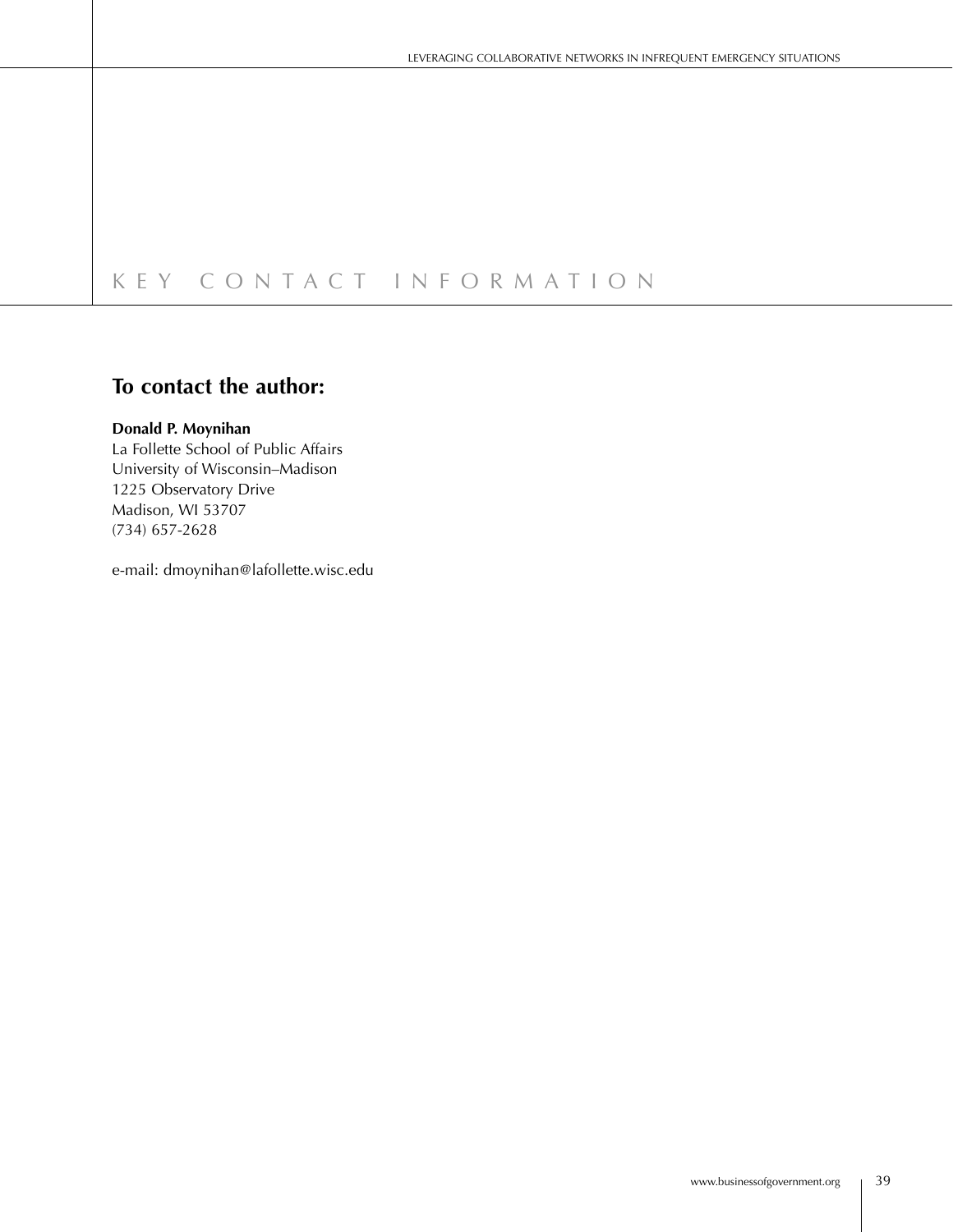# KEY CONTACT INFORMATION

## To contact the author:

**Donald P. Moynihan**
La Follette School of Public Affairs
University of Wisconsin–Madison
1225 Observatory Drive
Madison, WI 53707
(734) 657-2628

e-mail: dmoynihan@lafollette.wisc.edu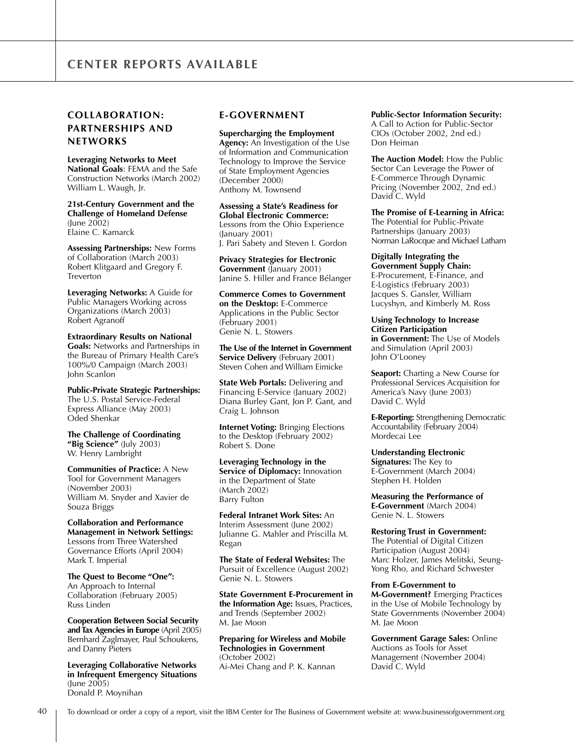# CENTER REPORTS AVAILABLE

## COLLABORATION: PARTNERSHIPS AND NETWORKS

**Leveraging Networks to Meet National Goals**: FEMA and the Safe Construction Networks (March 2002)
William L. Waugh, Jr.

**21st-Century Government and the Challenge of Homeland Defense** (June 2002)
Elaine C. Kamarck

**Assessing Partnerships:** New Forms of Collaboration (March 2003)
Robert Klitgaard and Gregory F. Treverton

**Leveraging Networks:** A Guide for Public Managers Working across Organizations (March 2003)
Robert Agranoff

**Extraordinary Results on National Goals:** Networks and Partnerships in the Bureau of Primary Health Care's 100%/0 Campaign (March 2003)
John Scanlon

**Public-Private Strategic Partnerships:** The U.S. Postal Service-Federal Express Alliance (May 2003)
Oded Shenkar

**The Challenge of Coordinating "Big Science"** (July 2003)
W. Henry Lambright

**Communities of Practice:** A New Tool for Government Managers (November 2003)
William M. Snyder and Xavier de Souza Briggs

**Collaboration and Performance Management in Network Settings:** Lessons from Three Watershed Governance Efforts (April 2004)
Mark T. Imperial

**The Quest to Become "One":** An Approach to Internal Collaboration (February 2005)
Russ Linden

**Cooperation Between Social Security and Tax Agencies in Europe** (April 2005)
Bernhard Zaglmayer, Paul Schoukens, and Danny Pieters

**Leveraging Collaborative Networks in Infrequent Emergency Situations** (June 2005)
Donald P. Moynihan

## E-GOVERNMENT

**Supercharging the Employment Agency:** An Investigation of the Use of Information and Communication Technology to Improve the Service of State Employment Agencies (December 2000)
Anthony M. Townsend

**Assessing a State's Readiness for Global Electronic Commerce:** Lessons from the Ohio Experience (January 2001)
J. Pari Sabety and Steven I. Gordon

**Privacy Strategies for Electronic Government** (January 2001)
Janine S. Hiller and France Bélanger

**Commerce Comes to Government on the Desktop:** E-Commerce Applications in the Public Sector (February 2001)
Genie N. L. Stowers

**The Use of the Internet in Government Service Delivery** (February 2001)
Steven Cohen and William Eimicke

**State Web Portals:** Delivering and Financing E-Service (January 2002)
Diana Burley Gant, Jon P. Gant, and Craig L. Johnson

**Internet Voting:** Bringing Elections to the Desktop (February 2002)
Robert S. Done

**Leveraging Technology in the Service of Diplomacy:** Innovation in the Department of State (March 2002)
Barry Fulton

**Federal Intranet Work Sites:** An Interim Assessment (June 2002)
Julianne G. Mahler and Priscilla M. Regan

**The State of Federal Websites:** The Pursuit of Excellence (August 2002)
Genie N. L. Stowers

**State Government E-Procurement in the Information Age:** Issues, Practices, and Trends (September 2002)
M. Jae Moon

**Preparing for Wireless and Mobile Technologies in Government** (October 2002)
Ai-Mei Chang and P. K. Kannan

**Public-Sector Information Security:** A Call to Action for Public-Sector CIOs (October 2002, 2nd ed.)
Don Heiman

**The Auction Model:** How the Public Sector Can Leverage the Power of E-Commerce Through Dynamic Pricing (November 2002, 2nd ed.)
David C. Wyld

**The Promise of E-Learning in Africa:** The Potential for Public-Private Partnerships (January 2003)
Norman LaRocque and Michael Latham

**Digitally Integrating the Government Supply Chain:** E-Procurement, E-Finance, and E-Logistics (February 2003)
Jacques S. Gansler, William Lucyshyn, and Kimberly M. Ross

**Using Technology to Increase Citizen Participation in Government:** The Use of Models and Simulation (April 2003)
John O'Looney

**Seaport:** Charting a New Course for Professional Services Acquisition for America's Navy (June 2003)
David C. Wyld

**E-Reporting:** Strengthening Democratic Accountability (February 2004)
Mordecai Lee

**Understanding Electronic Signatures:** The Key to E-Government (March 2004)
Stephen H. Holden

**Measuring the Performance of E-Government** (March 2004)
Genie N. L. Stowers

**Restoring Trust in Government:** The Potential of Digital Citizen Participation (August 2004)
Marc Holzer, James Melitski, Seung-Yong Rho, and Richard Schwester

**From E-Government to M-Government?** Emerging Practices in the Use of Mobile Technology by State Governments (November 2004)
M. Jae Moon

**Government Garage Sales:** Online Auctions as Tools for Asset Management (November 2004)
David C. Wyld

To download or order a copy of a report, visit the IBM Center for The Business of Government website at: www.businessofgovernment.org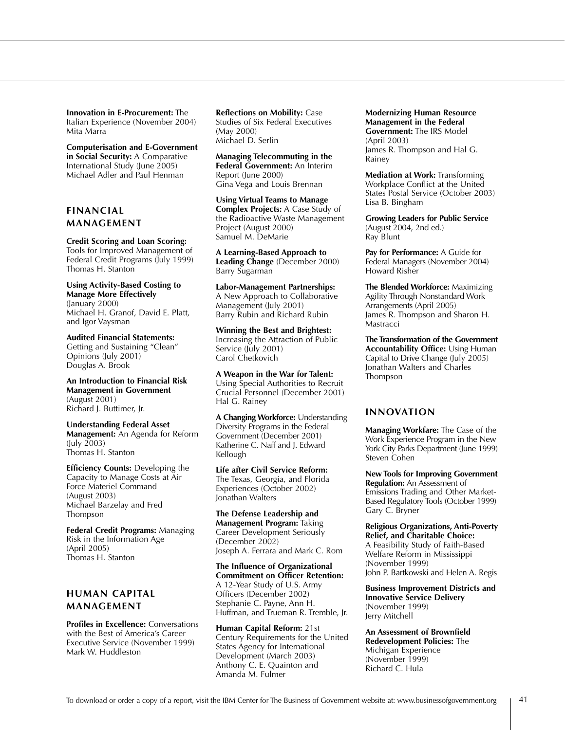**Innovation in E-Procurement:** The Italian Experience (November 2004)
Mita Marra

**Computerisation and E-Government in Social Security:** A Comparative International Study (June 2005)
Michael Adler and Paul Henman

## FINANCIAL MANAGEMENT

**Credit Scoring and Loan Scoring:** Tools for Improved Management of Federal Credit Programs (July 1999)
Thomas H. Stanton

**Using Activity-Based Costing to Manage More Effectively** (January 2000)
Michael H. Granof, David E. Platt, and Igor Vaysman

**Audited Financial Statements:** Getting and Sustaining "Clean" Opinions (July 2001)
Douglas A. Brook

**An Introduction to Financial Risk Management in Government** (August 2001)
Richard J. Buttimer, Jr.

**Understanding Federal Asset Management:** An Agenda for Reform (July 2003)
Thomas H. Stanton

**Efficiency Counts:** Developing the Capacity to Manage Costs at Air Force Materiel Command (August 2003)
Michael Barzelay and Fred Thompson

**Federal Credit Programs:** Managing Risk in the Information Age (April 2005)
Thomas H. Stanton

## HUMAN CAPITAL MANAGEMENT

**Profiles in Excellence:** Conversations with the Best of America's Career Executive Service (November 1999)
Mark W. Huddleston

**Reflections on Mobility:** Case Studies of Six Federal Executives (May 2000)
Michael D. Serlin

**Managing Telecommuting in the Federal Government:** An Interim Report (June 2000)
Gina Vega and Louis Brennan

**Using Virtual Teams to Manage Complex Projects:** A Case Study of the Radioactive Waste Management Project (August 2000)
Samuel M. DeMarie

**A Learning-Based Approach to Leading Change** (December 2000)
Barry Sugarman

**Labor-Management Partnerships:** A New Approach to Collaborative Management (July 2001)
Barry Rubin and Richard Rubin

**Winning the Best and Brightest:** Increasing the Attraction of Public Service (July 2001)
Carol Chetkovich

**A Weapon in the War for Talent:** Using Special Authorities to Recruit Crucial Personnel (December 2001)
Hal G. Rainey

**A Changing Workforce:** Understanding Diversity Programs in the Federal Government (December 2001)
Katherine C. Naff and J. Edward Kellough

**Life after Civil Service Reform:** The Texas, Georgia, and Florida Experiences (October 2002)
Jonathan Walters

**The Defense Leadership and Management Program:** Taking Career Development Seriously (December 2002)
Joseph A. Ferrara and Mark C. Rom

**The Influence of Organizational Commitment on Officer Retention:** A 12-Year Study of U.S. Army Officers (December 2002)
Stephanie C. Payne, Ann H. Huffman, and Trueman R. Tremble, Jr.

**Human Capital Reform:** 21st Century Requirements for the United States Agency for International Development (March 2003)
Anthony C. E. Quainton and Amanda M. Fulmer

**Modernizing Human Resource Management in the Federal Government:** The IRS Model (April 2003)
James R. Thompson and Hal G. Rainey

**Mediation at Work:** Transforming Workplace Conflict at the United States Postal Service (October 2003)
Lisa B. Bingham

**Growing Leaders for Public Service** (August 2004, 2nd ed.)
Ray Blunt

**Pay for Performance:** A Guide for Federal Managers (November 2004)
Howard Risher

**The Blended Workforce:** Maximizing Agility Through Nonstandard Work Arrangements (April 2005)
James R. Thompson and Sharon H. Mastracci

**The Transformation of the Government Accountability Office:** Using Human Capital to Drive Change (July 2005)
Jonathan Walters and Charles Thompson

## INNOVATION

**Managing Workfare:** The Case of the Work Experience Program in the New York City Parks Department (June 1999)
Steven Cohen

**New Tools for Improving Government Regulation:** An Assessment of Emissions Trading and Other Market-Based Regulatory Tools (October 1999)
Gary C. Bryner

**Religious Organizations, Anti-Poverty Relief, and Charitable Choice:** A Feasibility Study of Faith-Based Welfare Reform in Mississippi (November 1999)
John P. Bartkowski and Helen A. Regis

**Business Improvement Districts and Innovative Service Delivery** (November 1999)
Jerry Mitchell

**An Assessment of Brownfield Redevelopment Policies:** The Michigan Experience (November 1999)
Richard C. Hula

To download or order a copy of a report, visit the IBM Center for The Business of Government website at: www.businessofgovernment.org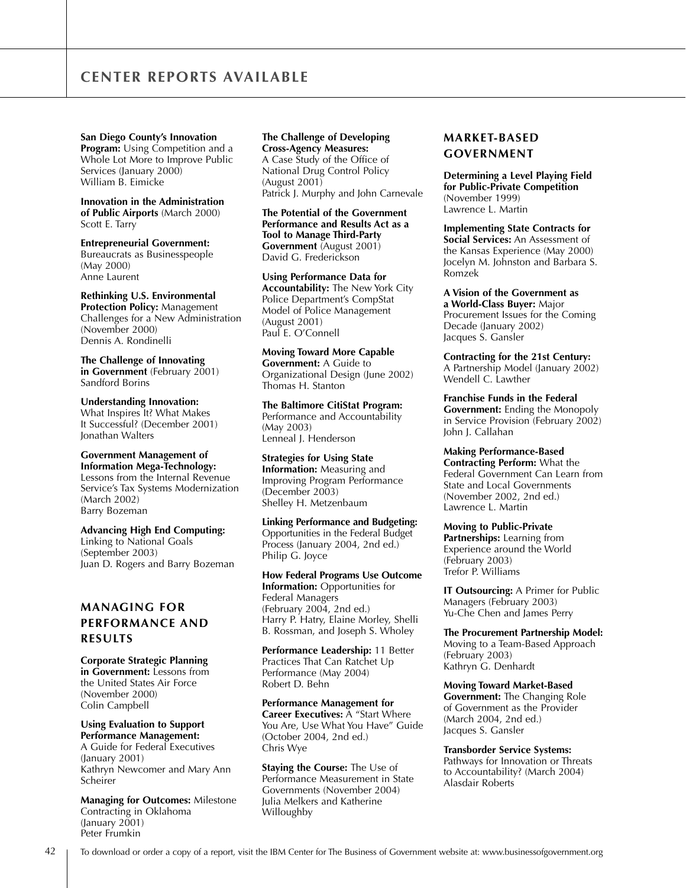# CENTER REPORTS AVAILABLE

**San Diego County's Innovation Program:** Using Competition and a Whole Lot More to Improve Public Services (January 2000)
William B. Eimicke

**Innovation in the Administration of Public Airports** (March 2000)
Scott E. Tarry

**Entrepreneurial Government:** Bureaucrats as Businesspeople (May 2000)
Anne Laurent

**Rethinking U.S. Environmental Protection Policy:** Management Challenges for a New Administration (November 2000)
Dennis A. Rondinelli

**The Challenge of Innovating in Government** (February 2001)
Sandford Borins

**Understanding Innovation:** What Inspires It? What Makes It Successful? (December 2001)
Jonathan Walters

**Government Management of Information Mega-Technology:** Lessons from the Internal Revenue Service's Tax Systems Modernization (March 2002)
Barry Bozeman

**Advancing High End Computing:** Linking to National Goals (September 2003)
Juan D. Rogers and Barry Bozeman

## MANAGING FOR PERFORMANCE AND RESULTS

**Corporate Strategic Planning in Government:** Lessons from the United States Air Force (November 2000)
Colin Campbell

**Using Evaluation to Support Performance Management:** A Guide for Federal Executives (January 2001)
Kathryn Newcomer and Mary Ann Scheirer

**Managing for Outcomes:** Milestone Contracting in Oklahoma (January 2001)
Peter Frumkin

**The Challenge of Developing Cross-Agency Measures:** A Case Study of the Office of National Drug Control Policy (August 2001)
Patrick J. Murphy and John Carnevale

**The Potential of the Government Performance and Results Act as a Tool to Manage Third-Party Government** (August 2001)
David G. Frederickson

**Using Performance Data for Accountability:** The New York City Police Department's CompStat Model of Police Management (August 2001)
Paul E. O'Connell

**Moving Toward More Capable Government:** A Guide to Organizational Design (June 2002)
Thomas H. Stanton

**The Baltimore CitiStat Program:** Performance and Accountability (May 2003)
Lenneal J. Henderson

**Strategies for Using State Information:** Measuring and Improving Program Performance (December 2003)
Shelley H. Metzenbaum

**Linking Performance and Budgeting:** Opportunities in the Federal Budget Process (January 2004, 2nd ed.)
Philip G. Joyce

**How Federal Programs Use Outcome Information:** Opportunities for Federal Managers (February 2004, 2nd ed.)
Harry P. Hatry, Elaine Morley, Shelli B. Rossman, and Joseph S. Wholey

**Performance Leadership:** 11 Better Practices That Can Ratchet Up Performance (May 2004)
Robert D. Behn

**Performance Management for Career Executives:** A "Start Where You Are, Use What You Have" Guide (October 2004, 2nd ed.)
Chris Wye

**Staying the Course:** The Use of Performance Measurement in State Governments (November 2004)
Julia Melkers and Katherine Willoughby

## MARKET-BASED GOVERNMENT

**Determining a Level Playing Field for Public-Private Competition** (November 1999)
Lawrence L. Martin

**Implementing State Contracts for Social Services:** An Assessment of the Kansas Experience (May 2000)
Jocelyn M. Johnston and Barbara S. Romzek

**A Vision of the Government as a World-Class Buyer:** Major Procurement Issues for the Coming Decade (January 2002)
Jacques S. Gansler

**Contracting for the 21st Century:** A Partnership Model (January 2002)
Wendell C. Lawther

**Franchise Funds in the Federal Government:** Ending the Monopoly in Service Provision (February 2002)
John J. Callahan

**Making Performance-Based Contracting Perform:** What the Federal Government Can Learn from State and Local Governments (November 2002, 2nd ed.)
Lawrence L. Martin

**Moving to Public-Private Partnerships:** Learning from Experience around the World (February 2003)
Trefor P. Williams

**IT Outsourcing:** A Primer for Public Managers (February 2003)
Yu-Che Chen and James Perry

**The Procurement Partnership Model:** Moving to a Team-Based Approach (February 2003)
Kathryn G. Denhardt

**Moving Toward Market-Based Government:** The Changing Role of Government as the Provider (March 2004, 2nd ed.)
Jacques S. Gansler

**Transborder Service Systems:** Pathways for Innovation or Threats to Accountability? (March 2004)
Alasdair Roberts

To download or order a copy of a report, visit the IBM Center for The Business of Government website at: www.businessofgovernment.org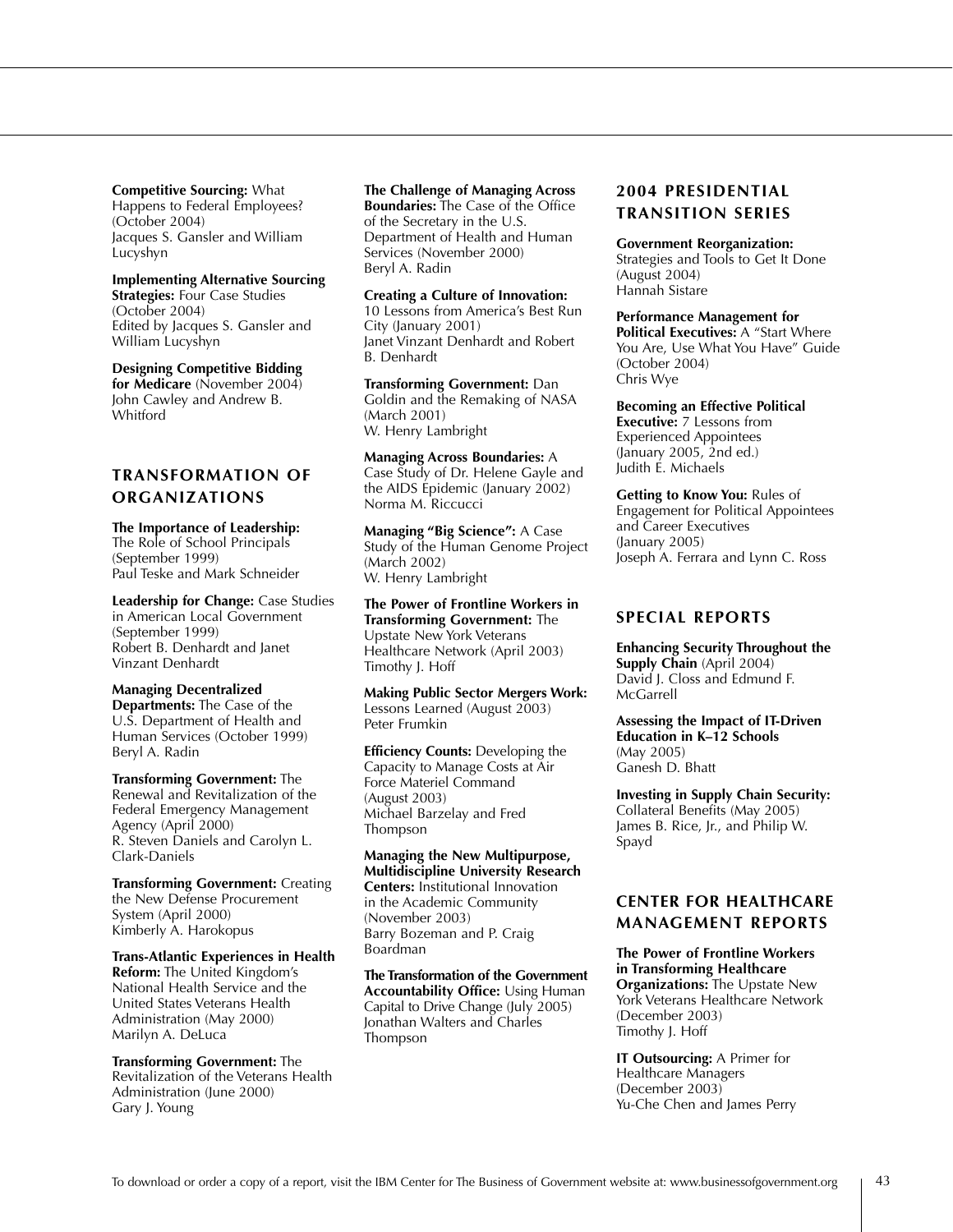**Competitive Sourcing:** What Happens to Federal Employees? (October 2004)
Jacques S. Gansler and William Lucyshyn

**Implementing Alternative Sourcing Strategies:** Four Case Studies (October 2004)
Edited by Jacques S. Gansler and William Lucyshyn

**Designing Competitive Bidding for Medicare** (November 2004)
John Cawley and Andrew B. Whitford

## TRANSFORMATION OF ORGANIZATIONS

**The Importance of Leadership:** The Role of School Principals (September 1999)
Paul Teske and Mark Schneider

**Leadership for Change:** Case Studies in American Local Government (September 1999)
Robert B. Denhardt and Janet Vinzant Denhardt

**Managing Decentralized Departments:** The Case of the U.S. Department of Health and Human Services (October 1999)
Beryl A. Radin

**Transforming Government:** The Renewal and Revitalization of the Federal Emergency Management Agency (April 2000)
R. Steven Daniels and Carolyn L. Clark-Daniels

**Transforming Government:** Creating the New Defense Procurement System (April 2000)
Kimberly A. Harokopus

**Trans-Atlantic Experiences in Health Reform:** The United Kingdom's National Health Service and the United States Veterans Health Administration (May 2000)
Marilyn A. DeLuca

**Transforming Government:** The Revitalization of the Veterans Health Administration (June 2000)
Gary J. Young

**The Challenge of Managing Across Boundaries:** The Case of the Office of the Secretary in the U.S. Department of Health and Human Services (November 2000)
Beryl A. Radin

**Creating a Culture of Innovation:** 10 Lessons from America's Best Run City (January 2001)
Janet Vinzant Denhardt and Robert B. Denhardt

**Transforming Government:** Dan Goldin and the Remaking of NASA (March 2001)
W. Henry Lambright

**Managing Across Boundaries:** A Case Study of Dr. Helene Gayle and the AIDS Epidemic (January 2002)
Norma M. Riccucci

**Managing "Big Science":** A Case Study of the Human Genome Project (March 2002)
W. Henry Lambright

**The Power of Frontline Workers in Transforming Government:** The Upstate New York Veterans Healthcare Network (April 2003)
Timothy J. Hoff

**Making Public Sector Mergers Work:** Lessons Learned (August 2003)
Peter Frumkin

**Efficiency Counts:** Developing the Capacity to Manage Costs at Air Force Materiel Command (August 2003)
Michael Barzelay and Fred Thompson

**Managing the New Multipurpose, Multidiscipline University Research Centers:** Institutional Innovation in the Academic Community (November 2003)
Barry Bozeman and P. Craig Boardman

**The Transformation of the Government Accountability Office:** Using Human Capital to Drive Change (July 2005)
Jonathan Walters and Charles Thompson

## 2004 PRESIDENTIAL TRANSITION SERIES

**Government Reorganization:** Strategies and Tools to Get It Done (August 2004)
Hannah Sistare

**Performance Management for Political Executives:** A "Start Where You Are, Use What You Have" Guide (October 2004)
Chris Wye

**Becoming an Effective Political Executive:** 7 Lessons from Experienced Appointees (January 2005, 2nd ed.)
Judith E. Michaels

**Getting to Know You:** Rules of Engagement for Political Appointees and Career Executives (January 2005)
Joseph A. Ferrara and Lynn C. Ross

## SPECIAL REPORTS

**Enhancing Security Throughout the Supply Chain** (April 2004)
David J. Closs and Edmund F. McGarrell

**Assessing the Impact of IT-Driven Education in K–12 Schools** (May 2005)
Ganesh D. Bhatt

**Investing in Supply Chain Security:** Collateral Benefits (May 2005)
James B. Rice, Jr., and Philip W. Spayd

## CENTER FOR HEALTHCARE MANAGEMENT REPORTS

**The Power of Frontline Workers in Transforming Healthcare Organizations:** The Upstate New York Veterans Healthcare Network (December 2003)
Timothy J. Hoff

**IT Outsourcing:** A Primer for Healthcare Managers (December 2003)
Yu-Che Chen and James Perry

To download or order a copy of a report, visit the IBM Center for The Business of Government website at: www.businessofgovernment.org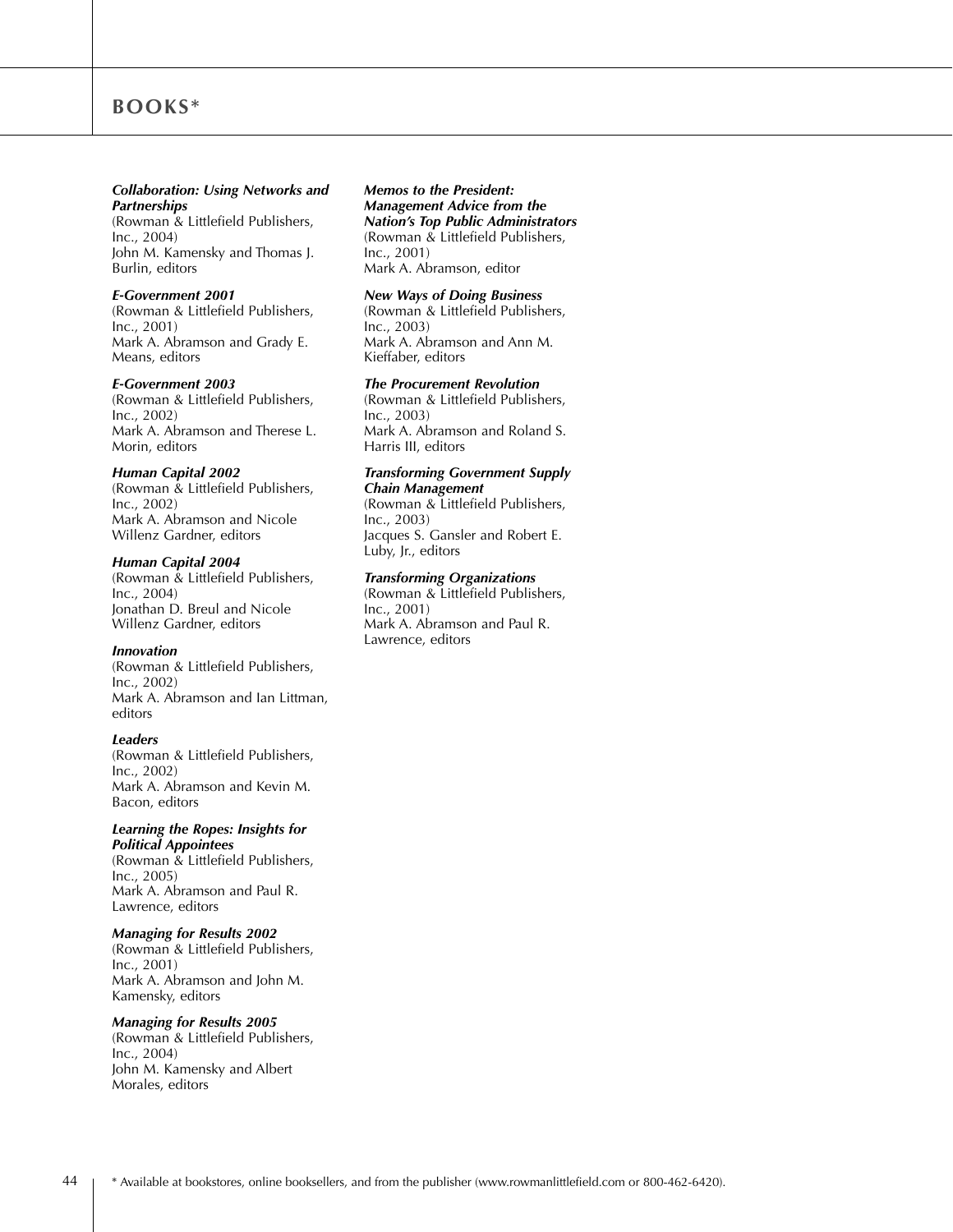## BOOKS*

***Collaboration: Using Networks and Partnerships***
(Rowman & Littlefield Publishers, Inc., 2004)
John M. Kamensky and Thomas J. Burlin, editors

***E-Government 2001***
(Rowman & Littlefield Publishers, Inc., 2001)
Mark A. Abramson and Grady E. Means, editors

***E-Government 2003***
(Rowman & Littlefield Publishers, Inc., 2002)
Mark A. Abramson and Therese L. Morin, editors

***Human Capital 2002***
(Rowman & Littlefield Publishers, Inc., 2002)
Mark A. Abramson and Nicole Willenz Gardner, editors

***Human Capital 2004***
(Rowman & Littlefield Publishers, Inc., 2004)
Jonathan D. Breul and Nicole Willenz Gardner, editors

***Innovation***
(Rowman & Littlefield Publishers, Inc., 2002)
Mark A. Abramson and Ian Littman, editors

***Leaders***
(Rowman & Littlefield Publishers, Inc., 2002)
Mark A. Abramson and Kevin M. Bacon, editors

***Learning the Ropes: Insights for Political Appointees***
(Rowman & Littlefield Publishers, Inc., 2005)
Mark A. Abramson and Paul R. Lawrence, editors

***Managing for Results 2002***
(Rowman & Littlefield Publishers, Inc., 2001)
Mark A. Abramson and John M. Kamensky, editors

***Managing for Results 2005***
(Rowman & Littlefield Publishers, Inc., 2004)
John M. Kamensky and Albert Morales, editors

***Memos to the President: Management Advice from the Nation's Top Public Administrators***
(Rowman & Littlefield Publishers, Inc., 2001)
Mark A. Abramson, editor

***New Ways of Doing Business***
(Rowman & Littlefield Publishers, Inc., 2003)
Mark A. Abramson and Ann M. Kieffaber, editors

***The Procurement Revolution***
(Rowman & Littlefield Publishers, Inc., 2003)
Mark A. Abramson and Roland S. Harris III, editors

***Transforming Government Supply Chain Management***
(Rowman & Littlefield Publishers, Inc., 2003)
Jacques S. Gansler and Robert E. Luby, Jr., editors

***Transforming Organizations***
(Rowman & Littlefield Publishers, Inc., 2001)
Mark A. Abramson and Paul R. Lawrence, editors

* Available at bookstores, online booksellers, and from the publisher (www.rowmanlittlefield.com or 800-462-6420).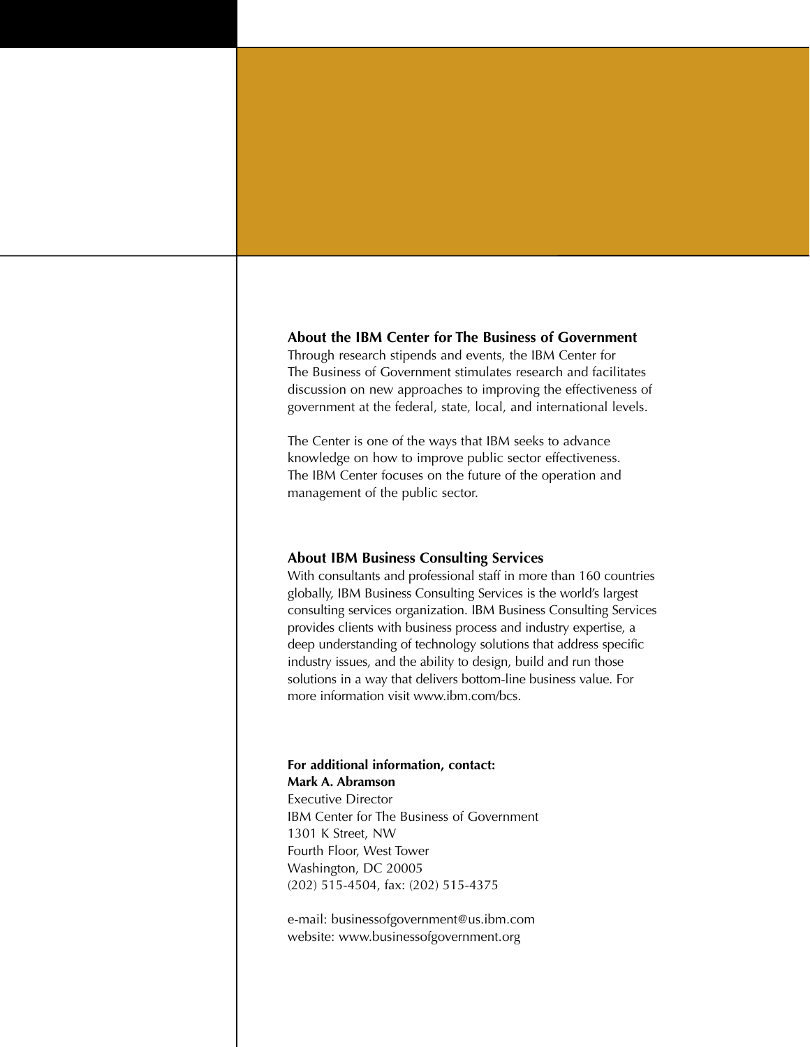## About the IBM Center for The Business of Government

Through research stipends and events, the IBM Center for The Business of Government stimulates research and facilitates discussion on new approaches to improving the effectiveness of government at the federal, state, local, and international levels.

The Center is one of the ways that IBM seeks to advance knowledge on how to improve public sector effectiveness. The IBM Center focuses on the future of the operation and management of the public sector.

## About IBM Business Consulting Services

With consultants and professional staff in more than 160 countries globally, IBM Business Consulting Services is the world's largest consulting services organization. IBM Business Consulting Services provides clients with business process and industry expertise, a deep understanding of technology solutions that address specific industry issues, and the ability to design, build and run those solutions in a way that delivers bottom-line business value. For more information visit www.ibm.com/bcs.

**For additional information, contact:**
**Mark A. Abramson**
Executive Director
IBM Center for The Business of Government
1301 K Street, NW
Fourth Floor, West Tower
Washington, DC 20005
(202) 515-4504, fax: (202) 515-4375

e-mail: businessofgovernment@us.ibm.com
website: www.businessofgovernment.org